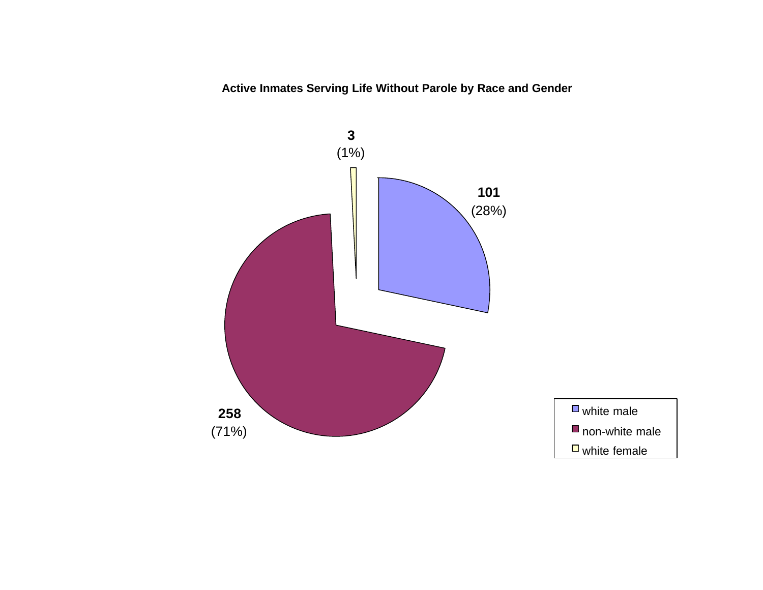**Active Inmates Serving Life Without Parole by Race and Gender**

| Category | Count | Percent |
| --- | --- | --- |
| white male | 101 | (28%) |
| non-white male | 258 | (71%) |
| white female | 3 | (1%) |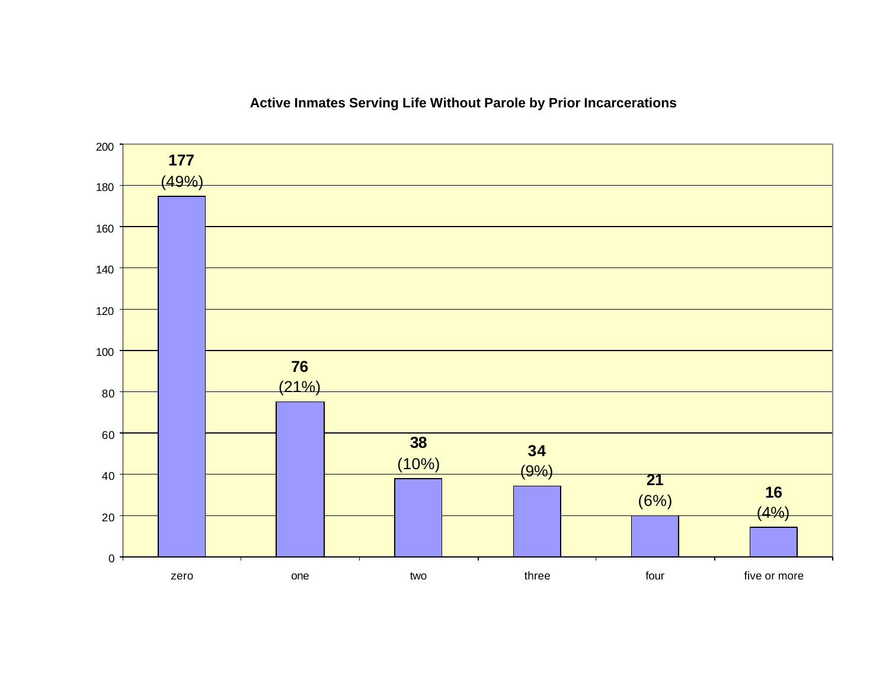**Active Inmates Serving Life Without Parole by Prior Incarcerations**

| Prior Incarcerations | Count | Percent |
|---|---|---|
| zero | 177 | (49%) |
| one | 76 | (21%) |
| two | 38 | (10%) |
| three | 34 | (9%) |
| four | 21 | (6%) |
| five or more | 16 | (4%) |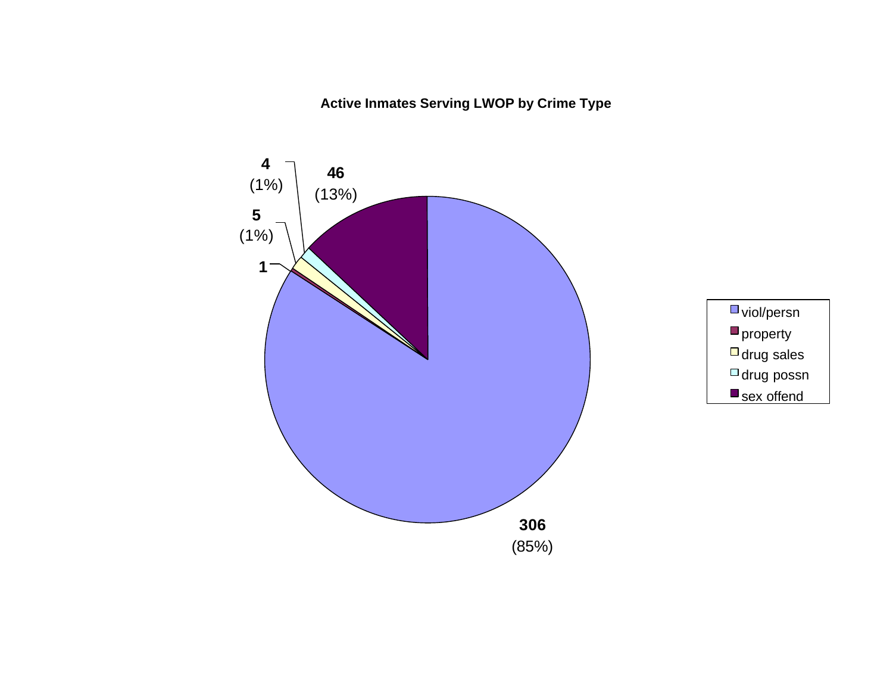**Active Inmates Serving LWOP by Crime Type**

| Crime Type | Count | Percent |
| --- | --- | --- |
| viol/persn | 306 | (85%) |
| property | 1 | |
| drug sales | 5 | (1%) |
| drug possn | 4 | (1%) |
| sex offend | 46 | (13%) |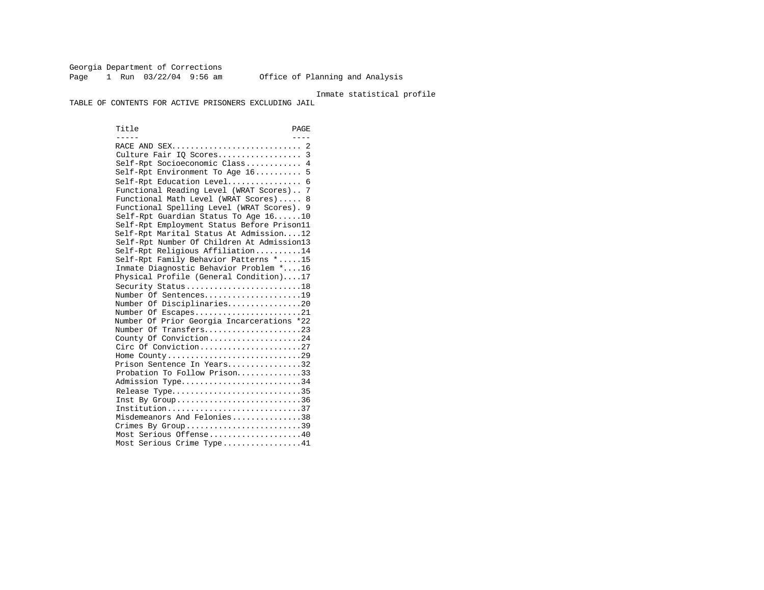Georgia Department of Corrections
Page 1 Run 03/22/04 9:56 am Office of Planning and Analysis

Inmate statistical profile

TABLE OF CONTENTS FOR ACTIVE PRISONERS EXCLUDING JAIL

| Title | PAGE |
| --- | --- |
| RACE AND SEX | 2 |
| Culture Fair IQ Scores | 3 |
| Self-Rpt Socioeconomic Class | 4 |
| Self-Rpt Environment To Age 16 | 5 |
| Self-Rpt Education Level | 6 |
| Functional Reading Level (WRAT Scores) | 7 |
| Functional Math Level (WRAT Scores) | 8 |
| Functional Spelling Level (WRAT Scores) | 9 |
| Self-Rpt Guardian Status To Age 16 | 10 |
| Self-Rpt Employment Status Before Prison | 11 |
| Self-Rpt Marital Status At Admission | 12 |
| Self-Rpt Number Of Children At Admission | 13 |
| Self-Rpt Religious Affiliation | 14 |
| Self-Rpt Family Behavior Patterns * | 15 |
| Inmate Diagnostic Behavior Problem * | 16 |
| Physical Profile (General Condition) | 17 |
| Security Status | 18 |
| Number Of Sentences | 19 |
| Number Of Disciplinaries | 20 |
| Number Of Escapes | 21 |
| Number Of Prior Georgia Incarcerations * | 22 |
| Number Of Transfers | 23 |
| County Of Conviction | 24 |
| Circ Of Conviction | 27 |
| Home County | 29 |
| Prison Sentence In Years | 32 |
| Probation To Follow Prison | 33 |
| Admission Type | 34 |
| Release Type | 35 |
| Inst By Group | 36 |
| Institution | 37 |
| Misdemeanors And Felonies | 38 |
| Crimes By Group | 39 |
| Most Serious Offense | 40 |
| Most Serious Crime Type | 41 |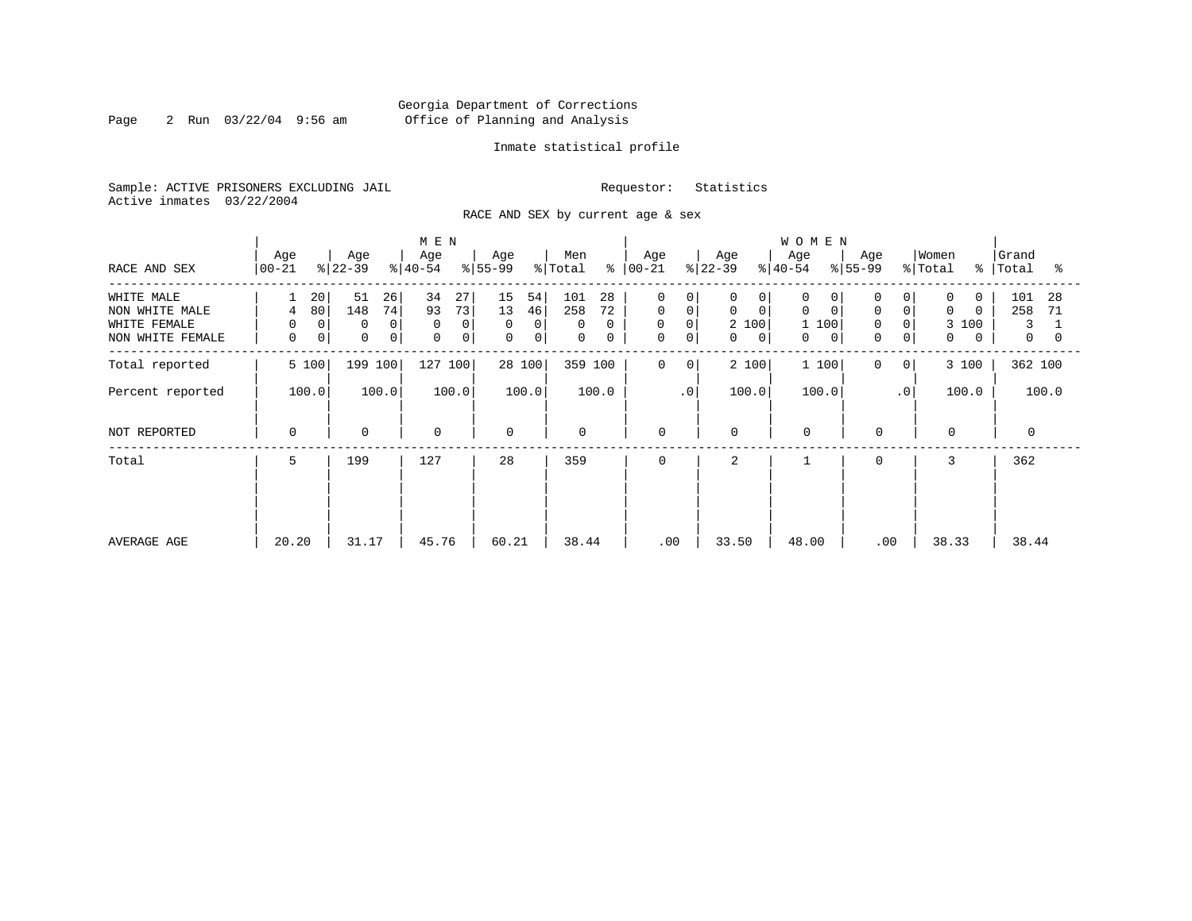Georgia Department of Corrections
Office of Planning and Analysis

Inmate statistical profile

Sample: ACTIVE PRISONERS EXCLUDING JAIL

Active inmates 03/22/2004

Requestor: Statistics

RACE AND SEX by current age & sex

| RACE AND SEX | MEN Age 00-21 | % | Age 22-39 | % | Age 40-54 | % | Age 55-99 | % | Men Total | % | WOMEN Age 00-21 | % | Age 22-39 | % | Age 40-54 | % | Age 55-99 | % | Women Total | % | Grand Total | % |
|---|---|---|---|---|---|---|---|---|---|---|---|---|---|---|---|---|---|---|---|---|---|---|
| WHITE MALE | 1 | 20 | 51 | 26 | 34 | 27 | 15 | 54 | 101 | 28 | 0 | 0 | 0 | 0 | 0 | 0 | 0 | 0 | 0 | 0 | 101 | 28 |
| NON WHITE MALE | 4 | 80 | 148 | 74 | 93 | 73 | 13 | 46 | 258 | 72 | 0 | 0 | 0 | 0 | 0 | 0 | 0 | 0 | 0 | 0 | 258 | 71 |
| WHITE FEMALE | 0 | 0 | 0 | 0 | 0 | 0 | 0 | 0 | 0 | 0 | 0 | 0 | 2 | 100 | 1 | 100 | 0 | 0 | 3 | 100 | 3 | 1 |
| NON WHITE FEMALE | 0 | 0 | 0 | 0 | 0 | 0 | 0 | 0 | 0 | 0 | 0 | 0 | 0 | 0 | 0 | 0 | 0 | 0 | 0 | 0 | 0 | 0 |
| Total reported | 5 | 100 | 199 | 100 | 127 | 100 | 28 | 100 | 359 | 100 | 0 | 0 | 2 | 100 | 1 | 100 | 0 | 0 | 3 | 100 | 362 | 100 |
| Percent reported | | 100.0 | | 100.0 | | 100.0 | | 100.0 | | 100.0 | | .0 | | 100.0 | | 100.0 | | .0 | | 100.0 | | 100.0 |
| NOT REPORTED | 0 | | 0 | | 0 | | 0 | | 0 | | 0 | | 0 | | 0 | | 0 | | 0 | | 0 | |
| Total | 5 | | 199 | | 127 | | 28 | | 359 | | 0 | | 2 | | 1 | | 0 | | 3 | | 362 | |
| AVERAGE AGE | 20.20 | | 31.17 | | 45.76 | | 60.21 | | 38.44 | | .00 | | 33.50 | | 48.00 | | .00 | | 38.33 | | 38.44 | |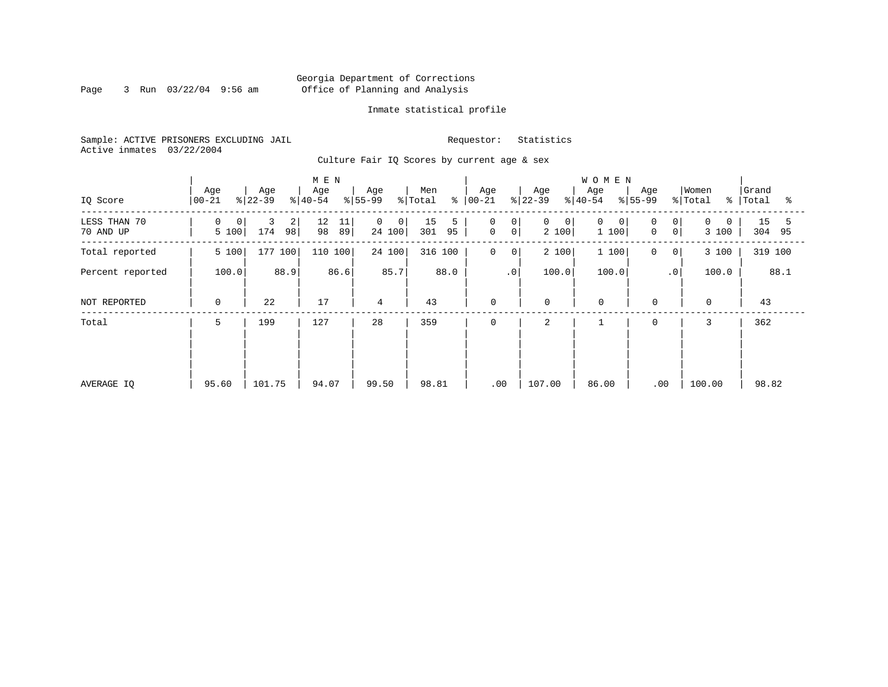Georgia Department of Corrections
Office of Planning and Analysis

Inmate statistical profile

Sample: ACTIVE PRISONERS EXCLUDING JAIL

Requestor: Statistics

Active inmates 03/22/2004

Culture Fair IQ Scores by current age & sex

| IQ Score | MEN Age 00-21 | % | Age 22-39 | % | Age 40-54 | % | Age 55-99 | % | Men Total | % | WOMEN Age 00-21 | % | Age 22-39 | % | Age 40-54 | % | Age 55-99 | % | Women Total | % | Grand Total | % |
|---|---|---|---|---|---|---|---|---|---|---|---|---|---|---|---|---|---|---|---|---|---|---|
| LESS THAN 70 | 0 | 0 | 3 | 2 | 12 | 11 | 0 | 0 | 15 | 5 | 0 | 0 | 0 | 0 | 0 | 0 | 0 | 0 | 0 | 0 | 15 | 5 |
| 70 AND UP | 5 | 100 | 174 | 98 | 98 | 89 | 24 | 100 | 301 | 95 | 0 | 0 | 2 | 100 | 1 | 100 | 0 | 0 | 3 | 100 | 304 | 95 |
| Total reported | 5 | 100 | 177 | 100 | 110 | 100 | 24 | 100 | 316 | 100 | 0 | 0 | 2 | 100 | 1 | 100 | 0 | 0 | 3 | 100 | 319 | 100 |
| Percent reported | | 100.0 | | 88.9 | | 86.6 | | 85.7 | | 88.0 | | .0 | | 100.0 | | 100.0 | | .0 | | 100.0 | | 88.1 |
| NOT REPORTED | 0 | | 22 | | 17 | | 4 | | 43 | | 0 | | 0 | | 0 | | 0 | | 0 | | 43 | |
| Total | 5 | | 199 | | 127 | | 28 | | 359 | | 0 | | 2 | | 1 | | 0 | | 3 | | 362 | |
| AVERAGE IQ | 95.60 | | 101.75 | | 94.07 | | 99.50 | | 98.81 | | .00 | | 107.00 | | 86.00 | | .00 | | 100.00 | | 98.82 | |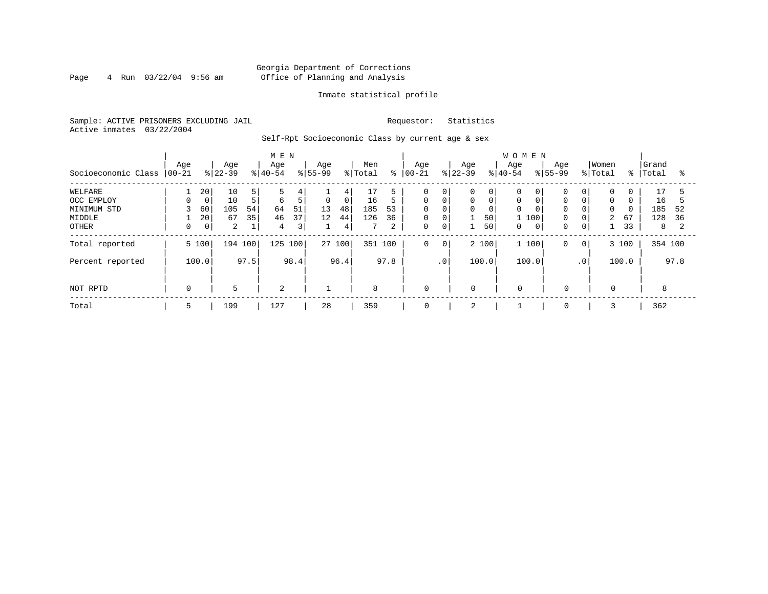Georgia Department of Corrections
Office of Planning and Analysis

Inmate statistical profile

Sample: ACTIVE PRISONERS EXCLUDING JAIL

Requestor: Statistics

Active inmates 03/22/2004

Self-Rpt Socioeconomic Class by current age & sex

| Socioeconomic Class | MEN Age 00-21 | % | Age 22-39 | % | Age 40-54 | % | Age 55-99 | % | Men Total | % | WOMEN Age 00-21 | % | Age 22-39 | % | Age 40-54 | % | Age 55-99 | % | Women Total | % | Grand Total | % |
|---|---|---|---|---|---|---|---|---|---|---|---|---|---|---|---|---|---|---|---|---|---|---|
| WELFARE | 1 | 20 | 10 | 5 | 5 | 4 | 1 | 4 | 17 | 5 | 0 | 0 | 0 | 0 | 0 | 0 | 0 | 0 | 0 | 0 | 17 | 5 |
| OCC EMPLOY | 0 | 0 | 10 | 5 | 6 | 5 | 0 | 0 | 16 | 5 | 0 | 0 | 0 | 0 | 0 | 0 | 0 | 0 | 0 | 0 | 16 | 5 |
| MINIMUM STD | 3 | 60 | 105 | 54 | 64 | 51 | 13 | 48 | 185 | 53 | 0 | 0 | 0 | 0 | 0 | 0 | 0 | 0 | 0 | 0 | 185 | 52 |
| MIDDLE | 1 | 20 | 67 | 35 | 46 | 37 | 12 | 44 | 126 | 36 | 0 | 0 | 1 | 50 | 1 | 100 | 0 | 0 | 2 | 67 | 128 | 36 |
| OTHER | 0 | 0 | 2 | 1 | 4 | 3 | 1 | 4 | 7 | 2 | 0 | 0 | 1 | 50 | 0 | 0 | 0 | 0 | 1 | 33 | 8 | 2 |
| Total reported | 5 | 100 | 194 | 100 | 125 | 100 | 27 | 100 | 351 | 100 | 0 | 0 | 2 | 100 | 1 | 100 | 0 | 0 | 3 | 100 | 354 | 100 |
| Percent reported | | 100.0 | | 97.5 | | 98.4 | | 96.4 | | 97.8 | | .0 | | 100.0 | | 100.0 | | .0 | | 100.0 | | 97.8 |
| NOT RPTD | 0 | | 5 | | 2 | | 1 | | 8 | | 0 | | 0 | | 0 | | 0 | | 0 | | 8 | |
| Total | 5 | | 199 | | 127 | | 28 | | 359 | | 0 | | 2 | | 1 | | 0 | | 3 | | 362 | |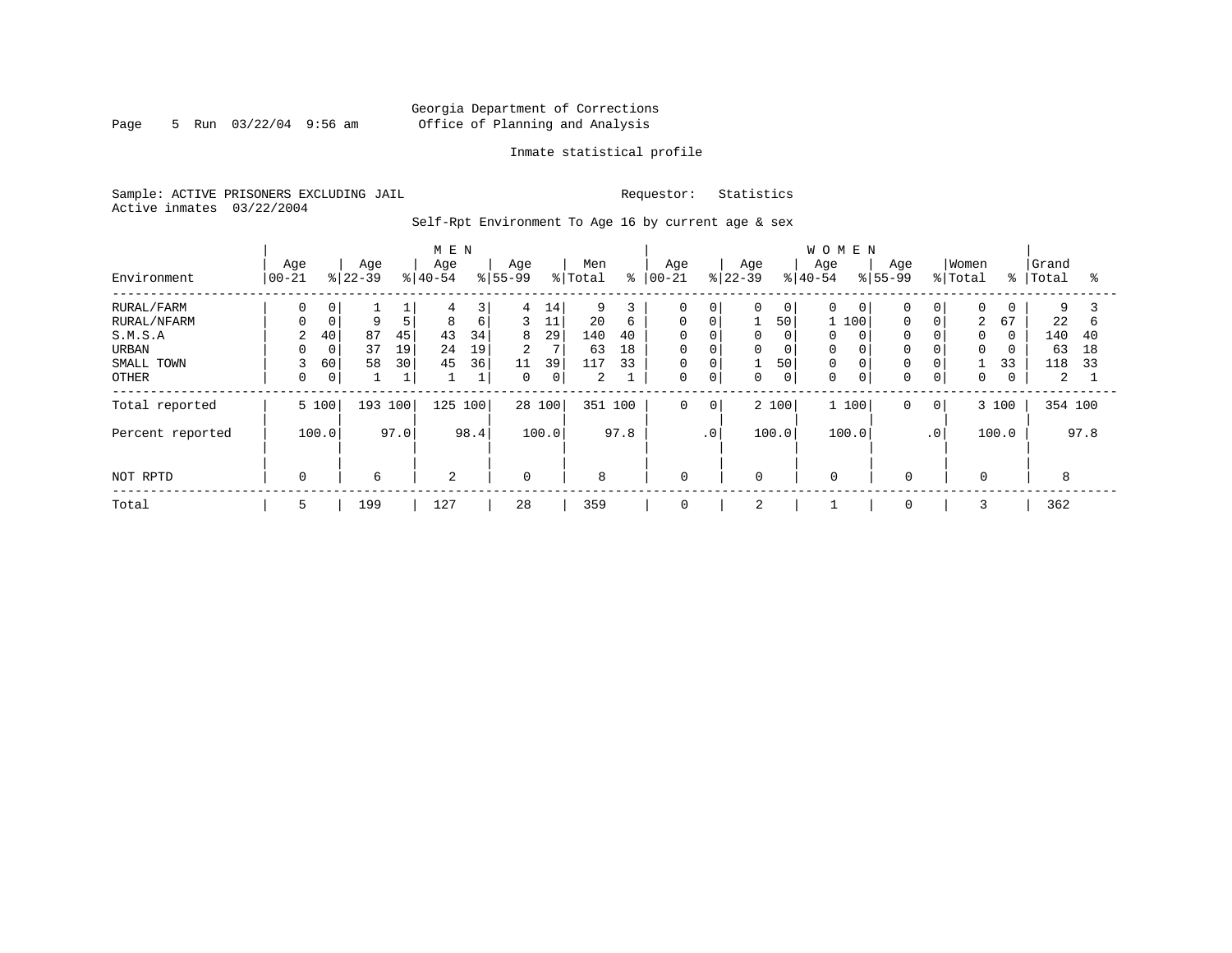Georgia Department of Corrections
Office of Planning and Analysis

Inmate statistical profile

Sample: ACTIVE PRISONERS EXCLUDING JAIL    Requestor: Statistics
Active inmates 03/22/2004

Self-Rpt Environment To Age 16 by current age & sex

| Environment | MEN Age 00-21 | % | Age 22-39 | % | Age 40-54 | % | Age 55-99 | % | Men Total | % | WOMEN Age 00-21 | % | Age 22-39 | % | Age 40-54 | % | Age 55-99 | % | Women Total | % | Grand Total | % |
|---|---|---|---|---|---|---|---|---|---|---|---|---|---|---|---|---|---|---|---|---|---|---|
| RURAL/FARM | 0 | 0 | 1 | 1 | 4 | 3 | 4 | 14 | 9 | 3 | 0 | 0 | 0 | 0 | 0 | 0 | 0 | 0 | 0 | 0 | 9 | 3 |
| RURAL/NFARM | 0 | 0 | 9 | 5 | 8 | 6 | 3 | 11 | 20 | 6 | 0 | 0 | 1 | 50 | 1 | 100 | 0 | 0 | 2 | 67 | 22 | 6 |
| S.M.S.A | 2 | 40 | 87 | 45 | 43 | 34 | 8 | 29 | 140 | 40 | 0 | 0 | 0 | 0 | 0 | 0 | 0 | 0 | 0 | 0 | 140 | 40 |
| URBAN | 0 | 0 | 37 | 19 | 24 | 19 | 2 | 7 | 63 | 18 | 0 | 0 | 0 | 0 | 0 | 0 | 0 | 0 | 0 | 0 | 63 | 18 |
| SMALL TOWN | 3 | 60 | 58 | 30 | 45 | 36 | 11 | 39 | 117 | 33 | 0 | 0 | 1 | 50 | 0 | 0 | 0 | 0 | 1 | 33 | 118 | 33 |
| OTHER | 0 | 0 | 1 | 1 | 1 | 1 | 0 | 0 | 2 | 1 | 0 | 0 | 0 | 0 | 0 | 0 | 0 | 0 | 0 | 0 | 2 | 1 |
| Total reported | 5 | 100 | 193 | 100 | 125 | 100 | 28 | 100 | 351 | 100 | 0 | 0 | 2 | 100 | 1 | 100 | 0 | 0 | 3 | 100 | 354 | 100 |
| Percent reported | | 100.0 | | 97.0 | | 98.4 | | 100.0 | | 97.8 | | .0 | | 100.0 | | 100.0 | | .0 | | 100.0 | | 97.8 |
| NOT RPTD | 0 | | 6 | | 2 | | 0 | | 8 | | 0 | | 0 | | 0 | | 0 | | 0 | | 8 | |
| Total | 5 | | 199 | | 127 | | 28 | | 359 | | 0 | | 2 | | 1 | | 0 | | 3 | | 362 | |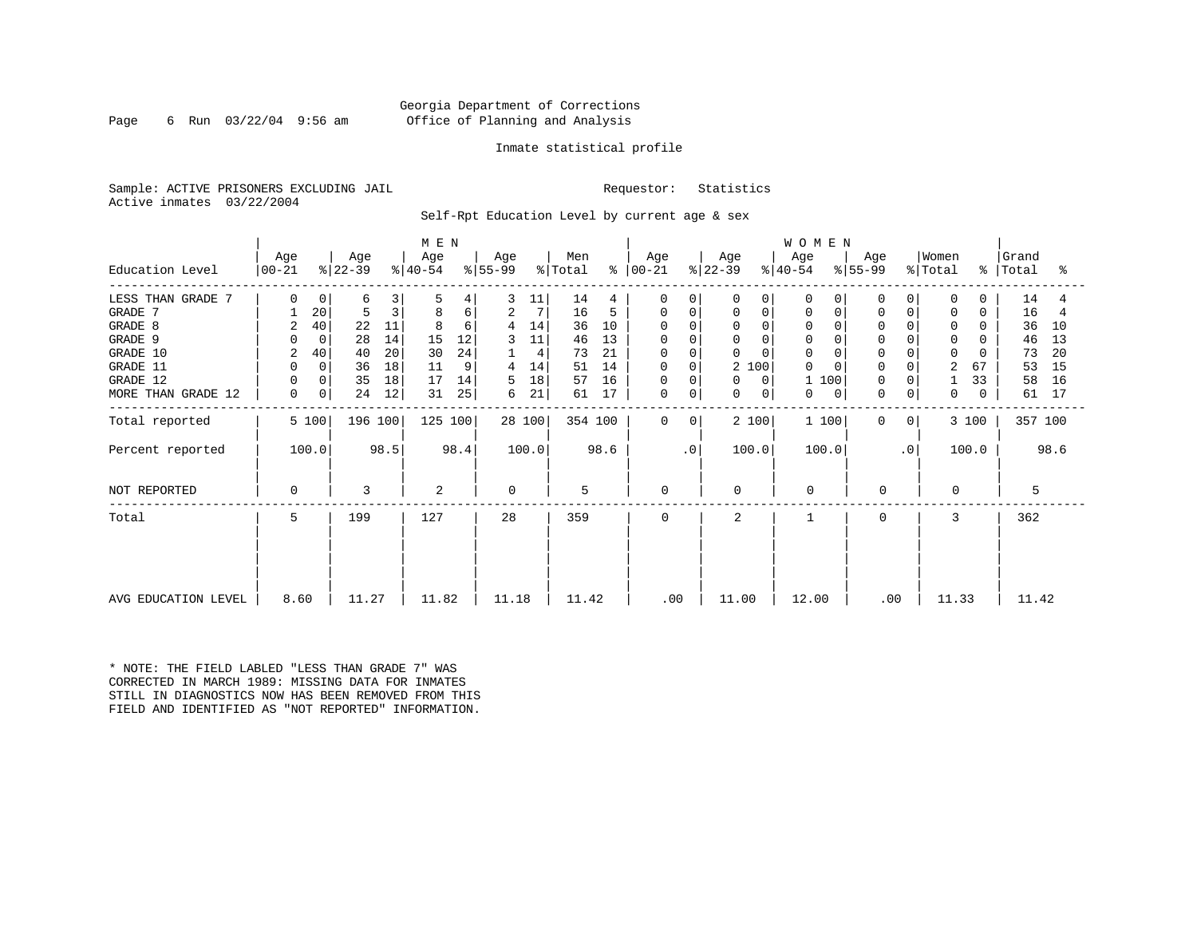Georgia Department of Corrections
Office of Planning and Analysis

Inmate statistical profile

Sample: ACTIVE PRISONERS EXCLUDING JAIL    Requestor: Statistics
Active inmates 03/22/2004

Self-Rpt Education Level by current age & sex

| Education Level | MEN Age 00-21 | % | Age 22-39 | % | Age 40-54 | % | Age 55-99 | % | Men Total | % | WOMEN Age 00-21 | % | Age 22-39 | % | Age 40-54 | % | Age 55-99 | % | Women Total | % | Grand Total | % |
|---|---|---|---|---|---|---|---|---|---|---|---|---|---|---|---|---|---|---|---|---|---|---|
| LESS THAN GRADE 7 | 0 | 0 | 6 | 3 | 5 | 4 | 3 | 11 | 14 | 4 | 0 | 0 | 0 | 0 | 0 | 0 | 0 | 0 | 0 | 0 | 14 | 4 |
| GRADE 7 | 1 | 20 | 5 | 3 | 8 | 6 | 2 | 7 | 16 | 5 | 0 | 0 | 0 | 0 | 0 | 0 | 0 | 0 | 0 | 0 | 16 | 4 |
| GRADE 8 | 2 | 40 | 22 | 11 | 8 | 6 | 4 | 14 | 36 | 10 | 0 | 0 | 0 | 0 | 0 | 0 | 0 | 0 | 0 | 0 | 36 | 10 |
| GRADE 9 | 0 | 0 | 28 | 14 | 15 | 12 | 3 | 11 | 46 | 13 | 0 | 0 | 0 | 0 | 0 | 0 | 0 | 0 | 0 | 0 | 46 | 13 |
| GRADE 10 | 2 | 40 | 40 | 20 | 30 | 24 | 1 | 4 | 73 | 21 | 0 | 0 | 0 | 0 | 0 | 0 | 0 | 0 | 0 | 0 | 73 | 20 |
| GRADE 11 | 0 | 0 | 36 | 18 | 11 | 9 | 4 | 14 | 51 | 14 | 0 | 0 | 2 | 100 | 0 | 0 | 0 | 0 | 2 | 67 | 53 | 15 |
| GRADE 12 | 0 | 0 | 35 | 18 | 17 | 14 | 5 | 18 | 57 | 16 | 0 | 0 | 0 | 0 | 1 | 100 | 0 | 0 | 1 | 33 | 58 | 16 |
| MORE THAN GRADE 12 | 0 | 0 | 24 | 12 | 31 | 25 | 6 | 21 | 61 | 17 | 0 | 0 | 0 | 0 | 0 | 0 | 0 | 0 | 0 | 0 | 61 | 17 |
| Total reported | 5 | 100 | 196 | 100 | 125 | 100 | 28 | 100 | 354 | 100 | 0 | 0 | 2 | 100 | 1 | 100 | 0 | 0 | 3 | 100 | 357 | 100 |
| Percent reported | | 100.0 | | 98.5 | | 98.4 | | 100.0 | | 98.6 | | .0 | | 100.0 | | 100.0 | | .0 | | 100.0 | | 98.6 |
| NOT REPORTED | 0 | | 3 | | 2 | | 0 | | 5 | | 0 | | 0 | | 0 | | 0 | | 0 | | 5 | |
| Total | 5 | | 199 | | 127 | | 28 | | 359 | | 0 | | 2 | | 1 | | 0 | | 3 | | 362 | |
| AVG EDUCATION LEVEL | 8.60 | | 11.27 | | 11.82 | | 11.18 | | 11.42 | | .00 | | 11.00 | | 12.00 | | .00 | | 11.33 | | 11.42 | |

* NOTE: THE FIELD LABLED "LESS THAN GRADE 7" WAS CORRECTED IN MARCH 1989: MISSING DATA FOR INMATES STILL IN DIAGNOSTICS NOW HAS BEEN REMOVED FROM THIS FIELD AND IDENTIFIED AS "NOT REPORTED" INFORMATION.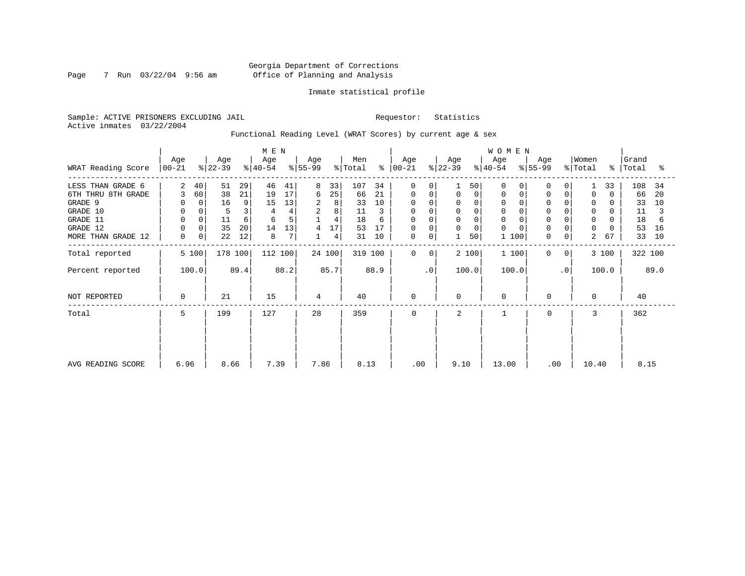Georgia Department of Corrections
Office of Planning and Analysis

Inmate statistical profile

Sample: ACTIVE PRISONERS EXCLUDING JAIL　　　　Requestor: Statistics
Active inmates 03/22/2004

Functional Reading Level (WRAT Scores) by current age & sex

| WRAT Reading Score | MEN Age 00-21 | % | Age 22-39 | % | Age 40-54 | % | Age 55-99 | % | Men Total | % | WOMEN Age 00-21 | % | Age 22-39 | % | Age 40-54 | % | Age 55-99 | % | Women Total | % | Grand Total | % |
|---|---|---|---|---|---|---|---|---|---|---|---|---|---|---|---|---|---|---|---|---|---|---|
| LESS THAN GRADE 6 | 2 | 40 | 51 | 29 | 46 | 41 | 8 | 33 | 107 | 34 | 0 | 0 | 1 | 50 | 0 | 0 | 0 | 0 | 1 | 33 | 108 | 34 |
| 6TH THRU 8TH GRADE | 3 | 60 | 38 | 21 | 19 | 17 | 6 | 25 | 66 | 21 | 0 | 0 | 0 | 0 | 0 | 0 | 0 | 0 | 0 | 0 | 66 | 20 |
| GRADE 9 | 0 | 0 | 16 | 9 | 15 | 13 | 2 | 8 | 33 | 10 | 0 | 0 | 0 | 0 | 0 | 0 | 0 | 0 | 0 | 0 | 33 | 10 |
| GRADE 10 | 0 | 0 | 5 | 3 | 4 | 4 | 2 | 8 | 11 | 3 | 0 | 0 | 0 | 0 | 0 | 0 | 0 | 0 | 0 | 0 | 11 | 3 |
| GRADE 11 | 0 | 0 | 11 | 6 | 6 | 5 | 1 | 4 | 18 | 6 | 0 | 0 | 0 | 0 | 0 | 0 | 0 | 0 | 0 | 0 | 18 | 6 |
| GRADE 12 | 0 | 0 | 35 | 20 | 14 | 13 | 4 | 17 | 53 | 17 | 0 | 0 | 0 | 0 | 0 | 0 | 0 | 0 | 0 | 0 | 53 | 16 |
| MORE THAN GRADE 12 | 0 | 0 | 22 | 12 | 8 | 7 | 1 | 4 | 31 | 10 | 0 | 0 | 1 | 50 | 1 | 100 | 0 | 0 | 2 | 67 | 33 | 10 |
| Total reported | 5 | 100 | 178 | 100 | 112 | 100 | 24 | 100 | 319 | 100 | 0 | 0 | 2 | 100 | 1 | 100 | 0 | 0 | 3 | 100 | 322 | 100 |
| Percent reported | 100.0 | | 89.4 | | 88.2 | | 85.7 | | 88.9 | | .0 | | 100.0 | | 100.0 | | .0 | | 100.0 | | 89.0 | |
| NOT REPORTED | 0 | | 21 | | 15 | | 4 | | 40 | | 0 | | 0 | | 0 | | 0 | | 0 | | 40 | |
| Total | 5 | | 199 | | 127 | | 28 | | 359 | | 0 | | 2 | | 1 | | 0 | | 3 | | 362 | |
| AVG READING SCORE | 6.96 | | 8.66 | | 7.39 | | 7.86 | | 8.13 | | .00 | | 9.10 | | 13.00 | | .00 | | 10.40 | | 8.15 | |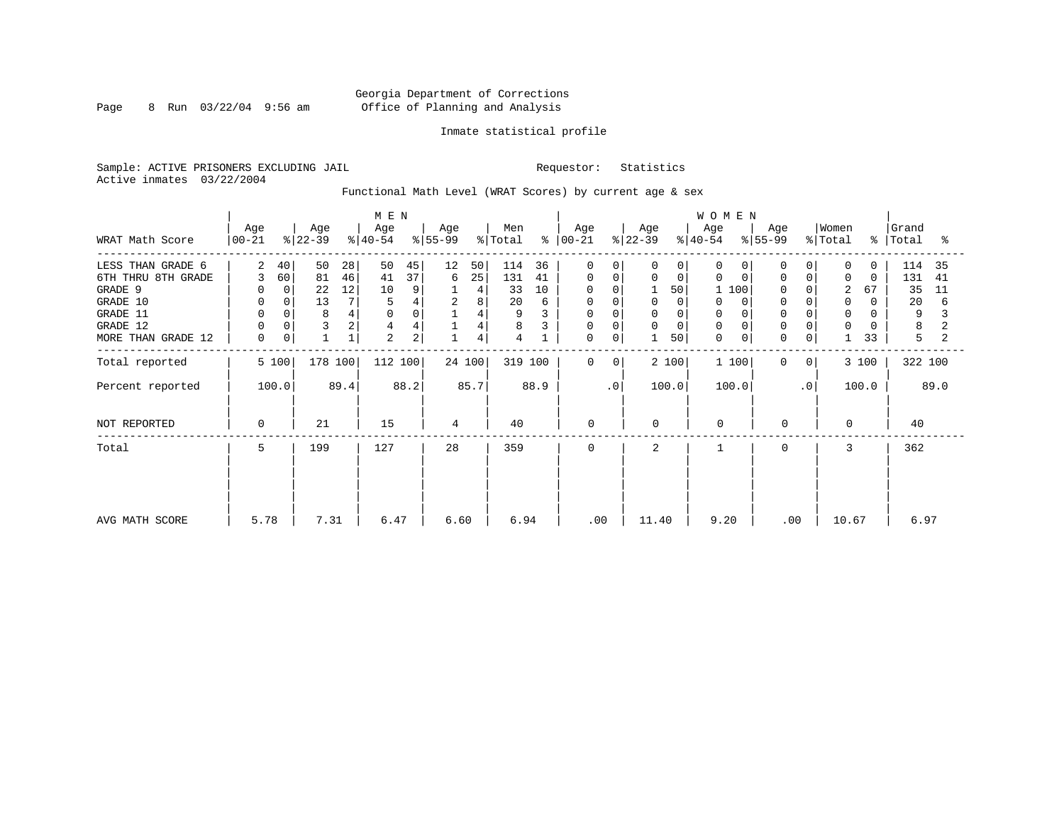Georgia Department of Corrections
Office of Planning and Analysis

Inmate statistical profile

Sample: ACTIVE PRISONERS EXCLUDING JAIL
Active inmates 03/22/2004

Requestor: Statistics

Functional Math Level (WRAT Scores) by current age & sex

| WRAT Math Score | MEN Age 00-21 | % | Age 22-39 | % | Age 40-54 | % | Age 55-99 | % | Men Total | % | WOMEN Age 00-21 | % | Age 22-39 | % | Age 40-54 | % | Age 55-99 | % | Women Total | % | Grand Total | % |
|---|---|---|---|---|---|---|---|---|---|---|---|---|---|---|---|---|---|---|---|---|---|---|
| LESS THAN GRADE 6 | 2 | 40 | 50 | 28 | 50 | 45 | 12 | 50 | 114 | 36 | 0 | 0 | 0 | 0 | 0 | 0 | 0 | 0 | 0 | 0 | 114 | 35 |
| 6TH THRU 8TH GRADE | 3 | 60 | 81 | 46 | 41 | 37 | 6 | 25 | 131 | 41 | 0 | 0 | 0 | 0 | 0 | 0 | 0 | 0 | 0 | 0 | 131 | 41 |
| GRADE 9 | 0 | 0 | 22 | 12 | 10 | 9 | 1 | 4 | 33 | 10 | 0 | 0 | 1 | 50 | 1 | 100 | 0 | 0 | 2 | 67 | 35 | 11 |
| GRADE 10 | 0 | 0 | 13 | 7 | 5 | 4 | 2 | 8 | 20 | 6 | 0 | 0 | 0 | 0 | 0 | 0 | 0 | 0 | 0 | 0 | 20 | 6 |
| GRADE 11 | 0 | 0 | 8 | 4 | 0 | 0 | 1 | 4 | 9 | 3 | 0 | 0 | 0 | 0 | 0 | 0 | 0 | 0 | 0 | 0 | 9 | 3 |
| GRADE 12 | 0 | 0 | 3 | 2 | 4 | 4 | 1 | 4 | 8 | 3 | 0 | 0 | 0 | 0 | 0 | 0 | 0 | 0 | 0 | 0 | 8 | 2 |
| MORE THAN GRADE 12 | 0 | 0 | 1 | 1 | 2 | 2 | 1 | 4 | 4 | 1 | 0 | 0 | 1 | 50 | 0 | 0 | 0 | 0 | 1 | 33 | 5 | 2 |
| Total reported | 5 | 100 | 178 | 100 | 112 | 100 | 24 | 100 | 319 | 100 | 0 | 0 | 2 | 100 | 1 | 100 | 0 | 0 | 3 | 100 | 322 | 100 |
| Percent reported | 100.0 | | 89.4 | | 88.2 | | 85.7 | | 88.9 | | .0 | | 100.0 | | 100.0 | | .0 | | 100.0 | | 89.0 | |
| NOT REPORTED | 0 | | 21 | | 15 | | 4 | | 40 | | 0 | | 0 | | 0 | | 0 | | 0 | | 40 | |
| Total | 5 | | 199 | | 127 | | 28 | | 359 | | 0 | | 2 | | 1 | | 0 | | 3 | | 362 | |
| AVG MATH SCORE | 5.78 | | 7.31 | | 6.47 | | 6.60 | | 6.94 | | .00 | | 11.40 | | 9.20 | | .00 | | 10.67 | | 6.97 | |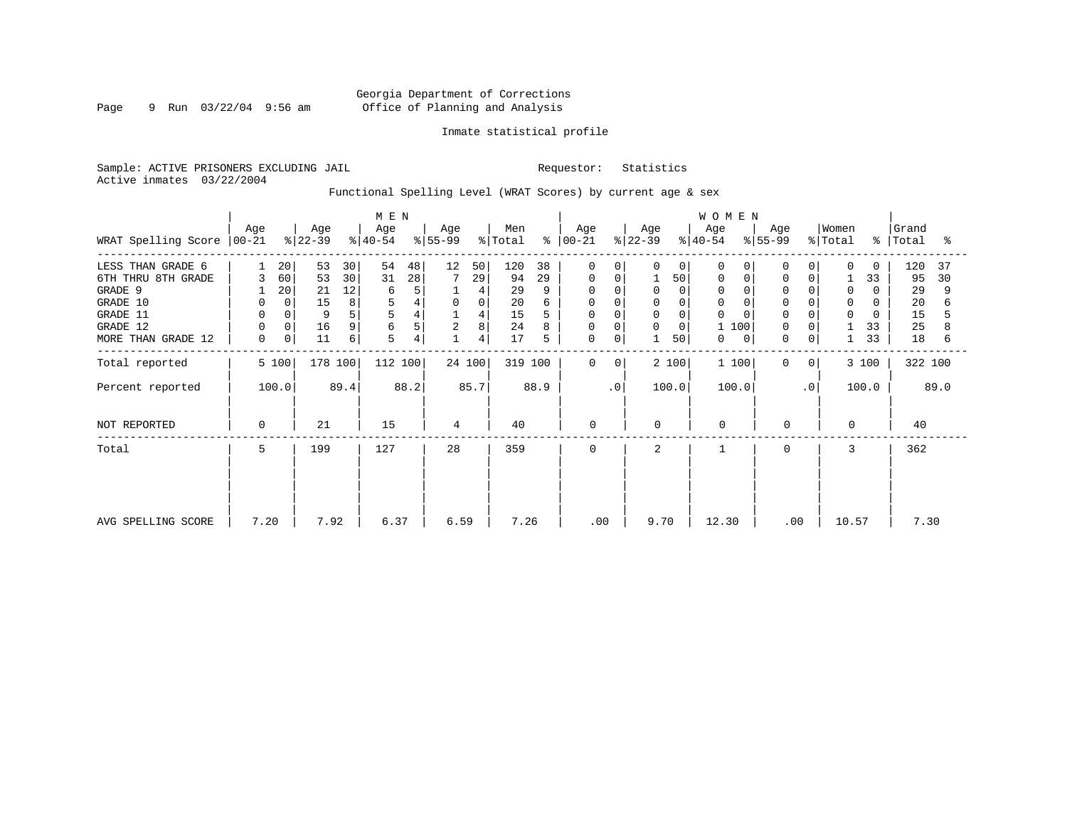Georgia Department of Corrections
Office of Planning and Analysis

Inmate statistical profile

Sample: ACTIVE PRISONERS EXCLUDING JAIL                Requestor: Statistics
Active inmates 03/22/2004

Functional Spelling Level (WRAT Scores) by current age & sex

| WRAT Spelling Score | MEN Age 00-21 | % | Age 22-39 | % | Age 40-54 | % | Age 55-99 | % | Men Total | % | WOMEN Age 00-21 | % | Age 22-39 | % | Age 40-54 | % | Age 55-99 | % | Women Total | % | Grand Total | % |
|---|---|---|---|---|---|---|---|---|---|---|---|---|---|---|---|---|---|---|---|---|---|---|
| LESS THAN GRADE 6 | 1 | 20 | 53 | 30 | 54 | 48 | 12 | 50 | 120 | 38 | 0 | 0 | 0 | 0 | 0 | 0 | 0 | 0 | 0 | 0 | 120 | 37 |
| 6TH THRU 8TH GRADE | 3 | 60 | 53 | 30 | 31 | 28 | 7 | 29 | 94 | 29 | 0 | 0 | 1 | 50 | 0 | 0 | 0 | 0 | 1 | 33 | 95 | 30 |
| GRADE 9 | 1 | 20 | 21 | 12 | 6 | 5 | 1 | 4 | 29 | 9 | 0 | 0 | 0 | 0 | 0 | 0 | 0 | 0 | 0 | 0 | 29 | 9 |
| GRADE 10 | 0 | 0 | 15 | 8 | 5 | 4 | 0 | 0 | 20 | 6 | 0 | 0 | 0 | 0 | 0 | 0 | 0 | 0 | 0 | 0 | 20 | 6 |
| GRADE 11 | 0 | 0 | 9 | 5 | 5 | 4 | 1 | 4 | 15 | 5 | 0 | 0 | 0 | 0 | 0 | 0 | 0 | 0 | 0 | 0 | 15 | 5 |
| GRADE 12 | 0 | 0 | 16 | 9 | 6 | 5 | 2 | 8 | 24 | 8 | 0 | 0 | 0 | 0 | 1 | 100 | 0 | 0 | 1 | 33 | 25 | 8 |
| MORE THAN GRADE 12 | 0 | 0 | 11 | 6 | 5 | 4 | 1 | 4 | 17 | 5 | 0 | 0 | 1 | 50 | 0 | 0 | 0 | 0 | 1 | 33 | 18 | 6 |
| Total reported | 5 | 100 | 178 | 100 | 112 | 100 | 24 | 100 | 319 | 100 | 0 | 0 | 2 | 100 | 1 | 100 | 0 | 0 | 3 | 100 | 322 | 100 |
| Percent reported | 100.0 | | 89.4 | | 88.2 | | 85.7 | | 88.9 | | .0 | | 100.0 | | 100.0 | | .0 | | 100.0 | | 89.0 | |
| NOT REPORTED | 0 | | 21 | | 15 | | 4 | | 40 | | 0 | | 0 | | 0 | | 0 | | 0 | | 40 | |
| Total | 5 | | 199 | | 127 | | 28 | | 359 | | 0 | | 2 | | 1 | | 0 | | 3 | | 362 | |
| AVG SPELLING SCORE | 7.20 | | 7.92 | | 6.37 | | 6.59 | | 7.26 | | .00 | | 9.70 | | 12.30 | | .00 | | 10.57 | | 7.30 | |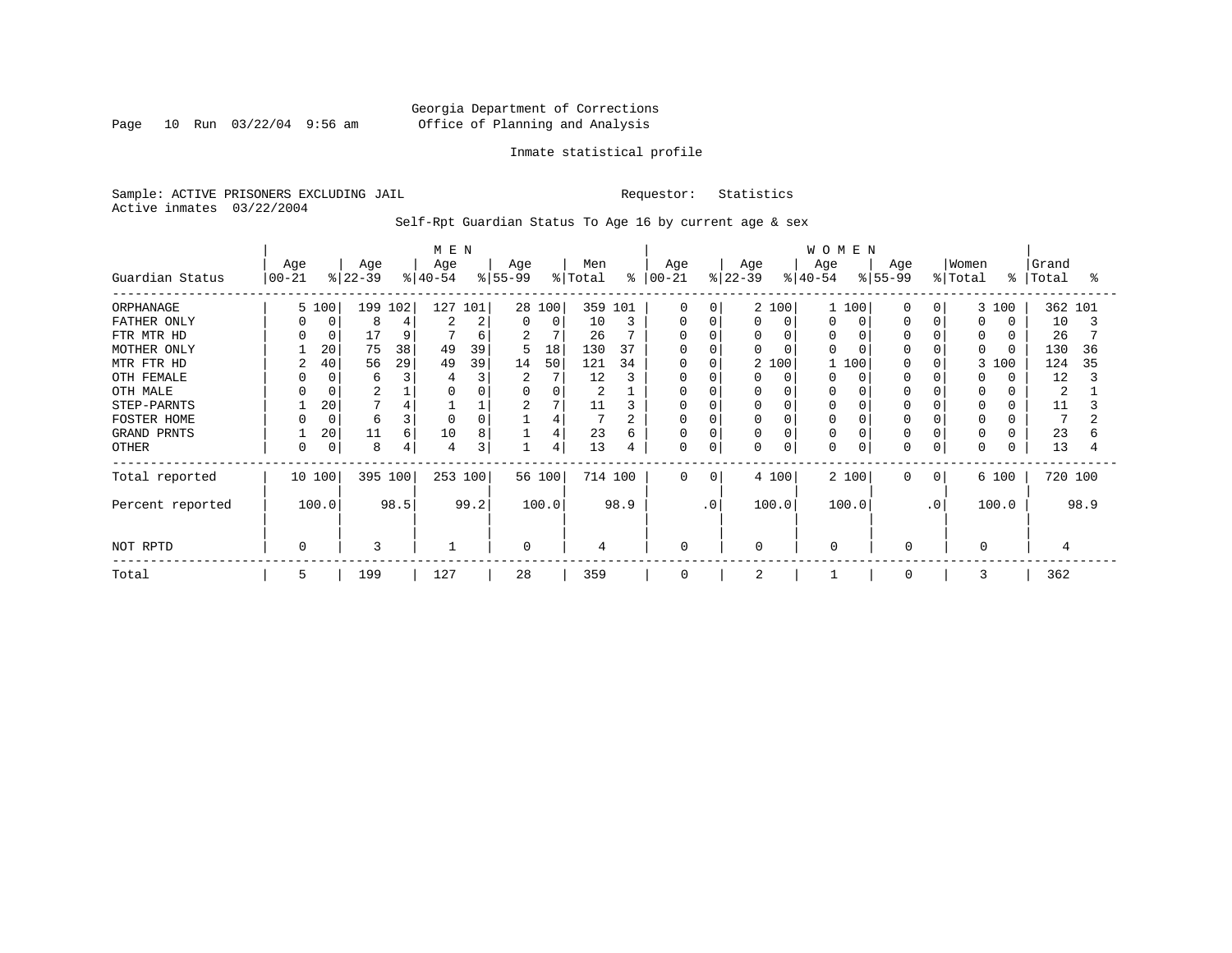Georgia Department of Corrections
Office of Planning and Analysis

Inmate statistical profile

Sample: ACTIVE PRISONERS EXCLUDING JAIL     Requestor: Statistics
Active inmates 03/22/2004

Self-Rpt Guardian Status To Age 16 by current age & sex

| Guardian Status | MEN Age 00-21 | % | Age 22-39 | % | Age 40-54 | % | Age 55-99 | % | Men Total | % | WOMEN Age 00-21 | % | Age 22-39 | % | Age 40-54 | % | Age 55-99 | % | Women Total | % | Grand Total | % |
|---|---|---|---|---|---|---|---|---|---|---|---|---|---|---|---|---|---|---|---|---|---|---|
| ORPHANAGE | 5 | 100 | 199 | 102 | 127 | 101 | 28 | 100 | 359 | 101 | 0 | 0 | 2 | 100 | 1 | 100 | 0 | 0 | 3 | 100 | 362 | 101 |
| FATHER ONLY | 0 | 0 | 8 | 4 | 2 | 2 | 0 | 0 | 10 | 3 | 0 | 0 | 0 | 0 | 0 | 0 | 0 | 0 | 0 | 0 | 10 | 3 |
| FTR MTR HD | 0 | 0 | 17 | 9 | 7 | 6 | 2 | 7 | 26 | 7 | 0 | 0 | 0 | 0 | 0 | 0 | 0 | 0 | 0 | 0 | 26 | 7 |
| MOTHER ONLY | 1 | 20 | 75 | 38 | 49 | 39 | 5 | 18 | 130 | 37 | 0 | 0 | 0 | 0 | 0 | 0 | 0 | 0 | 0 | 0 | 130 | 36 |
| MTR FTR HD | 2 | 40 | 56 | 29 | 49 | 39 | 14 | 50 | 121 | 34 | 0 | 0 | 2 | 100 | 1 | 100 | 0 | 0 | 3 | 100 | 124 | 35 |
| OTH FEMALE | 0 | 0 | 6 | 3 | 4 | 3 | 2 | 7 | 12 | 3 | 0 | 0 | 0 | 0 | 0 | 0 | 0 | 0 | 0 | 0 | 12 | 3 |
| OTH MALE | 0 | 0 | 2 | 1 | 0 | 0 | 0 | 0 | 2 | 1 | 0 | 0 | 0 | 0 | 0 | 0 | 0 | 0 | 0 | 0 | 2 | 1 |
| STEP-PARNTS | 1 | 20 | 7 | 4 | 1 | 1 | 2 | 7 | 11 | 3 | 0 | 0 | 0 | 0 | 0 | 0 | 0 | 0 | 0 | 0 | 11 | 3 |
| FOSTER HOME | 0 | 0 | 6 | 3 | 0 | 0 | 1 | 4 | 7 | 2 | 0 | 0 | 0 | 0 | 0 | 0 | 0 | 0 | 0 | 0 | 7 | 2 |
| GRAND PRNTS | 1 | 20 | 11 | 6 | 10 | 8 | 1 | 4 | 23 | 6 | 0 | 0 | 0 | 0 | 0 | 0 | 0 | 0 | 0 | 0 | 23 | 6 |
| OTHER | 0 | 0 | 8 | 4 | 4 | 3 | 1 | 4 | 13 | 4 | 0 | 0 | 0 | 0 | 0 | 0 | 0 | 0 | 0 | 0 | 13 | 4 |
| Total reported | 10 | 100 | 395 | 100 | 253 | 100 | 56 | 100 | 714 | 100 | 0 | 0 | 4 | 100 | 2 | 100 | 0 | 0 | 6 | 100 | 720 | 100 |
| Percent reported | 100.0 | | 98.5 | | 99.2 | | 100.0 | | 98.9 | | .0 | | 100.0 | | 100.0 | | .0 | | 100.0 | | 98.9 | |
| NOT RPTD | 0 | | 3 | | 1 | | 0 | | 4 | | 0 | | 0 | | 0 | | 0 | | 0 | | 4 | |
| Total | 5 | | 199 | | 127 | | 28 | | 359 | | 0 | | 2 | | 1 | | 0 | | 3 | | 362 | |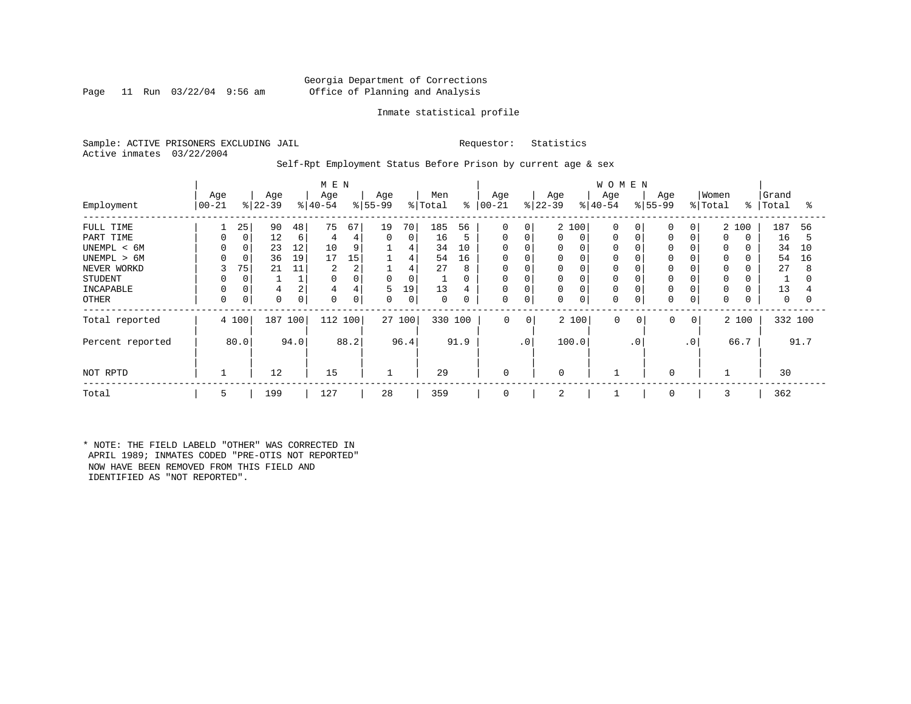Georgia Department of Corrections
Office of Planning and Analysis

Inmate statistical profile

Sample: ACTIVE PRISONERS EXCLUDING JAIL    Requestor: Statistics
Active inmates 03/22/2004

Self-Rpt Employment Status Before Prison by current age & sex

| | MEN | | | | | | | | | | WOMEN | | | | | | | | | | | |
|---|---|---|---|---|---|---|---|---|---|---|---|---|---|---|---|---|---|---|---|---|---|---|
| Employment | Age 00-21 | % | Age 22-39 | % | Age 40-54 | % | Age 55-99 | % | Men Total | % | Age 00-21 | % | Age 22-39 | % | Age 40-54 | % | Age 55-99 | % | Women Total | % | Grand Total | % |
| FULL TIME | 1 | 25 | 90 | 48 | 75 | 67 | 19 | 70 | 185 | 56 | 0 | 0 | 2 | 100 | 0 | 0 | 0 | 0 | 2 | 100 | 187 | 56 |
| PART TIME | 0 | 0 | 12 | 6 | 4 | 4 | 0 | 0 | 16 | 5 | 0 | 0 | 0 | 0 | 0 | 0 | 0 | 0 | 0 | 0 | 16 | 5 |
| UNEMPL < 6M | 0 | 0 | 23 | 12 | 10 | 9 | 1 | 4 | 34 | 10 | 0 | 0 | 0 | 0 | 0 | 0 | 0 | 0 | 0 | 0 | 34 | 10 |
| UNEMPL > 6M | 0 | 0 | 36 | 19 | 17 | 15 | 1 | 4 | 54 | 16 | 0 | 0 | 0 | 0 | 0 | 0 | 0 | 0 | 0 | 0 | 54 | 16 |
| NEVER WORKD | 3 | 75 | 21 | 11 | 2 | 2 | 1 | 4 | 27 | 8 | 0 | 0 | 0 | 0 | 0 | 0 | 0 | 0 | 0 | 0 | 27 | 8 |
| STUDENT | 0 | 0 | 1 | 1 | 0 | 0 | 0 | 0 | 1 | 0 | 0 | 0 | 0 | 0 | 0 | 0 | 0 | 0 | 0 | 0 | 1 | 0 |
| INCAPABLE | 0 | 0 | 4 | 2 | 4 | 4 | 5 | 19 | 13 | 4 | 0 | 0 | 0 | 0 | 0 | 0 | 0 | 0 | 0 | 0 | 13 | 4 |
| OTHER | 0 | 0 | 0 | 0 | 0 | 0 | 0 | 0 | 0 | 0 | 0 | 0 | 0 | 0 | 0 | 0 | 0 | 0 | 0 | 0 | 0 | 0 |
| Total reported | 4 | 100 | 187 | 100 | 112 | 100 | 27 | 100 | 330 | 100 | 0 | 0 | 2 | 100 | 0 | 0 | 0 | 0 | 2 | 100 | 332 | 100 |
| Percent reported | | 80.0 | | 94.0 | | 88.2 | | 96.4 | | 91.9 | | .0 | | 100.0 | | .0 | | .0 | | 66.7 | | 91.7 |
| NOT RPTD | 1 | | 12 | | 15 | | 1 | | 29 | | 0 | | 0 | | 1 | | 0 | | 1 | | 30 | |
| Total | 5 | | 199 | | 127 | | 28 | | 359 | | 0 | | 2 | | 1 | | 0 | | 3 | | 362 | |

* NOTE: THE FIELD LABELD "OTHER" WAS CORRECTED IN APRIL 1989; INMATES CODED "PRE-OTIS NOT REPORTED" NOW HAVE BEEN REMOVED FROM THIS FIELD AND IDENTIFIED AS "NOT REPORTED".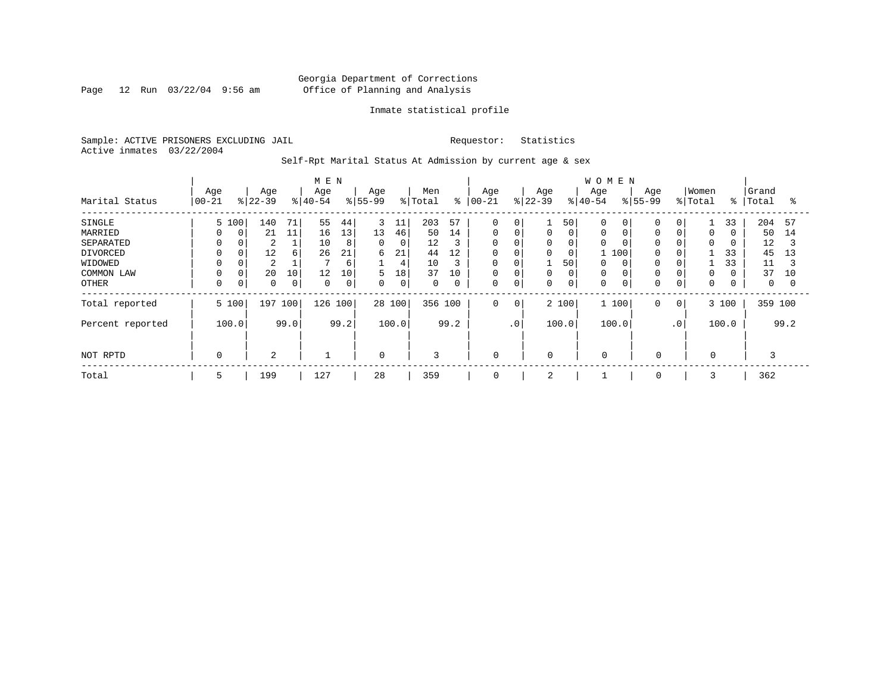Georgia Department of Corrections
Office of Planning and Analysis

Inmate statistical profile

Sample: ACTIVE PRISONERS EXCLUDING JAIL    Requestor: Statistics
Active inmates 03/22/2004

Self-Rpt Marital Status At Admission by current age & sex

| Marital Status | MEN Age 00-21 | % | Age 22-39 | % | Age 40-54 | % | Age 55-99 | % | Men Total | % | WOMEN Age 00-21 | % | Age 22-39 | % | Age 40-54 | % | Age 55-99 | % | Women Total | % | Grand Total | % |
|---|---|---|---|---|---|---|---|---|---|---|---|---|---|---|---|---|---|---|---|---|---|---|
| SINGLE | 5 | 100 | 140 | 71 | 55 | 44 | 3 | 11 | 203 | 57 | 0 | 0 | 1 | 50 | 0 | 0 | 0 | 0 | 1 | 33 | 204 | 57 |
| MARRIED | 0 | 0 | 21 | 11 | 16 | 13 | 13 | 46 | 50 | 14 | 0 | 0 | 0 | 0 | 0 | 0 | 0 | 0 | 0 | 0 | 50 | 14 |
| SEPARATED | 0 | 0 | 2 | 1 | 10 | 8 | 0 | 0 | 12 | 3 | 0 | 0 | 0 | 0 | 0 | 0 | 0 | 0 | 0 | 0 | 12 | 3 |
| DIVORCED | 0 | 0 | 12 | 6 | 26 | 21 | 6 | 21 | 44 | 12 | 0 | 0 | 0 | 0 | 1 | 100 | 0 | 0 | 1 | 33 | 45 | 13 |
| WIDOWED | 0 | 0 | 2 | 1 | 7 | 6 | 1 | 4 | 10 | 3 | 0 | 0 | 1 | 50 | 0 | 0 | 0 | 0 | 1 | 33 | 11 | 3 |
| COMMON LAW | 0 | 0 | 20 | 10 | 12 | 10 | 5 | 18 | 37 | 10 | 0 | 0 | 0 | 0 | 0 | 0 | 0 | 0 | 0 | 0 | 37 | 10 |
| OTHER | 0 | 0 | 0 | 0 | 0 | 0 | 0 | 0 | 0 | 0 | 0 | 0 | 0 | 0 | 0 | 0 | 0 | 0 | 0 | 0 | 0 | 0 |
| Total reported | 5 | 100 | 197 | 100 | 126 | 100 | 28 | 100 | 356 | 100 | 0 | 0 | 2 | 100 | 1 | 100 | 0 | 0 | 3 | 100 | 359 | 100 |
| Percent reported | 100.0 | | 99.0 | | 99.2 | | 100.0 | | 99.2 | | .0 | | 100.0 | | 100.0 | | .0 | | 100.0 | | 99.2 | |
| NOT RPTD | 0 | | 2 | | 1 | | 0 | | 3 | | 0 | | 0 | | 0 | | 0 | | 0 | | 3 | |
| Total | 5 | | 199 | | 127 | | 28 | | 359 | | 0 | | 2 | | 1 | | 0 | | 3 | | 362 | |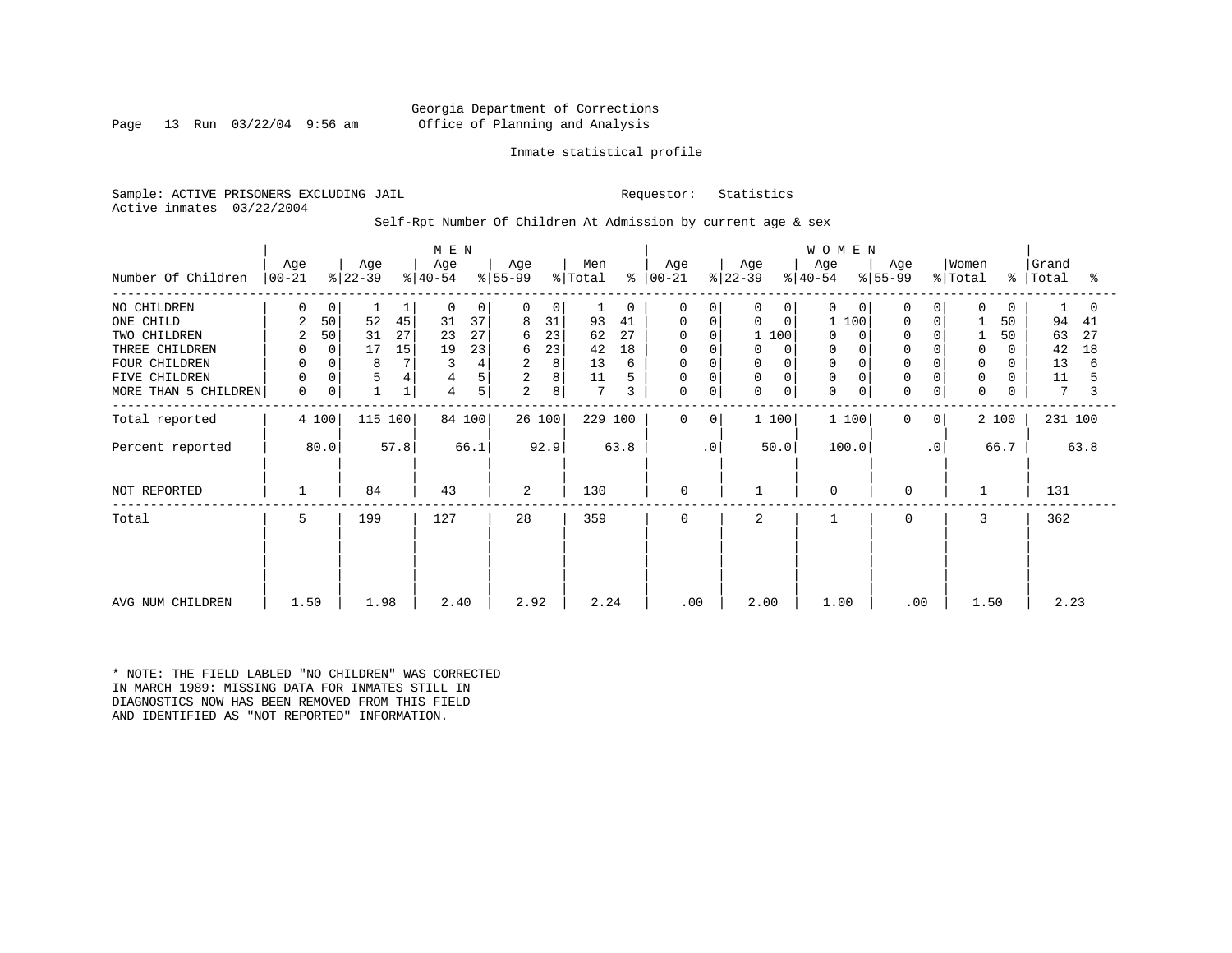Georgia Department of Corrections
Office of Planning and Analysis

Inmate statistical profile

Sample: ACTIVE PRISONERS EXCLUDING JAIL    Requestor: Statistics
Active inmates 03/22/2004

Self-Rpt Number Of Children At Admission by current age & sex

| Number Of Children | MEN Age 00-21 | % | Age 22-39 | % | Age 40-54 | % | Age 55-99 | % | Men Total | % | WOMEN Age 00-21 | % | Age 22-39 | % | Age 40-54 | % | Age 55-99 | % | Women Total | % | Grand Total | % |
|---|---|---|---|---|---|---|---|---|---|---|---|---|---|---|---|---|---|---|---|---|---|---|
| NO CHILDREN | 0 | 0 | 1 | 1 | 0 | 0 | 0 | 0 | 1 | 0 | 0 | 0 | 0 | 0 | 0 | 0 | 0 | 0 | 0 | 0 | 1 | 0 |
| ONE CHILD | 2 | 50 | 52 | 45 | 31 | 37 | 8 | 31 | 93 | 41 | 0 | 0 | 0 | 0 | 1 | 100 | 0 | 0 | 1 | 50 | 94 | 41 |
| TWO CHILDREN | 2 | 50 | 31 | 27 | 23 | 27 | 6 | 23 | 62 | 27 | 0 | 0 | 1 | 100 | 0 | 0 | 0 | 0 | 1 | 50 | 63 | 27 |
| THREE CHILDREN | 0 | 0 | 17 | 15 | 19 | 23 | 6 | 23 | 42 | 18 | 0 | 0 | 0 | 0 | 0 | 0 | 0 | 0 | 0 | 0 | 42 | 18 |
| FOUR CHILDREN | 0 | 0 | 8 | 7 | 3 | 4 | 2 | 8 | 13 | 6 | 0 | 0 | 0 | 0 | 0 | 0 | 0 | 0 | 0 | 0 | 13 | 6 |
| FIVE CHILDREN | 0 | 0 | 5 | 4 | 4 | 5 | 2 | 8 | 11 | 5 | 0 | 0 | 0 | 0 | 0 | 0 | 0 | 0 | 0 | 0 | 11 | 5 |
| MORE THAN 5 CHILDREN | 0 | 0 | 1 | 1 | 4 | 5 | 2 | 8 | 7 | 3 | 0 | 0 | 0 | 0 | 0 | 0 | 0 | 0 | 0 | 0 | 7 | 3 |
| Total reported | 4 | 100 | 115 | 100 | 84 | 100 | 26 | 100 | 229 | 100 | 0 | 0 | 1 | 100 | 1 | 100 | 0 | 0 | 2 | 100 | 231 | 100 |
| Percent reported | | 80.0 | | 57.8 | | 66.1 | | 92.9 | | 63.8 | | .0 | | 50.0 | | 100.0 | | .0 | | 66.7 | | 63.8 |
| NOT REPORTED | 1 | | 84 | | 43 | | 2 | | 130 | | 0 | | 1 | | 0 | | 0 | | 1 | | 131 | |
| Total | 5 | | 199 | | 127 | | 28 | | 359 | | 0 | | 2 | | 1 | | 0 | | 3 | | 362 | |
| AVG NUM CHILDREN | 1.50 | | 1.98 | | 2.40 | | 2.92 | | 2.24 | | .00 | | 2.00 | | 1.00 | | .00 | | 1.50 | | 2.23 | |

* NOTE: THE FIELD LABLED "NO CHILDREN" WAS CORRECTED IN MARCH 1989: MISSING DATA FOR INMATES STILL IN DIAGNOSTICS NOW HAS BEEN REMOVED FROM THIS FIELD AND IDENTIFIED AS "NOT REPORTED" INFORMATION.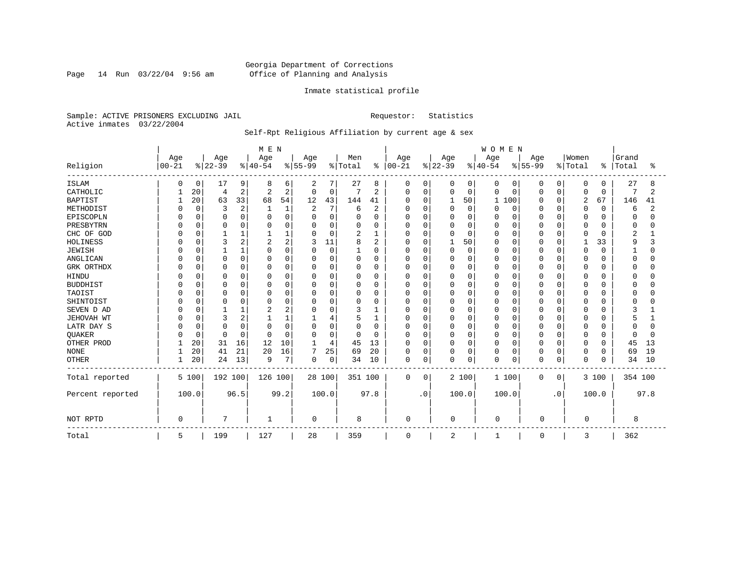Georgia Department of Corrections
Office of Planning and Analysis

Inmate statistical profile

Sample: ACTIVE PRISONERS EXCLUDING JAIL    Requestor: Statistics
Active inmates 03/22/2004

Self-Rpt Religious Affiliation by current age & sex

| | MEN | | | | | | | | | | WOMEN | | | | | | | | | | | |
|---|---|---|---|---|---|---|---|---|---|---|---|---|---|---|---|---|---|---|---|---|---|---|
| Religion | Age 00-21 | % | Age 22-39 | % | Age 40-54 | % | Age 55-99 | % | Men Total | % | Age 00-21 | % | Age 22-39 | % | Age 40-54 | % | Age 55-99 | % | Women Total | % | Grand Total | % |
| ISLAM | 0 | 0 | 17 | 9 | 8 | 6 | 2 | 7 | 27 | 8 | 0 | 0 | 0 | 0 | 0 | 0 | 0 | 0 | 0 | 0 | 27 | 8 |
| CATHOLIC | 1 | 20 | 4 | 2 | 2 | 2 | 0 | 0 | 7 | 2 | 0 | 0 | 0 | 0 | 0 | 0 | 0 | 0 | 0 | 0 | 7 | 2 |
| BAPTIST | 1 | 20 | 63 | 33 | 68 | 54 | 12 | 43 | 144 | 41 | 0 | 0 | 1 | 50 | 1 | 100 | 0 | 0 | 2 | 67 | 146 | 41 |
| METHODIST | 0 | 0 | 3 | 2 | 1 | 1 | 2 | 7 | 6 | 2 | 0 | 0 | 0 | 0 | 0 | 0 | 0 | 0 | 0 | 0 | 6 | 2 |
| EPISCOPLN | 0 | 0 | 0 | 0 | 0 | 0 | 0 | 0 | 0 | 0 | 0 | 0 | 0 | 0 | 0 | 0 | 0 | 0 | 0 | 0 | 0 | 0 |
| PRESBYTRN | 0 | 0 | 0 | 0 | 0 | 0 | 0 | 0 | 0 | 0 | 0 | 0 | 0 | 0 | 0 | 0 | 0 | 0 | 0 | 0 | 0 | 0 |
| CHC OF GOD | 0 | 0 | 1 | 1 | 1 | 1 | 0 | 0 | 2 | 1 | 0 | 0 | 0 | 0 | 0 | 0 | 0 | 0 | 0 | 0 | 2 | 1 |
| HOLINESS | 0 | 0 | 3 | 2 | 2 | 2 | 3 | 11 | 8 | 2 | 0 | 0 | 1 | 50 | 0 | 0 | 0 | 0 | 1 | 33 | 9 | 3 |
| JEWISH | 0 | 0 | 1 | 1 | 0 | 0 | 0 | 0 | 1 | 0 | 0 | 0 | 0 | 0 | 0 | 0 | 0 | 0 | 0 | 0 | 1 | 0 |
| ANGLICAN | 0 | 0 | 0 | 0 | 0 | 0 | 0 | 0 | 0 | 0 | 0 | 0 | 0 | 0 | 0 | 0 | 0 | 0 | 0 | 0 | 0 | 0 |
| GRK ORTHDX | 0 | 0 | 0 | 0 | 0 | 0 | 0 | 0 | 0 | 0 | 0 | 0 | 0 | 0 | 0 | 0 | 0 | 0 | 0 | 0 | 0 | 0 |
| HINDU | 0 | 0 | 0 | 0 | 0 | 0 | 0 | 0 | 0 | 0 | 0 | 0 | 0 | 0 | 0 | 0 | 0 | 0 | 0 | 0 | 0 | 0 |
| BUDDHIST | 0 | 0 | 0 | 0 | 0 | 0 | 0 | 0 | 0 | 0 | 0 | 0 | 0 | 0 | 0 | 0 | 0 | 0 | 0 | 0 | 0 | 0 |
| TAOIST | 0 | 0 | 0 | 0 | 0 | 0 | 0 | 0 | 0 | 0 | 0 | 0 | 0 | 0 | 0 | 0 | 0 | 0 | 0 | 0 | 0 | 0 |
| SHINTOIST | 0 | 0 | 0 | 0 | 0 | 0 | 0 | 0 | 0 | 0 | 0 | 0 | 0 | 0 | 0 | 0 | 0 | 0 | 0 | 0 | 0 | 0 |
| SEVEN D AD | 0 | 0 | 1 | 1 | 2 | 2 | 0 | 0 | 3 | 1 | 0 | 0 | 0 | 0 | 0 | 0 | 0 | 0 | 0 | 0 | 3 | 1 |
| JEHOVAH WT | 0 | 0 | 3 | 2 | 1 | 1 | 1 | 4 | 5 | 1 | 0 | 0 | 0 | 0 | 0 | 0 | 0 | 0 | 0 | 0 | 5 | 1 |
| LATR DAY S | 0 | 0 | 0 | 0 | 0 | 0 | 0 | 0 | 0 | 0 | 0 | 0 | 0 | 0 | 0 | 0 | 0 | 0 | 0 | 0 | 0 | 0 |
| QUAKER | 0 | 0 | 0 | 0 | 0 | 0 | 0 | 0 | 0 | 0 | 0 | 0 | 0 | 0 | 0 | 0 | 0 | 0 | 0 | 0 | 0 | 0 |
| OTHER PROD | 1 | 20 | 31 | 16 | 12 | 10 | 1 | 4 | 45 | 13 | 0 | 0 | 0 | 0 | 0 | 0 | 0 | 0 | 0 | 0 | 45 | 13 |
| NONE | 1 | 20 | 41 | 21 | 20 | 16 | 7 | 25 | 69 | 20 | 0 | 0 | 0 | 0 | 0 | 0 | 0 | 0 | 0 | 0 | 69 | 19 |
| OTHER | 1 | 20 | 24 | 13 | 9 | 7 | 0 | 0 | 34 | 10 | 0 | 0 | 0 | 0 | 0 | 0 | 0 | 0 | 0 | 0 | 34 | 10 |
| Total reported | 5 | 100 | 192 | 100 | 126 | 100 | 28 | 100 | 351 | 100 | 0 | 0 | 2 | 100 | 1 | 100 | 0 | 0 | 3 | 100 | 354 | 100 |
| Percent reported | | 100.0 | | 96.5 | | 99.2 | | 100.0 | | 97.8 | | .0 | | 100.0 | | 100.0 | | .0 | | 100.0 | | 97.8 |
| NOT RPTD | 0 | | 7 | | 1 | | 0 | | 8 | | 0 | | 0 | | 0 | | 0 | | 0 | | 8 | |
| Total | 5 | | 199 | | 127 | | 28 | | 359 | | 0 | | 2 | | 1 | | 0 | | 3 | | 362 | |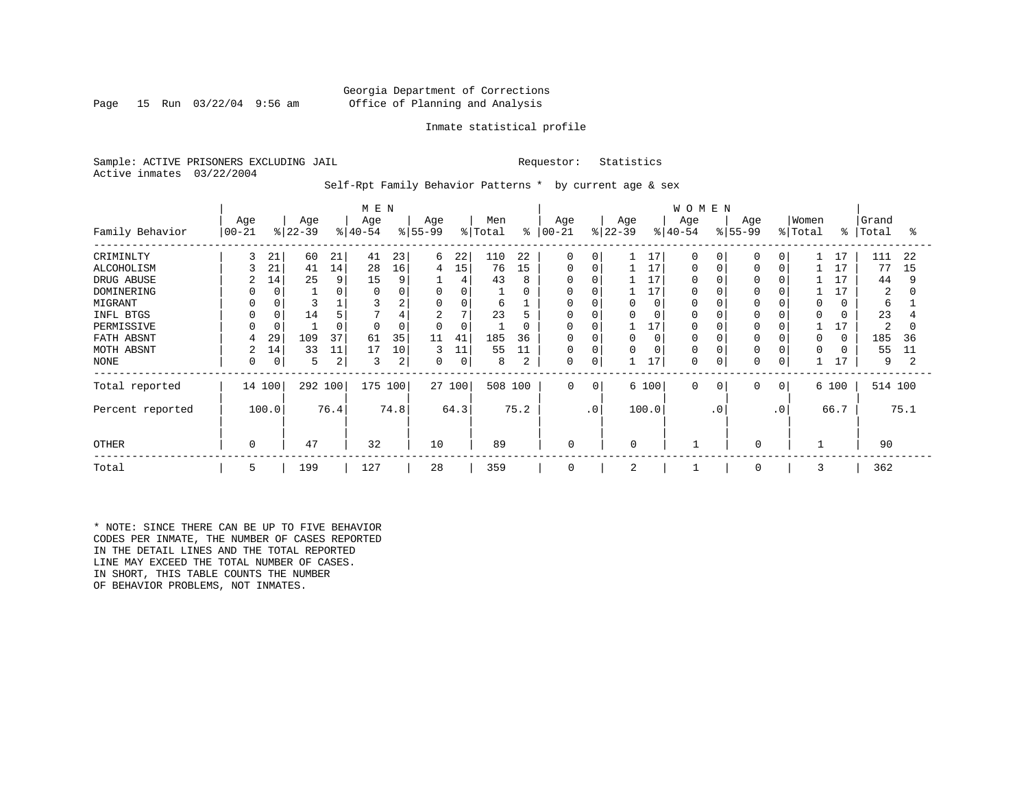Georgia Department of Corrections
Office of Planning and Analysis

Inmate statistical profile

Sample: ACTIVE PRISONERS EXCLUDING JAIL          Requestor: Statistics
Active inmates 03/22/2004

Self-Rpt Family Behavior Patterns * by current age & sex

| | MEN | | | | | | | | | | WOMEN | | | | | | | | | | | |
|---|---|---|---|---|---|---|---|---|---|---|---|---|---|---|---|---|---|---|---|---|---|---|
| Family Behavior | Age 00-21 | % | Age 22-39 | % | Age 40-54 | % | Age 55-99 | % | Men Total | % | Age 00-21 | % | Age 22-39 | % | Age 40-54 | % | Age 55-99 | % | Women Total | % | Grand Total | % |
| CRIMINLTY | 3 | 21 | 60 | 21 | 41 | 23 | 6 | 22 | 110 | 22 | 0 | 0 | 1 | 17 | 0 | 0 | 0 | 0 | 1 | 17 | 111 | 22 |
| ALCOHOLISM | 3 | 21 | 41 | 14 | 28 | 16 | 4 | 15 | 76 | 15 | 0 | 0 | 1 | 17 | 0 | 0 | 0 | 0 | 1 | 17 | 77 | 15 |
| DRUG ABUSE | 2 | 14 | 25 | 9 | 15 | 9 | 1 | 4 | 43 | 8 | 0 | 0 | 1 | 17 | 0 | 0 | 0 | 0 | 1 | 17 | 44 | 9 |
| DOMINERING | 0 | 0 | 1 | 0 | 0 | 0 | 0 | 0 | 1 | 0 | 0 | 0 | 1 | 17 | 0 | 0 | 0 | 0 | 1 | 17 | 2 | 0 |
| MIGRANT | 0 | 0 | 3 | 1 | 3 | 2 | 0 | 0 | 6 | 1 | 0 | 0 | 0 | 0 | 0 | 0 | 0 | 0 | 0 | 0 | 6 | 1 |
| INFL BTGS | 0 | 0 | 14 | 5 | 7 | 4 | 2 | 7 | 23 | 5 | 0 | 0 | 0 | 0 | 0 | 0 | 0 | 0 | 0 | 0 | 23 | 4 |
| PERMISSIVE | 0 | 0 | 1 | 0 | 0 | 0 | 0 | 0 | 1 | 0 | 0 | 0 | 1 | 17 | 0 | 0 | 0 | 0 | 1 | 17 | 2 | 0 |
| FATH ABSNT | 4 | 29 | 109 | 37 | 61 | 35 | 11 | 41 | 185 | 36 | 0 | 0 | 0 | 0 | 0 | 0 | 0 | 0 | 0 | 0 | 185 | 36 |
| MOTH ABSNT | 2 | 14 | 33 | 11 | 17 | 10 | 3 | 11 | 55 | 11 | 0 | 0 | 0 | 0 | 0 | 0 | 0 | 0 | 0 | 0 | 55 | 11 |
| NONE | 0 | 0 | 5 | 2 | 3 | 2 | 0 | 0 | 8 | 2 | 0 | 0 | 1 | 17 | 0 | 0 | 0 | 0 | 1 | 17 | 9 | 2 |
| Total reported | 14 | 100 | 292 | 100 | 175 | 100 | 27 | 100 | 508 | 100 | 0 | 0 | 6 | 100 | 0 | 0 | 0 | 0 | 6 | 100 | 514 | 100 |
| Percent reported | | 100.0 | | 76.4 | | 74.8 | | 64.3 | | 75.2 | | .0 | | 100.0 | | .0 | | .0 | | 66.7 | | 75.1 |
| OTHER | 0 | | 47 | | 32 | | 10 | | 89 | | 0 | | 0 | | 1 | | 0 | | 1 | | 90 | |
| Total | 5 | | 199 | | 127 | | 28 | | 359 | | 0 | | 2 | | 1 | | 0 | | 3 | | 362 | |

* NOTE: SINCE THERE CAN BE UP TO FIVE BEHAVIOR CODES PER INMATE, THE NUMBER OF CASES REPORTED IN THE DETAIL LINES AND THE TOTAL REPORTED LINE MAY EXCEED THE TOTAL NUMBER OF CASES. IN SHORT, THIS TABLE COUNTS THE NUMBER OF BEHAVIOR PROBLEMS, NOT INMATES.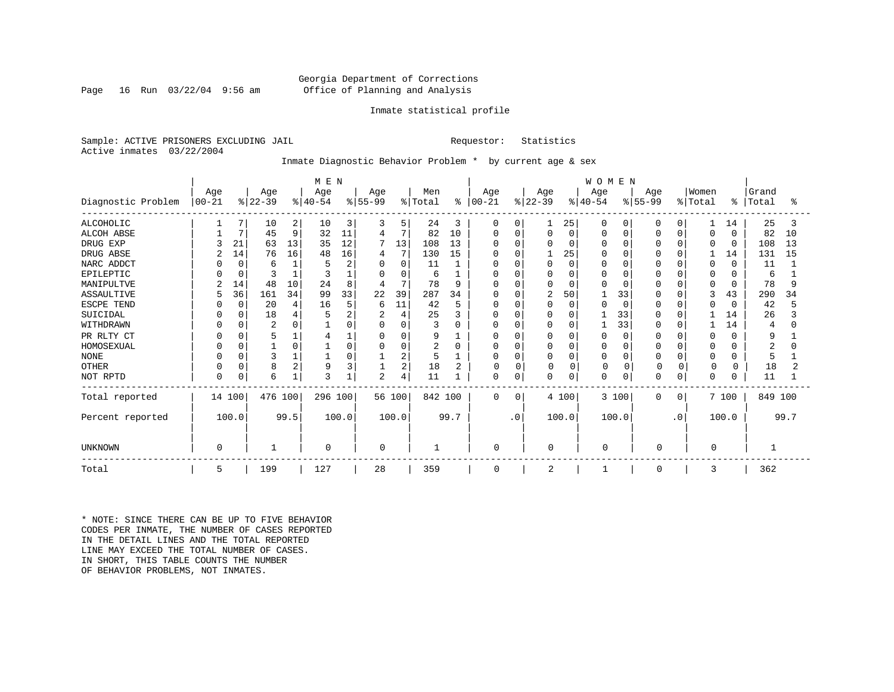Georgia Department of Corrections
Office of Planning and Analysis

Inmate statistical profile

Sample: ACTIVE PRISONERS EXCLUDING JAIL                    Requestor: Statistics
Active inmates 03/22/2004

Inmate Diagnostic Behavior Problem * by current age & sex

| Diagnostic Problem | MEN Age 00-21 | % | Age 22-39 | % | Age 40-54 | % | Age 55-99 | % | Men Total | % | WOMEN Age 00-21 | % | Age 22-39 | % | Age 40-54 | % | Age 55-99 | % | Women Total | % | Grand Total | % |
|---|---|---|---|---|---|---|---|---|---|---|---|---|---|---|---|---|---|---|---|---|---|---|
| ALCOHOLIC | 1 | 7 | 10 | 2 | 10 | 3 | 3 | 5 | 24 | 3 | 0 | 0 | 1 | 25 | 0 | 0 | 0 | 0 | 1 | 14 | 25 | 3 |
| ALCOH ABSE | 1 | 7 | 45 | 9 | 32 | 11 | 4 | 7 | 82 | 10 | 0 | 0 | 0 | 0 | 0 | 0 | 0 | 0 | 0 | 0 | 82 | 10 |
| DRUG EXP | 3 | 21 | 63 | 13 | 35 | 12 | 7 | 13 | 108 | 13 | 0 | 0 | 0 | 0 | 0 | 0 | 0 | 0 | 0 | 0 | 108 | 13 |
| DRUG ABSE | 2 | 14 | 76 | 16 | 48 | 16 | 4 | 7 | 130 | 15 | 0 | 0 | 1 | 25 | 0 | 0 | 0 | 0 | 1 | 14 | 131 | 15 |
| NARC ADDCT | 0 | 0 | 6 | 1 | 5 | 2 | 0 | 0 | 11 | 1 | 0 | 0 | 0 | 0 | 0 | 0 | 0 | 0 | 0 | 0 | 11 | 1 |
| EPILEPTIC | 0 | 0 | 3 | 1 | 3 | 1 | 0 | 0 | 6 | 1 | 0 | 0 | 0 | 0 | 0 | 0 | 0 | 0 | 0 | 0 | 6 | 1 |
| MANIPULTVE | 2 | 14 | 48 | 10 | 24 | 8 | 4 | 7 | 78 | 9 | 0 | 0 | 0 | 0 | 0 | 0 | 0 | 0 | 0 | 0 | 78 | 9 |
| ASSAULTIVE | 5 | 36 | 161 | 34 | 99 | 33 | 22 | 39 | 287 | 34 | 0 | 0 | 2 | 50 | 1 | 33 | 0 | 0 | 3 | 43 | 290 | 34 |
| ESCPE TEND | 0 | 0 | 20 | 4 | 16 | 5 | 6 | 11 | 42 | 5 | 0 | 0 | 0 | 0 | 0 | 0 | 0 | 0 | 0 | 0 | 42 | 5 |
| SUICIDAL | 0 | 0 | 18 | 4 | 5 | 2 | 2 | 4 | 25 | 3 | 0 | 0 | 0 | 0 | 1 | 33 | 0 | 0 | 1 | 14 | 26 | 3 |
| WITHDRAWN | 0 | 0 | 2 | 0 | 1 | 0 | 0 | 0 | 3 | 0 | 0 | 0 | 0 | 0 | 1 | 33 | 0 | 0 | 1 | 14 | 4 | 0 |
| PR RLTY CT | 0 | 0 | 5 | 1 | 4 | 1 | 0 | 0 | 9 | 1 | 0 | 0 | 0 | 0 | 0 | 0 | 0 | 0 | 0 | 0 | 9 | 1 |
| HOMOSEXUAL | 0 | 0 | 1 | 0 | 1 | 0 | 0 | 0 | 2 | 0 | 0 | 0 | 0 | 0 | 0 | 0 | 0 | 0 | 0 | 0 | 2 | 0 |
| NONE | 0 | 0 | 3 | 1 | 1 | 0 | 1 | 2 | 5 | 1 | 0 | 0 | 0 | 0 | 0 | 0 | 0 | 0 | 0 | 0 | 5 | 1 |
| OTHER | 0 | 0 | 8 | 2 | 9 | 3 | 1 | 2 | 18 | 2 | 0 | 0 | 0 | 0 | 0 | 0 | 0 | 0 | 0 | 0 | 18 | 2 |
| NOT RPTD | 0 | 0 | 6 | 1 | 3 | 1 | 2 | 4 | 11 | 1 | 0 | 0 | 0 | 0 | 0 | 0 | 0 | 0 | 0 | 0 | 11 | 1 |
| Total reported | 14 | 100 | 476 | 100 | 296 | 100 | 56 | 100 | 842 | 100 | 0 | 0 | 4 | 100 | 3 | 100 | 0 | 0 | 7 | 100 | 849 | 100 |
| Percent reported | 100.0 | | 99.5 | | 100.0 | | 100.0 | | 99.7 | | .0 | | 100.0 | | 100.0 | | .0 | | 100.0 | | 99.7 | |
| UNKNOWN | 0 | | 1 | | 0 | | 0 | | 1 | | 0 | | 0 | | 0 | | 0 | | 0 | | 1 | |
| Total | 5 | | 199 | | 127 | | 28 | | 359 | | 0 | | 2 | | 1 | | 0 | | 3 | | 362 | |

* NOTE: SINCE THERE CAN BE UP TO FIVE BEHAVIOR CODES PER INMATE, THE NUMBER OF CASES REPORTED IN THE DETAIL LINES AND THE TOTAL REPORTED LINE MAY EXCEED THE TOTAL NUMBER OF CASES. IN SHORT, THIS TABLE COUNTS THE NUMBER OF BEHAVIOR PROBLEMS, NOT INMATES.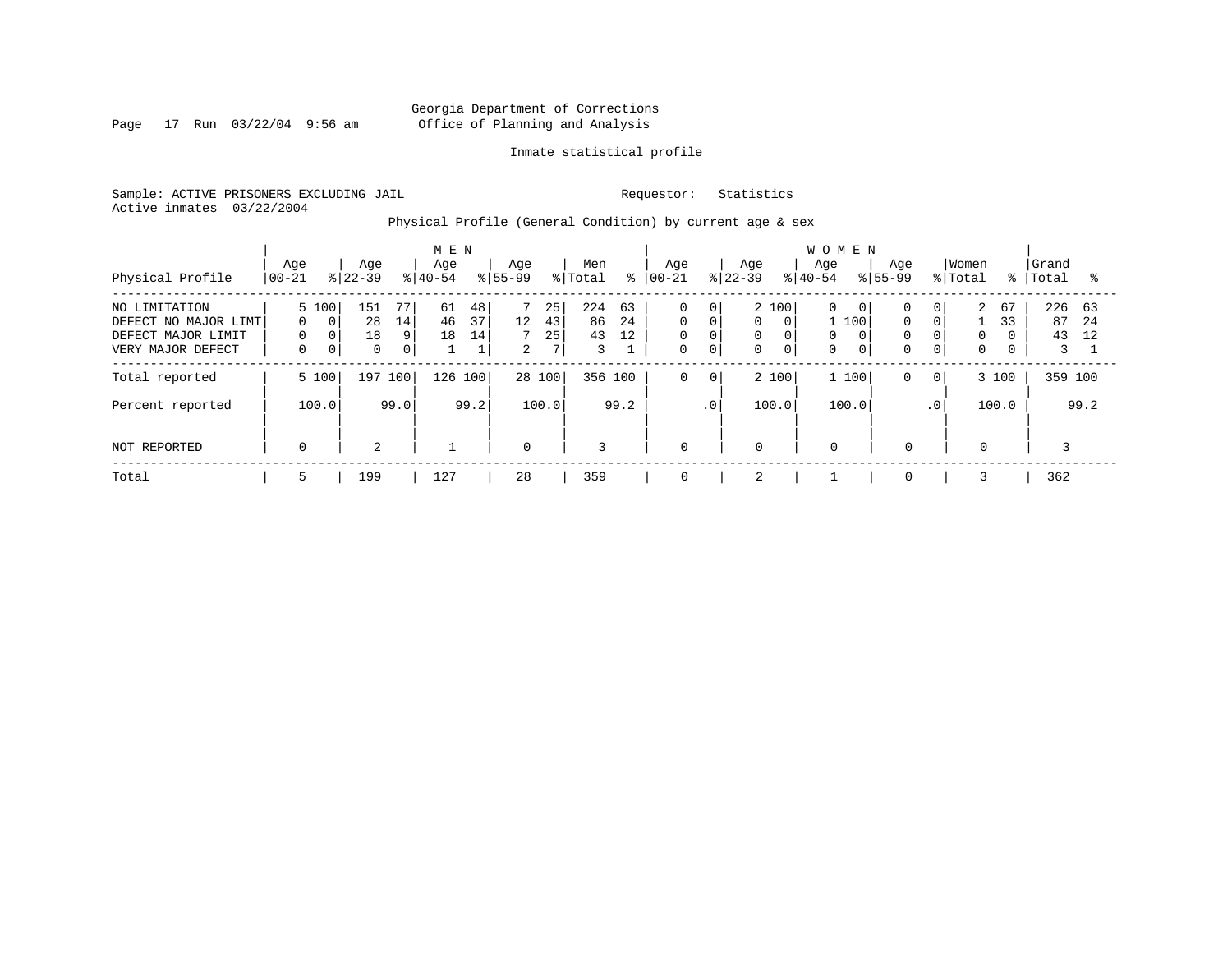Georgia Department of Corrections
Office of Planning and Analysis

Inmate statistical profile

Sample: ACTIVE PRISONERS EXCLUDING JAIL    Requestor: Statistics
Active inmates 03/22/2004

Physical Profile (General Condition) by current age & sex

| Physical Profile | MEN Age 00-21 | % | Age 22-39 | % | Age 40-54 | % | Age 55-99 | % | Men Total | % | WOMEN Age 00-21 | % | Age 22-39 | % | Age 40-54 | % | Age 55-99 | % | Women Total | % | Grand Total | % |
|---|---|---|---|---|---|---|---|---|---|---|---|---|---|---|---|---|---|---|---|---|---|---|
| NO LIMITATION | 5 | 100 | 151 | 77 | 61 | 48 | 7 | 25 | 224 | 63 | 0 | 0 | 2 | 100 | 0 | 0 | 0 | 0 | 2 | 67 | 226 | 63 |
| DEFECT NO MAJOR LIMT | 0 | 0 | 28 | 14 | 46 | 37 | 12 | 43 | 86 | 24 | 0 | 0 | 0 | 0 | 1 | 100 | 0 | 0 | 1 | 33 | 87 | 24 |
| DEFECT MAJOR LIMIT | 0 | 0 | 18 | 9 | 18 | 14 | 7 | 25 | 43 | 12 | 0 | 0 | 0 | 0 | 0 | 0 | 0 | 0 | 0 | 0 | 43 | 12 |
| VERY MAJOR DEFECT | 0 | 0 | 0 | 0 | 1 | 1 | 2 | 7 | 3 | 1 | 0 | 0 | 0 | 0 | 0 | 0 | 0 | 0 | 0 | 0 | 3 | 1 |
| Total reported | 5 | 100 | 197 | 100 | 126 | 100 | 28 | 100 | 356 | 100 | 0 | 0 | 2 | 100 | 1 | 100 | 0 | 0 | 3 | 100 | 359 | 100 |
| Percent reported | | 100.0 | | 99.0 | | 99.2 | | 100.0 | | 99.2 | | .0 | | 100.0 | | 100.0 | | .0 | | 100.0 | | 99.2 |
| NOT REPORTED | 0 | | 2 | | 1 | | 0 | | 3 | | 0 | | 0 | | 0 | | 0 | | 0 | | 3 | |
| Total | 5 | | 199 | | 127 | | 28 | | 359 | | 0 | | 2 | | 1 | | 0 | | 3 | | 362 | |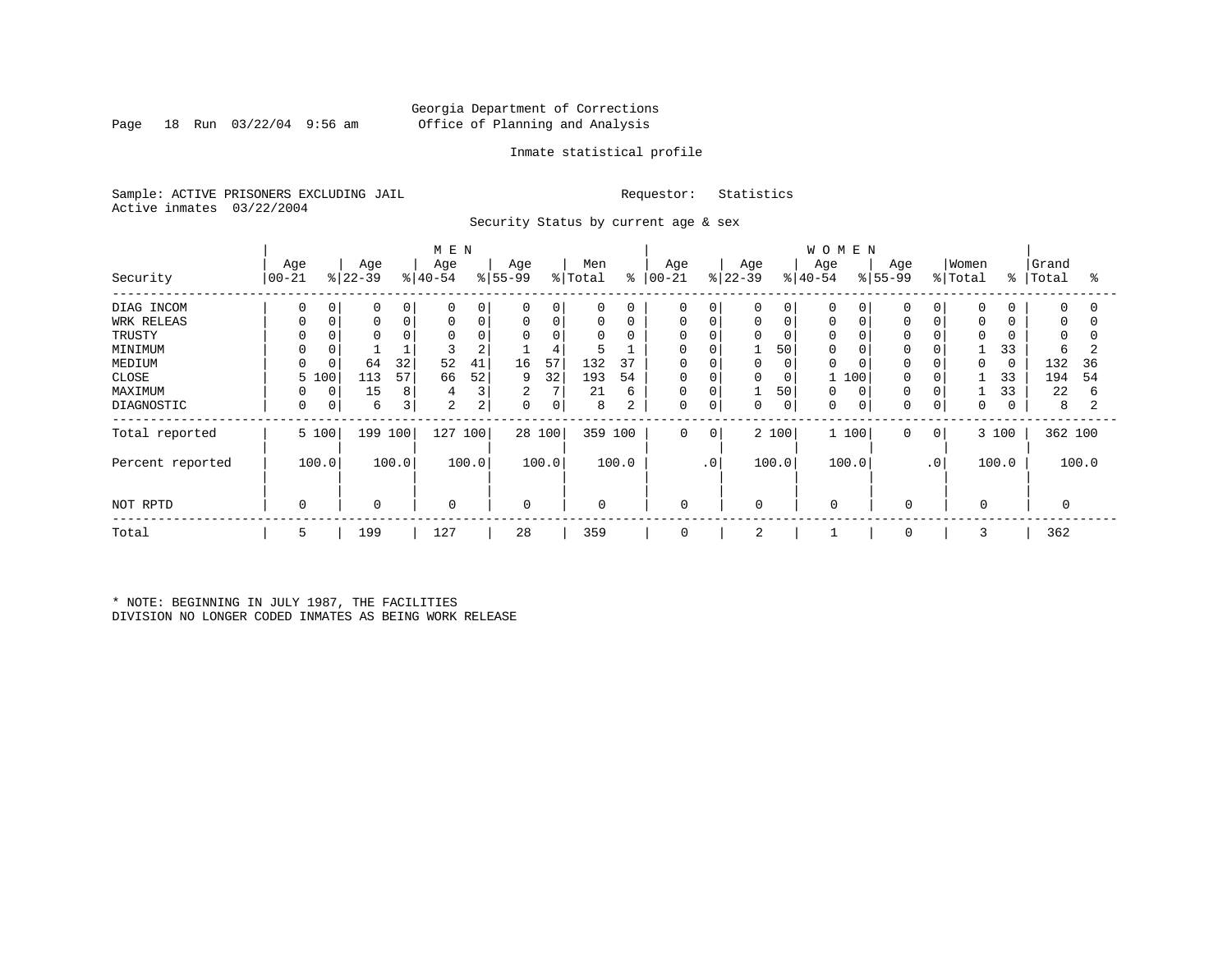Georgia Department of Corrections
Office of Planning and Analysis

Inmate statistical profile

Sample: ACTIVE PRISONERS EXCLUDING JAIL

Requestor: Statistics

Active inmates 03/22/2004

Security Status by current age & sex

| | MEN | | | | | | | | | | WOMEN | | | | | | | | | | | |
|---|---|---|---|---|---|---|---|---|---|---|---|---|---|---|---|---|---|---|---|---|---|---|
| Security | Age 00-21 | % | Age 22-39 | % | Age 40-54 | % | Age 55-99 | % | Men Total | % | Age 00-21 | % | Age 22-39 | % | Age 40-54 | % | Age 55-99 | % | Women Total | % | Grand Total | % |
| DIAG INCOM | 0 | 0 | 0 | 0 | 0 | 0 | 0 | 0 | 0 | 0 | 0 | 0 | 0 | 0 | 0 | 0 | 0 | 0 | 0 | 0 | 0 | 0 |
| WRK RELEAS | 0 | 0 | 0 | 0 | 0 | 0 | 0 | 0 | 0 | 0 | 0 | 0 | 0 | 0 | 0 | 0 | 0 | 0 | 0 | 0 | 0 | 0 |
| TRUSTY | 0 | 0 | 0 | 0 | 0 | 0 | 0 | 0 | 0 | 0 | 0 | 0 | 0 | 0 | 0 | 0 | 0 | 0 | 0 | 0 | 0 | 0 |
| MINIMUM | 0 | 0 | 1 | 1 | 3 | 2 | 1 | 4 | 5 | 1 | 0 | 0 | 1 | 50 | 0 | 0 | 0 | 0 | 1 | 33 | 6 | 2 |
| MEDIUM | 0 | 0 | 64 | 32 | 52 | 41 | 16 | 57 | 132 | 37 | 0 | 0 | 0 | 0 | 0 | 0 | 0 | 0 | 0 | 0 | 132 | 36 |
| CLOSE | 5 | 100 | 113 | 57 | 66 | 52 | 9 | 32 | 193 | 54 | 0 | 0 | 0 | 0 | 1 | 100 | 0 | 0 | 1 | 33 | 194 | 54 |
| MAXIMUM | 0 | 0 | 15 | 8 | 4 | 3 | 2 | 7 | 21 | 6 | 0 | 0 | 1 | 50 | 0 | 0 | 0 | 0 | 1 | 33 | 22 | 6 |
| DIAGNOSTIC | 0 | 0 | 6 | 3 | 2 | 2 | 0 | 0 | 8 | 2 | 0 | 0 | 0 | 0 | 0 | 0 | 0 | 0 | 0 | 0 | 8 | 2 |
| Total reported | 5 | 100 | 199 | 100 | 127 | 100 | 28 | 100 | 359 | 100 | 0 | 0 | 2 | 100 | 1 | 100 | 0 | 0 | 3 | 100 | 362 | 100 |
| Percent reported | | 100.0 | | 100.0 | | 100.0 | | 100.0 | | 100.0 | | .0 | | 100.0 | | 100.0 | | .0 | | 100.0 | | 100.0 |
| NOT RPTD | 0 | | 0 | | 0 | | 0 | | 0 | | 0 | | 0 | | 0 | | 0 | | 0 | | 0 | |
| Total | 5 | | 199 | | 127 | | 28 | | 359 | | 0 | | 2 | | 1 | | 0 | | 3 | | 362 | |

* NOTE: BEGINNING IN JULY 1987, THE FACILITIES DIVISION NO LONGER CODED INMATES AS BEING WORK RELEASE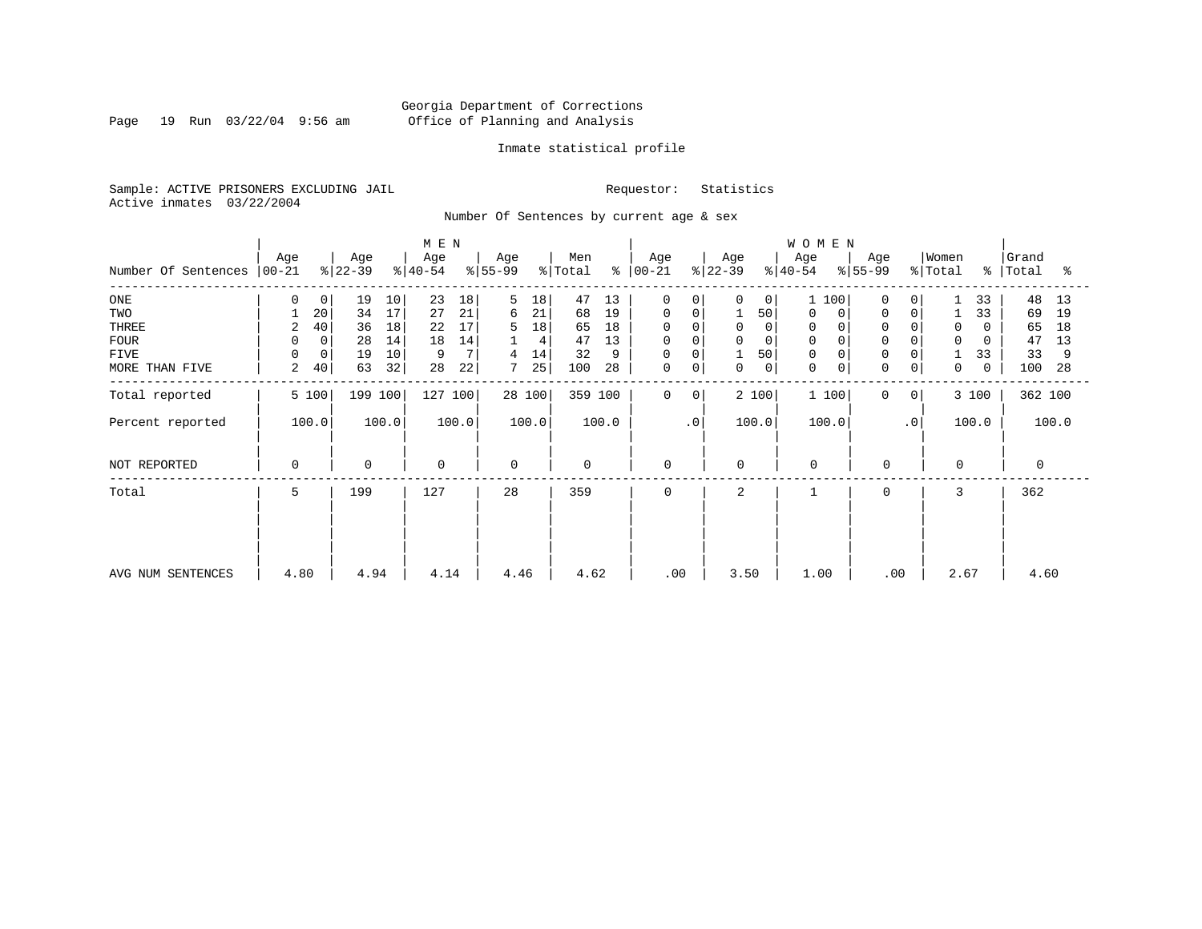Georgia Department of Corrections
Office of Planning and Analysis

Inmate statistical profile

Sample: ACTIVE PRISONERS EXCLUDING JAIL
Active inmates 03/22/2004

Requestor: Statistics

Number Of Sentences by current age & sex

| Number Of Sentences | MEN Age 00-21 | % | Age 22-39 | % | Age 40-54 | % | Age 55-99 | % | Men Total | % | WOMEN Age 00-21 | % | Age 22-39 | % | Age 40-54 | % | Age 55-99 | % | Women Total | % | Grand Total | % |
|---|---|---|---|---|---|---|---|---|---|---|---|---|---|---|---|---|---|---|---|---|---|---|
| ONE | 0 | 0 | 19 | 10 | 23 | 18 | 5 | 18 | 47 | 13 | 0 | 0 | 0 | 0 | 1 | 100 | 0 | 0 | 1 | 33 | 48 | 13 |
| TWO | 1 | 20 | 34 | 17 | 27 | 21 | 6 | 21 | 68 | 19 | 0 | 0 | 1 | 50 | 0 | 0 | 0 | 0 | 1 | 33 | 69 | 19 |
| THREE | 2 | 40 | 36 | 18 | 22 | 17 | 5 | 18 | 65 | 18 | 0 | 0 | 0 | 0 | 0 | 0 | 0 | 0 | 0 | 0 | 65 | 18 |
| FOUR | 0 | 0 | 28 | 14 | 18 | 14 | 1 | 4 | 47 | 13 | 0 | 0 | 0 | 0 | 0 | 0 | 0 | 0 | 0 | 0 | 47 | 13 |
| FIVE | 0 | 0 | 19 | 10 | 9 | 7 | 4 | 14 | 32 | 9 | 0 | 0 | 1 | 50 | 0 | 0 | 0 | 0 | 1 | 33 | 33 | 9 |
| MORE THAN FIVE | 2 | 40 | 63 | 32 | 28 | 22 | 7 | 25 | 100 | 28 | 0 | 0 | 0 | 0 | 0 | 0 | 0 | 0 | 0 | 0 | 100 | 28 |
| Total reported | 5 | 100 | 199 | 100 | 127 | 100 | 28 | 100 | 359 | 100 | 0 | 0 | 2 | 100 | 1 | 100 | 0 | 0 | 3 | 100 | 362 | 100 |
| Percent reported | 100.0 | | 100.0 | | 100.0 | | 100.0 | | 100.0 | | .0 | | 100.0 | | 100.0 | | .0 | | 100.0 | | 100.0 | |
| NOT REPORTED | 0 | | 0 | | 0 | | 0 | | 0 | | 0 | | 0 | | 0 | | 0 | | 0 | | 0 | |
| Total | 5 | | 199 | | 127 | | 28 | | 359 | | 0 | | 2 | | 1 | | 0 | | 3 | | 362 | |
| AVG NUM SENTENCES | 4.80 | | 4.94 | | 4.14 | | 4.46 | | 4.62 | | .00 | | 3.50 | | 1.00 | | .00 | | 2.67 | | 4.60 | |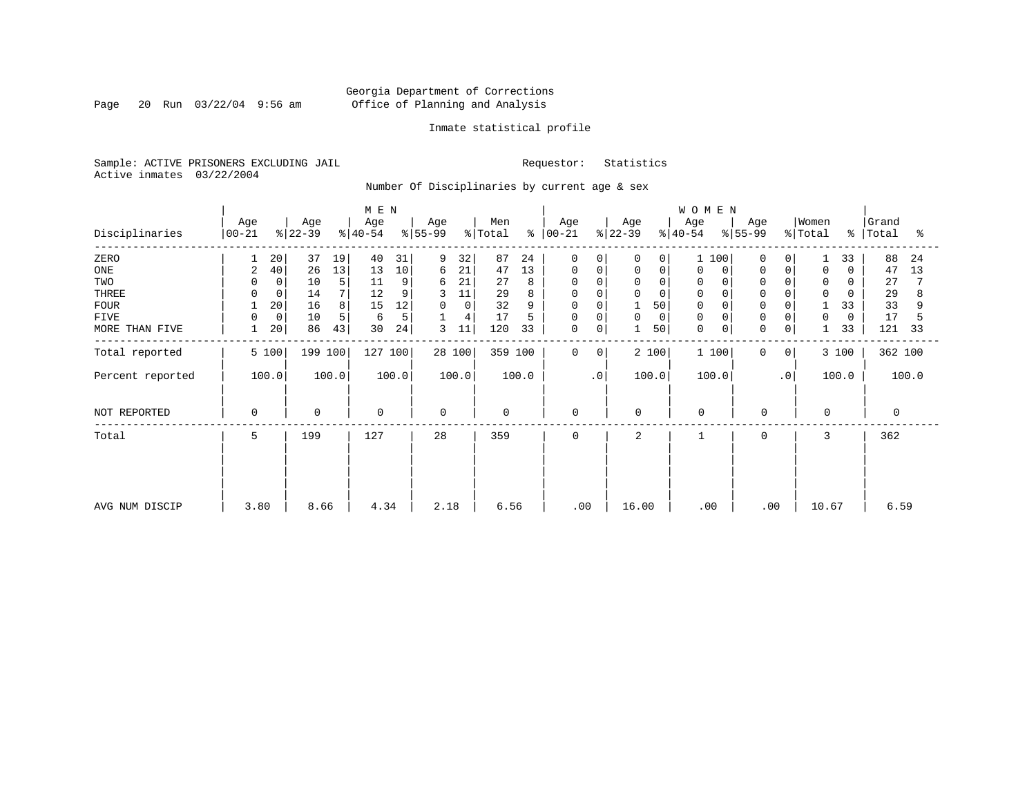Georgia Department of Corrections
Office of Planning and Analysis

Inmate statistical profile

Sample: ACTIVE PRISONERS EXCLUDING JAIL  Requestor: Statistics
Active inmates 03/22/2004

Number Of Disciplinaries by current age & sex

| | MEN | | | | | | | | | | WOMEN | | | | | | | | | | | |
|---|---|---|---|---|---|---|---|---|---|---|---|---|---|---|---|---|---|---|---|---|---|---|
| Disciplinaries | Age 00-21 | % | Age 22-39 | % | Age 40-54 | % | Age 55-99 | % | Men Total | % | Age 00-21 | % | Age 22-39 | % | Age 40-54 | % | Age 55-99 | % | Women Total | % | Grand Total | % |
| ZERO | 1 | 20 | 37 | 19 | 40 | 31 | 9 | 32 | 87 | 24 | 0 | 0 | 0 | 0 | 1 | 100 | 0 | 0 | 1 | 33 | 88 | 24 |
| ONE | 2 | 40 | 26 | 13 | 13 | 10 | 6 | 21 | 47 | 13 | 0 | 0 | 0 | 0 | 0 | 0 | 0 | 0 | 0 | 0 | 47 | 13 |
| TWO | 0 | 0 | 10 | 5 | 11 | 9 | 6 | 21 | 27 | 8 | 0 | 0 | 0 | 0 | 0 | 0 | 0 | 0 | 0 | 0 | 27 | 7 |
| THREE | 0 | 0 | 14 | 7 | 12 | 9 | 3 | 11 | 29 | 8 | 0 | 0 | 0 | 0 | 0 | 0 | 0 | 0 | 0 | 0 | 29 | 8 |
| FOUR | 1 | 20 | 16 | 8 | 15 | 12 | 0 | 0 | 32 | 9 | 0 | 0 | 1 | 50 | 0 | 0 | 0 | 0 | 1 | 33 | 33 | 9 |
| FIVE | 0 | 0 | 10 | 5 | 6 | 5 | 1 | 4 | 17 | 5 | 0 | 0 | 0 | 0 | 0 | 0 | 0 | 0 | 0 | 0 | 17 | 5 |
| MORE THAN FIVE | 1 | 20 | 86 | 43 | 30 | 24 | 3 | 11 | 120 | 33 | 0 | 0 | 1 | 50 | 0 | 0 | 0 | 0 | 1 | 33 | 121 | 33 |
| Total reported | 5 | 100 | 199 | 100 | 127 | 100 | 28 | 100 | 359 | 100 | 0 | 0 | 2 | 100 | 1 | 100 | 0 | 0 | 3 | 100 | 362 | 100 |
| Percent reported | 100.0 | | 100.0 | | 100.0 | | 100.0 | | 100.0 | | .0 | | 100.0 | | 100.0 | | .0 | | 100.0 | | 100.0 | |
| NOT REPORTED | 0 | | 0 | | 0 | | 0 | | 0 | | 0 | | 0 | | 0 | | 0 | | 0 | | 0 | |
| Total | 5 | | 199 | | 127 | | 28 | | 359 | | 0 | | 2 | | 1 | | 0 | | 3 | | 362 | |
| AVG NUM DISCIP | 3.80 | | 8.66 | | 4.34 | | 2.18 | | 6.56 | | .00 | | 16.00 | | .00 | | .00 | | 10.67 | | 6.59 | |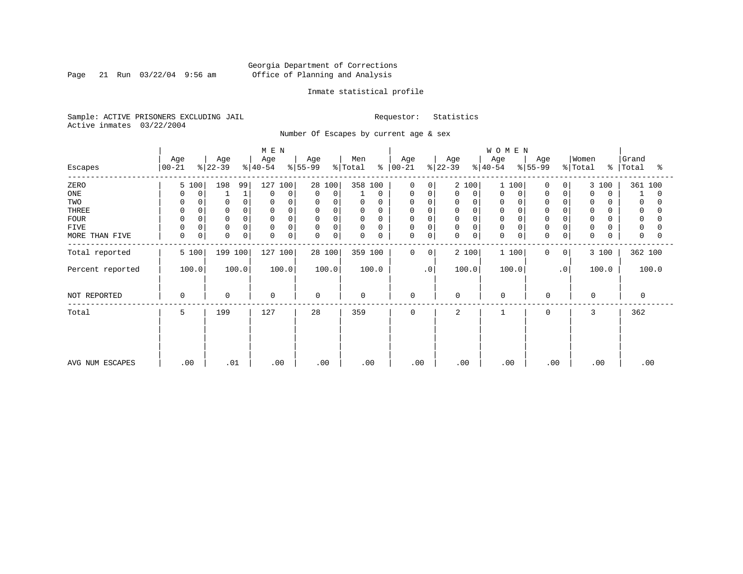Georgia Department of Corrections
Office of Planning and Analysis

Inmate statistical profile

Sample: ACTIVE PRISONERS EXCLUDING JAIL                Requestor: Statistics
Active inmates 03/22/2004

Number Of Escapes by current age & sex

| Escapes | MEN Age 00-21 | % | Age 22-39 | % | Age 40-54 | % | Age 55-99 | % | Men Total | % | WOMEN Age 00-21 | % | Age 22-39 | % | Age 40-54 | % | Age 55-99 | % | Women Total | % | Grand Total | % |
|---|---|---|---|---|---|---|---|---|---|---|---|---|---|---|---|---|---|---|---|---|---|---|
| ZERO | 5 | 100 | 198 | 99 | 127 | 100 | 28 | 100 | 358 | 100 | 0 | 0 | 2 | 100 | 1 | 100 | 0 | 0 | 3 | 100 | 361 | 100 |
| ONE | 0 | 0 | 1 | 1 | 0 | 0 | 0 | 0 | 1 | 0 | 0 | 0 | 0 | 0 | 0 | 0 | 0 | 0 | 0 | 0 | 1 | 0 |
| TWO | 0 | 0 | 0 | 0 | 0 | 0 | 0 | 0 | 0 | 0 | 0 | 0 | 0 | 0 | 0 | 0 | 0 | 0 | 0 | 0 | 0 | 0 |
| THREE | 0 | 0 | 0 | 0 | 0 | 0 | 0 | 0 | 0 | 0 | 0 | 0 | 0 | 0 | 0 | 0 | 0 | 0 | 0 | 0 | 0 | 0 |
| FOUR | 0 | 0 | 0 | 0 | 0 | 0 | 0 | 0 | 0 | 0 | 0 | 0 | 0 | 0 | 0 | 0 | 0 | 0 | 0 | 0 | 0 | 0 |
| FIVE | 0 | 0 | 0 | 0 | 0 | 0 | 0 | 0 | 0 | 0 | 0 | 0 | 0 | 0 | 0 | 0 | 0 | 0 | 0 | 0 | 0 | 0 |
| MORE THAN FIVE | 0 | 0 | 0 | 0 | 0 | 0 | 0 | 0 | 0 | 0 | 0 | 0 | 0 | 0 | 0 | 0 | 0 | 0 | 0 | 0 | 0 | 0 |
| Total reported | 5 | 100 | 199 | 100 | 127 | 100 | 28 | 100 | 359 | 100 | 0 | 0 | 2 | 100 | 1 | 100 | 0 | 0 | 3 | 100 | 362 | 100 |
| Percent reported | 100.0 | | 100.0 | | 100.0 | | 100.0 | | 100.0 | | .0 | | 100.0 | | 100.0 | | .0 | | 100.0 | | 100.0 | |
| NOT REPORTED | 0 | | 0 | | 0 | | 0 | | 0 | | 0 | | 0 | | 0 | | 0 | | 0 | | 0 | |
| Total | 5 | | 199 | | 127 | | 28 | | 359 | | 0 | | 2 | | 1 | | 0 | | 3 | | 362 | |
| AVG NUM ESCAPES | .00 | | .01 | | .00 | | .00 | | .00 | | .00 | | .00 | | .00 | | .00 | | .00 | | .00 | |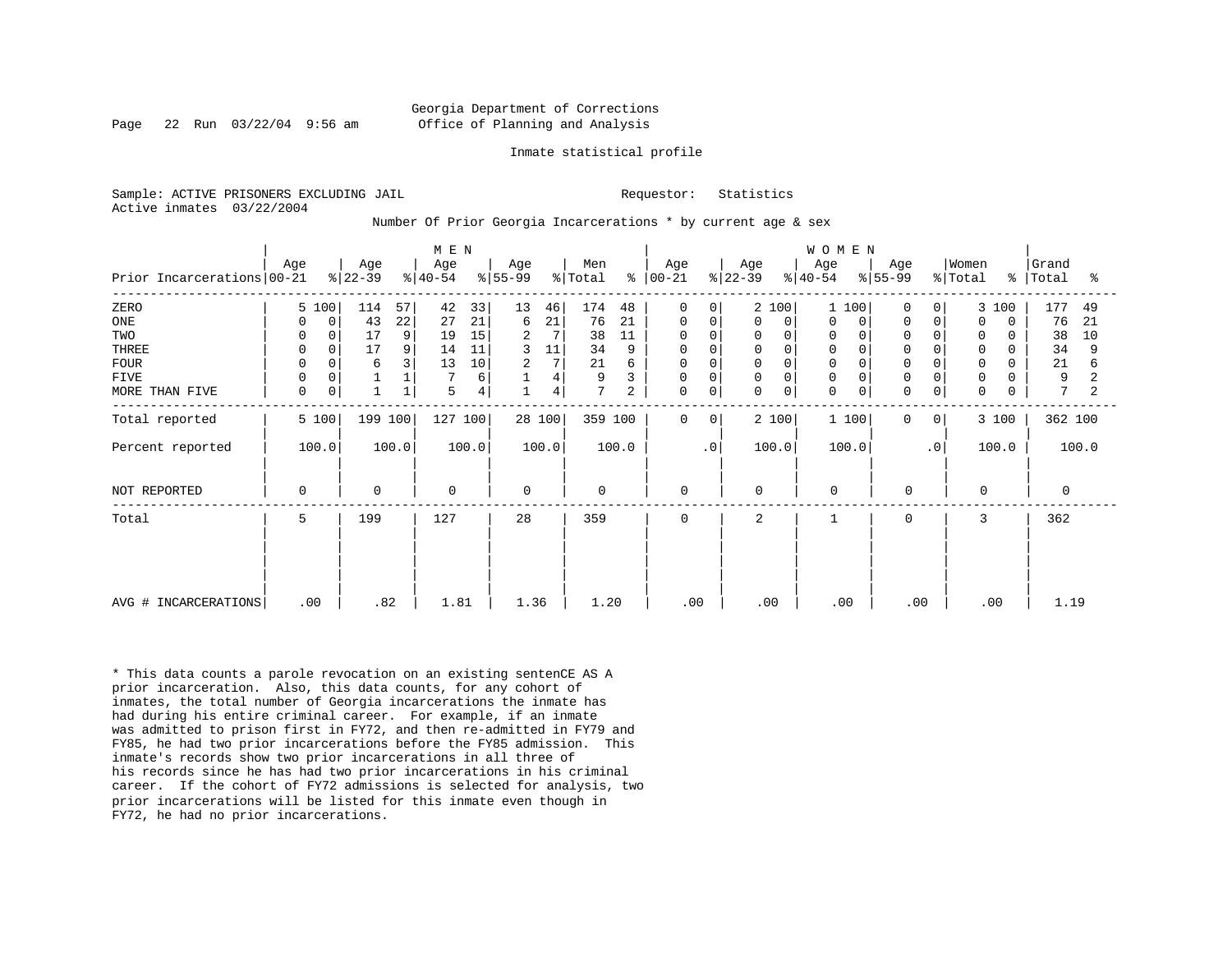Georgia Department of Corrections
Office of Planning and Analysis

Inmate statistical profile

Sample: ACTIVE PRISONERS EXCLUDING JAIL    Requestor: Statistics
Active inmates 03/22/2004

Number Of Prior Georgia Incarcerations * by current age & sex

| Prior Incarcerations | MEN Age 00-21 | % | Age 22-39 | % | Age 40-54 | % | Age 55-99 | % | Men Total | % | WOMEN Age 00-21 | % | Age 22-39 | % | Age 40-54 | % | Age 55-99 | % | Women Total | % | Grand Total | % |
|---|---|---|---|---|---|---|---|---|---|---|---|---|---|---|---|---|---|---|---|---|---|---|
| ZERO | 5 | 100 | 114 | 57 | 42 | 33 | 13 | 46 | 174 | 48 | 0 | 0 | 2 | 100 | 1 | 100 | 0 | 0 | 3 | 100 | 177 | 49 |
| ONE | 0 | 0 | 43 | 22 | 27 | 21 | 6 | 21 | 76 | 21 | 0 | 0 | 0 | 0 | 0 | 0 | 0 | 0 | 0 | 0 | 76 | 21 |
| TWO | 0 | 0 | 17 | 9 | 19 | 15 | 2 | 7 | 38 | 11 | 0 | 0 | 0 | 0 | 0 | 0 | 0 | 0 | 0 | 0 | 38 | 10 |
| THREE | 0 | 0 | 17 | 9 | 14 | 11 | 3 | 11 | 34 | 9 | 0 | 0 | 0 | 0 | 0 | 0 | 0 | 0 | 0 | 0 | 34 | 9 |
| FOUR | 0 | 0 | 6 | 3 | 13 | 10 | 2 | 7 | 21 | 6 | 0 | 0 | 0 | 0 | 0 | 0 | 0 | 0 | 0 | 0 | 21 | 6 |
| FIVE | 0 | 0 | 1 | 1 | 7 | 6 | 1 | 4 | 9 | 3 | 0 | 0 | 0 | 0 | 0 | 0 | 0 | 0 | 0 | 0 | 9 | 2 |
| MORE THAN FIVE | 0 | 0 | 1 | 1 | 5 | 4 | 1 | 4 | 7 | 2 | 0 | 0 | 0 | 0 | 0 | 0 | 0 | 0 | 0 | 0 | 7 | 2 |
| Total reported | 5 | 100 | 199 | 100 | 127 | 100 | 28 | 100 | 359 | 100 | 0 | 0 | 2 | 100 | 1 | 100 | 0 | 0 | 3 | 100 | 362 | 100 |
| Percent reported | 100.0 | | 100.0 | | 100.0 | | 100.0 | | 100.0 | | .0 | | 100.0 | | 100.0 | | .0 | | 100.0 | | 100.0 | |
| NOT REPORTED | 0 | | 0 | | 0 | | 0 | | 0 | | 0 | | 0 | | 0 | | 0 | | 0 | | 0 | |
| Total | 5 | | 199 | | 127 | | 28 | | 359 | | 0 | | 2 | | 1 | | 0 | | 3 | | 362 | |
| AVG # INCARCERATIONS | .00 | | .82 | | 1.81 | | 1.36 | | 1.20 | | .00 | | .00 | | .00 | | .00 | | .00 | | 1.19 | |

* This data counts a parole revocation on an existing sentenCE AS A prior incarceration. Also, this data counts, for any cohort of inmates, the total number of Georgia incarcerations the inmate has had during his entire criminal career. For example, if an inmate was admitted to prison first in FY72, and then re-admitted in FY79 and FY85, he had two prior incarcerations before the FY85 admission. This inmate's records show two prior incarcerations in all three of his records since he has had two prior incarcerations in his criminal career. If the cohort of FY72 admissions is selected for analysis, two prior incarcerations will be listed for this inmate even though in FY72, he had no prior incarcerations.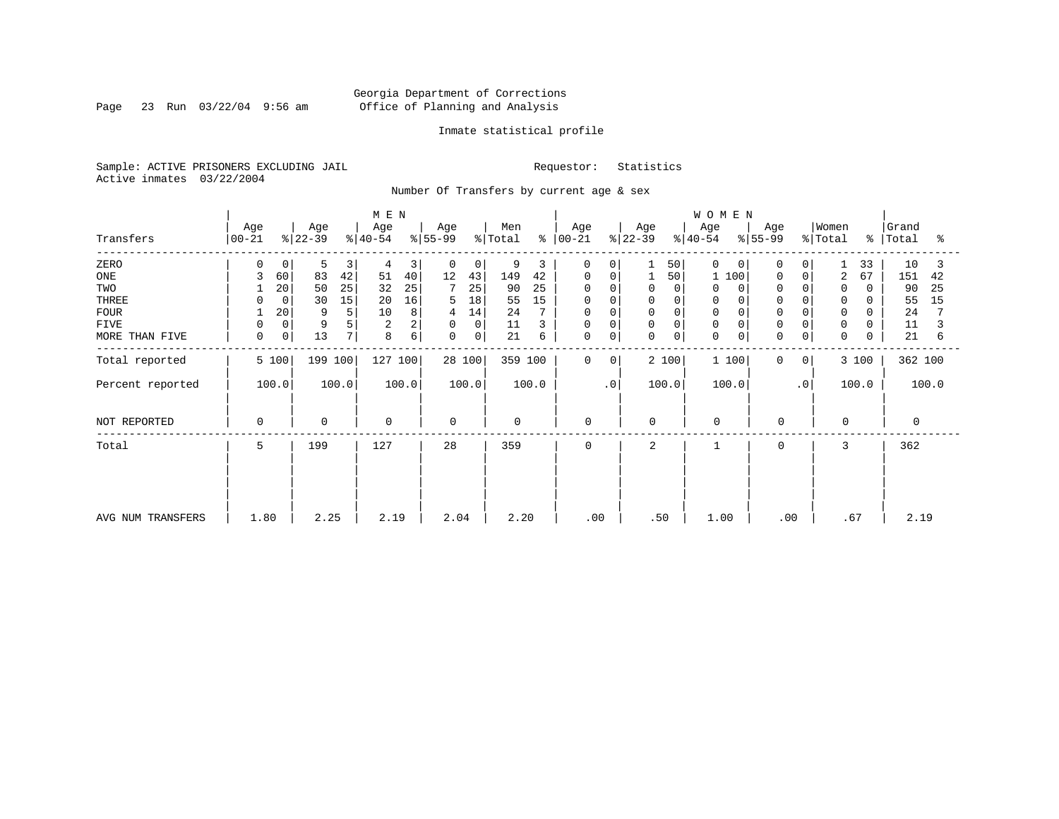Georgia Department of Corrections
Office of Planning and Analysis

Page 23 Run 03/22/04 9:56 am

Inmate statistical profile

Sample: ACTIVE PRISONERS EXCLUDING JAIL
Active inmates 03/22/2004

Requestor: Statistics

Number Of Transfers by current age & sex

| Transfers | MEN Age 00-21 | % | Age 22-39 | % | Age 40-54 | % | Age 55-99 | % | Men Total | % | WOMEN Age 00-21 | % | Age 22-39 | % | Age 40-54 | % | Age 55-99 | % | Women Total | % | Grand Total | % |
|---|---|---|---|---|---|---|---|---|---|---|---|---|---|---|---|---|---|---|---|---|---|---|
| ZERO | 0 | 0 | 5 | 3 | 4 | 3 | 0 | 0 | 9 | 3 | 0 | 0 | 1 | 50 | 0 | 0 | 0 | 0 | 1 | 33 | 10 | 3 |
| ONE | 3 | 60 | 83 | 42 | 51 | 40 | 12 | 43 | 149 | 42 | 0 | 0 | 1 | 50 | 1 | 100 | 0 | 0 | 2 | 67 | 151 | 42 |
| TWO | 1 | 20 | 50 | 25 | 32 | 25 | 7 | 25 | 90 | 25 | 0 | 0 | 0 | 0 | 0 | 0 | 0 | 0 | 0 | 0 | 90 | 25 |
| THREE | 0 | 0 | 30 | 15 | 20 | 16 | 5 | 18 | 55 | 15 | 0 | 0 | 0 | 0 | 0 | 0 | 0 | 0 | 0 | 0 | 55 | 15 |
| FOUR | 1 | 20 | 9 | 5 | 10 | 8 | 4 | 14 | 24 | 7 | 0 | 0 | 0 | 0 | 0 | 0 | 0 | 0 | 0 | 0 | 24 | 7 |
| FIVE | 0 | 0 | 9 | 5 | 2 | 2 | 0 | 0 | 11 | 3 | 0 | 0 | 0 | 0 | 0 | 0 | 0 | 0 | 0 | 0 | 11 | 3 |
| MORE THAN FIVE | 0 | 0 | 13 | 7 | 8 | 6 | 0 | 0 | 21 | 6 | 0 | 0 | 0 | 0 | 0 | 0 | 0 | 0 | 0 | 0 | 21 | 6 |
| Total reported | 5 | 100 | 199 | 100 | 127 | 100 | 28 | 100 | 359 | 100 | 0 | 0 | 2 | 100 | 1 | 100 | 0 | 0 | 3 | 100 | 362 | 100 |
| Percent reported | 100.0 | | 100.0 | | 100.0 | | 100.0 | | 100.0 | | .0 | | 100.0 | | 100.0 | | .0 | | 100.0 | | 100.0 | |
| NOT REPORTED | 0 | | 0 | | 0 | | 0 | | 0 | | 0 | | 0 | | 0 | | 0 | | 0 | | 0 | |
| Total | 5 | | 199 | | 127 | | 28 | | 359 | | 0 | | 2 | | 1 | | 0 | | 3 | | 362 | |
| AVG NUM TRANSFERS | 1.80 | | 2.25 | | 2.19 | | 2.04 | | 2.20 | | .00 | | .50 | | 1.00 | | .00 | | .67 | | 2.19 | |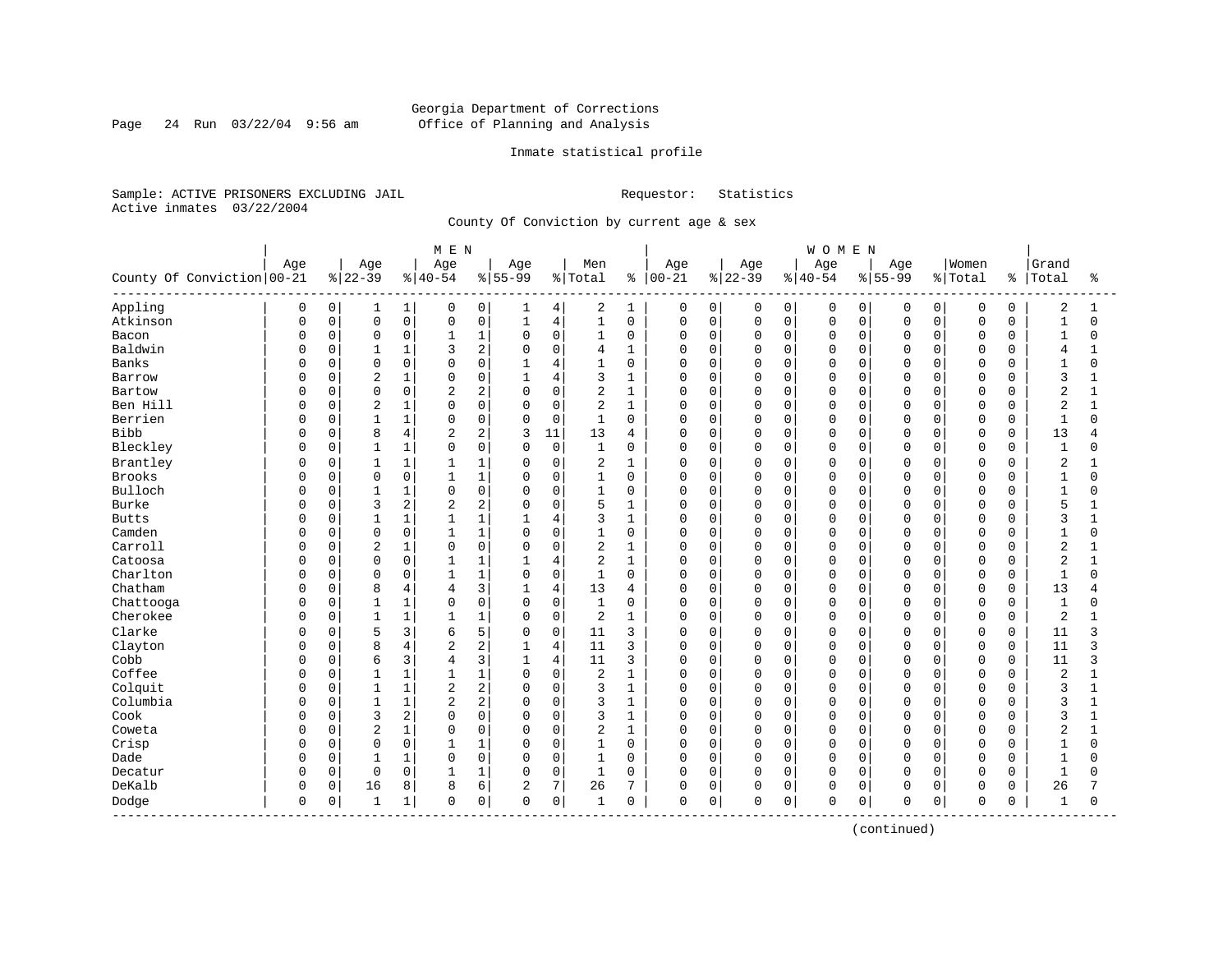Georgia Department of Corrections
Office of Planning and Analysis

Inmate statistical profile

Sample: ACTIVE PRISONERS EXCLUDING JAIL    Requestor: Statistics
Active inmates 03/22/2004

County Of Conviction by current age & sex

| County Of Conviction | MEN Age 00-21 | % | Age 22-39 | % | Age 40-54 | % | Age 55-99 | % | Men Total | % | WOMEN Age 00-21 | % | Age 22-39 | % | Age 40-54 | % | Age 55-99 | % | Women Total | % | Grand Total | % |
|---|---|---|---|---|---|---|---|---|---|---|---|---|---|---|---|---|---|---|---|---|---|---|
| Appling | 0 | 0 | 1 | 1 | 0 | 0 | 1 | 4 | 2 | 1 | 0 | 0 | 0 | 0 | 0 | 0 | 0 | 0 | 0 | 0 | 2 | 1 |
| Atkinson | 0 | 0 | 0 | 0 | 0 | 0 | 1 | 4 | 1 | 0 | 0 | 0 | 0 | 0 | 0 | 0 | 0 | 0 | 0 | 0 | 1 | 0 |
| Bacon | 0 | 0 | 0 | 0 | 1 | 1 | 0 | 0 | 1 | 0 | 0 | 0 | 0 | 0 | 0 | 0 | 0 | 0 | 0 | 0 | 1 | 0 |
| Baldwin | 0 | 0 | 1 | 1 | 3 | 2 | 0 | 0 | 4 | 1 | 0 | 0 | 0 | 0 | 0 | 0 | 0 | 0 | 0 | 0 | 4 | 1 |
| Banks | 0 | 0 | 0 | 0 | 0 | 0 | 1 | 4 | 1 | 0 | 0 | 0 | 0 | 0 | 0 | 0 | 0 | 0 | 0 | 0 | 1 | 0 |
| Barrow | 0 | 0 | 2 | 1 | 0 | 0 | 1 | 4 | 3 | 1 | 0 | 0 | 0 | 0 | 0 | 0 | 0 | 0 | 0 | 0 | 3 | 1 |
| Bartow | 0 | 0 | 0 | 0 | 2 | 2 | 0 | 0 | 2 | 1 | 0 | 0 | 0 | 0 | 0 | 0 | 0 | 0 | 0 | 0 | 2 | 1 |
| Ben Hill | 0 | 0 | 2 | 1 | 0 | 0 | 0 | 0 | 2 | 1 | 0 | 0 | 0 | 0 | 0 | 0 | 0 | 0 | 0 | 0 | 2 | 1 |
| Berrien | 0 | 0 | 1 | 1 | 0 | 0 | 0 | 0 | 1 | 0 | 0 | 0 | 0 | 0 | 0 | 0 | 0 | 0 | 0 | 0 | 1 | 0 |
| Bibb | 0 | 0 | 8 | 4 | 2 | 2 | 3 | 11 | 13 | 4 | 0 | 0 | 0 | 0 | 0 | 0 | 0 | 0 | 0 | 0 | 13 | 4 |
| Bleckley | 0 | 0 | 1 | 1 | 0 | 0 | 0 | 0 | 1 | 0 | 0 | 0 | 0 | 0 | 0 | 0 | 0 | 0 | 0 | 0 | 1 | 0 |
| Brantley | 0 | 0 | 1 | 1 | 1 | 1 | 0 | 0 | 2 | 1 | 0 | 0 | 0 | 0 | 0 | 0 | 0 | 0 | 0 | 0 | 2 | 1 |
| Brooks | 0 | 0 | 0 | 0 | 1 | 1 | 0 | 0 | 1 | 0 | 0 | 0 | 0 | 0 | 0 | 0 | 0 | 0 | 0 | 0 | 1 | 0 |
| Bulloch | 0 | 0 | 1 | 1 | 0 | 0 | 0 | 0 | 1 | 0 | 0 | 0 | 0 | 0 | 0 | 0 | 0 | 0 | 0 | 0 | 1 | 0 |
| Burke | 0 | 0 | 3 | 2 | 2 | 2 | 0 | 0 | 5 | 1 | 0 | 0 | 0 | 0 | 0 | 0 | 0 | 0 | 0 | 0 | 5 | 1 |
| Butts | 0 | 0 | 1 | 1 | 1 | 1 | 1 | 4 | 3 | 1 | 0 | 0 | 0 | 0 | 0 | 0 | 0 | 0 | 0 | 0 | 3 | 1 |
| Camden | 0 | 0 | 0 | 0 | 1 | 1 | 0 | 0 | 1 | 0 | 0 | 0 | 0 | 0 | 0 | 0 | 0 | 0 | 0 | 0 | 1 | 0 |
| Carroll | 0 | 0 | 2 | 1 | 0 | 0 | 0 | 0 | 2 | 1 | 0 | 0 | 0 | 0 | 0 | 0 | 0 | 0 | 0 | 0 | 2 | 1 |
| Catoosa | 0 | 0 | 0 | 0 | 1 | 1 | 1 | 4 | 2 | 1 | 0 | 0 | 0 | 0 | 0 | 0 | 0 | 0 | 0 | 0 | 2 | 1 |
| Charlton | 0 | 0 | 0 | 0 | 1 | 1 | 0 | 0 | 1 | 0 | 0 | 0 | 0 | 0 | 0 | 0 | 0 | 0 | 0 | 0 | 1 | 0 |
| Chatham | 0 | 0 | 8 | 4 | 4 | 3 | 1 | 4 | 13 | 4 | 0 | 0 | 0 | 0 | 0 | 0 | 0 | 0 | 0 | 0 | 13 | 4 |
| Chattooga | 0 | 0 | 1 | 1 | 0 | 0 | 0 | 0 | 1 | 0 | 0 | 0 | 0 | 0 | 0 | 0 | 0 | 0 | 0 | 0 | 1 | 0 |
| Cherokee | 0 | 0 | 1 | 1 | 1 | 1 | 0 | 0 | 2 | 1 | 0 | 0 | 0 | 0 | 0 | 0 | 0 | 0 | 0 | 0 | 2 | 1 |
| Clarke | 0 | 0 | 5 | 3 | 6 | 5 | 0 | 0 | 11 | 3 | 0 | 0 | 0 | 0 | 0 | 0 | 0 | 0 | 0 | 0 | 11 | 3 |
| Clayton | 0 | 0 | 8 | 4 | 2 | 2 | 1 | 4 | 11 | 3 | 0 | 0 | 0 | 0 | 0 | 0 | 0 | 0 | 0 | 0 | 11 | 3 |
| Cobb | 0 | 0 | 6 | 3 | 4 | 3 | 1 | 4 | 11 | 3 | 0 | 0 | 0 | 0 | 0 | 0 | 0 | 0 | 0 | 0 | 11 | 3 |
| Coffee | 0 | 0 | 1 | 1 | 1 | 1 | 0 | 0 | 2 | 1 | 0 | 0 | 0 | 0 | 0 | 0 | 0 | 0 | 0 | 0 | 2 | 1 |
| Colquit | 0 | 0 | 1 | 1 | 2 | 2 | 0 | 0 | 3 | 1 | 0 | 0 | 0 | 0 | 0 | 0 | 0 | 0 | 0 | 0 | 3 | 1 |
| Columbia | 0 | 0 | 1 | 1 | 2 | 2 | 0 | 0 | 3 | 1 | 0 | 0 | 0 | 0 | 0 | 0 | 0 | 0 | 0 | 0 | 3 | 1 |
| Cook | 0 | 0 | 3 | 2 | 0 | 0 | 0 | 0 | 3 | 1 | 0 | 0 | 0 | 0 | 0 | 0 | 0 | 0 | 0 | 0 | 3 | 1 |
| Coweta | 0 | 0 | 2 | 1 | 0 | 0 | 0 | 0 | 2 | 1 | 0 | 0 | 0 | 0 | 0 | 0 | 0 | 0 | 0 | 0 | 2 | 1 |
| Crisp | 0 | 0 | 0 | 0 | 1 | 1 | 0 | 0 | 1 | 0 | 0 | 0 | 0 | 0 | 0 | 0 | 0 | 0 | 0 | 0 | 1 | 0 |
| Dade | 0 | 0 | 1 | 1 | 0 | 0 | 0 | 0 | 1 | 0 | 0 | 0 | 0 | 0 | 0 | 0 | 0 | 0 | 0 | 0 | 1 | 0 |
| Decatur | 0 | 0 | 0 | 0 | 1 | 1 | 0 | 0 | 1 | 0 | 0 | 0 | 0 | 0 | 0 | 0 | 0 | 0 | 0 | 0 | 1 | 0 |
| DeKalb | 0 | 0 | 16 | 8 | 8 | 6 | 2 | 7 | 26 | 7 | 0 | 0 | 0 | 0 | 0 | 0 | 0 | 0 | 0 | 0 | 26 | 7 |
| Dodge | 0 | 0 | 1 | 1 | 0 | 0 | 0 | 0 | 1 | 0 | 0 | 0 | 0 | 0 | 0 | 0 | 0 | 0 | 0 | 0 | 1 | 0 |

(continued)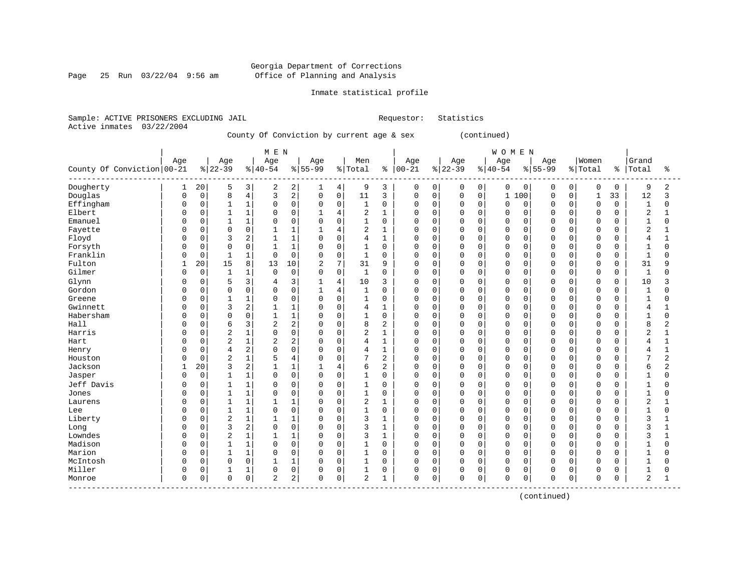Georgia Department of Corrections
Office of Planning and Analysis

Inmate statistical profile

Sample: ACTIVE PRISONERS EXCLUDING JAIL    Requestor: Statistics
Active inmates 03/22/2004

County Of Conviction by current age & sex (continued)

| County Of Conviction | MEN Age 00-21 | % | Age 22-39 | % | Age 40-54 | % | Age 55-99 | % | Men Total | % | WOMEN Age 00-21 | % | Age 22-39 | % | Age 40-54 | % | Age 55-99 | % | Women Total | % | Grand Total | % |
|---|---|---|---|---|---|---|---|---|---|---|---|---|---|---|---|---|---|---|---|---|---|---|
| Dougherty | 1 | 20 | 5 | 3 | 2 | 2 | 1 | 4 | 9 | 3 | 0 | 0 | 0 | 0 | 0 | 0 | 0 | 0 | 0 | 0 | 9 | 2 |
| Douglas | 0 | 0 | 8 | 4 | 3 | 2 | 0 | 0 | 11 | 3 | 0 | 0 | 0 | 0 | 1 | 100 | 0 | 0 | 1 | 33 | 12 | 3 |
| Effingham | 0 | 0 | 1 | 1 | 0 | 0 | 0 | 0 | 1 | 0 | 0 | 0 | 0 | 0 | 0 | 0 | 0 | 0 | 0 | 0 | 1 | 0 |
| Elbert | 0 | 0 | 1 | 1 | 0 | 0 | 1 | 4 | 2 | 1 | 0 | 0 | 0 | 0 | 0 | 0 | 0 | 0 | 0 | 0 | 2 | 1 |
| Emanuel | 0 | 0 | 1 | 1 | 0 | 0 | 0 | 0 | 1 | 0 | 0 | 0 | 0 | 0 | 0 | 0 | 0 | 0 | 0 | 0 | 1 | 0 |
| Fayette | 0 | 0 | 0 | 0 | 1 | 1 | 1 | 4 | 2 | 1 | 0 | 0 | 0 | 0 | 0 | 0 | 0 | 0 | 0 | 0 | 2 | 1 |
| Floyd | 0 | 0 | 3 | 2 | 1 | 1 | 0 | 0 | 4 | 1 | 0 | 0 | 0 | 0 | 0 | 0 | 0 | 0 | 0 | 0 | 4 | 1 |
| Forsyth | 0 | 0 | 0 | 0 | 1 | 1 | 0 | 0 | 1 | 0 | 0 | 0 | 0 | 0 | 0 | 0 | 0 | 0 | 0 | 0 | 1 | 0 |
| Franklin | 0 | 0 | 1 | 1 | 0 | 0 | 0 | 0 | 1 | 0 | 0 | 0 | 0 | 0 | 0 | 0 | 0 | 0 | 0 | 0 | 1 | 0 |
| Fulton | 1 | 20 | 15 | 8 | 13 | 10 | 2 | 7 | 31 | 9 | 0 | 0 | 0 | 0 | 0 | 0 | 0 | 0 | 0 | 0 | 31 | 9 |
| Gilmer | 0 | 0 | 1 | 1 | 0 | 0 | 0 | 0 | 1 | 0 | 0 | 0 | 0 | 0 | 0 | 0 | 0 | 0 | 0 | 0 | 1 | 0 |
| Glynn | 0 | 0 | 5 | 3 | 4 | 3 | 1 | 4 | 10 | 3 | 0 | 0 | 0 | 0 | 0 | 0 | 0 | 0 | 0 | 0 | 10 | 3 |
| Gordon | 0 | 0 | 0 | 0 | 0 | 0 | 1 | 4 | 1 | 0 | 0 | 0 | 0 | 0 | 0 | 0 | 0 | 0 | 0 | 0 | 1 | 0 |
| Greene | 0 | 0 | 1 | 1 | 0 | 0 | 0 | 0 | 1 | 0 | 0 | 0 | 0 | 0 | 0 | 0 | 0 | 0 | 0 | 0 | 1 | 0 |
| Gwinnett | 0 | 0 | 3 | 2 | 1 | 1 | 0 | 0 | 4 | 1 | 0 | 0 | 0 | 0 | 0 | 0 | 0 | 0 | 0 | 0 | 4 | 1 |
| Habersham | 0 | 0 | 0 | 0 | 1 | 1 | 0 | 0 | 1 | 0 | 0 | 0 | 0 | 0 | 0 | 0 | 0 | 0 | 0 | 0 | 1 | 0 |
| Hall | 0 | 0 | 6 | 3 | 2 | 2 | 0 | 0 | 8 | 2 | 0 | 0 | 0 | 0 | 0 | 0 | 0 | 0 | 0 | 0 | 8 | 2 |
| Harris | 0 | 0 | 2 | 1 | 0 | 0 | 0 | 0 | 2 | 1 | 0 | 0 | 0 | 0 | 0 | 0 | 0 | 0 | 0 | 0 | 2 | 1 |
| Hart | 0 | 0 | 2 | 1 | 2 | 2 | 0 | 0 | 4 | 1 | 0 | 0 | 0 | 0 | 0 | 0 | 0 | 0 | 0 | 0 | 4 | 1 |
| Henry | 0 | 0 | 4 | 2 | 0 | 0 | 0 | 0 | 4 | 1 | 0 | 0 | 0 | 0 | 0 | 0 | 0 | 0 | 0 | 0 | 4 | 1 |
| Houston | 0 | 0 | 2 | 1 | 5 | 4 | 0 | 0 | 7 | 2 | 0 | 0 | 0 | 0 | 0 | 0 | 0 | 0 | 0 | 0 | 7 | 2 |
| Jackson | 1 | 20 | 3 | 2 | 1 | 1 | 1 | 4 | 6 | 2 | 0 | 0 | 0 | 0 | 0 | 0 | 0 | 0 | 0 | 0 | 6 | 2 |
| Jasper | 0 | 0 | 1 | 1 | 0 | 0 | 0 | 0 | 1 | 0 | 0 | 0 | 0 | 0 | 0 | 0 | 0 | 0 | 0 | 0 | 1 | 0 |
| Jeff Davis | 0 | 0 | 1 | 1 | 0 | 0 | 0 | 0 | 1 | 0 | 0 | 0 | 0 | 0 | 0 | 0 | 0 | 0 | 0 | 0 | 1 | 0 |
| Jones | 0 | 0 | 1 | 1 | 0 | 0 | 0 | 0 | 1 | 0 | 0 | 0 | 0 | 0 | 0 | 0 | 0 | 0 | 0 | 0 | 1 | 0 |
| Laurens | 0 | 0 | 1 | 1 | 1 | 1 | 0 | 0 | 2 | 1 | 0 | 0 | 0 | 0 | 0 | 0 | 0 | 0 | 0 | 0 | 2 | 1 |
| Lee | 0 | 0 | 1 | 1 | 0 | 0 | 0 | 0 | 1 | 0 | 0 | 0 | 0 | 0 | 0 | 0 | 0 | 0 | 0 | 0 | 1 | 0 |
| Liberty | 0 | 0 | 2 | 1 | 1 | 1 | 0 | 0 | 3 | 1 | 0 | 0 | 0 | 0 | 0 | 0 | 0 | 0 | 0 | 0 | 3 | 1 |
| Long | 0 | 0 | 3 | 2 | 0 | 0 | 0 | 0 | 3 | 1 | 0 | 0 | 0 | 0 | 0 | 0 | 0 | 0 | 0 | 0 | 3 | 1 |
| Lowndes | 0 | 0 | 2 | 1 | 1 | 1 | 0 | 0 | 3 | 1 | 0 | 0 | 0 | 0 | 0 | 0 | 0 | 0 | 0 | 0 | 3 | 1 |
| Madison | 0 | 0 | 1 | 1 | 0 | 0 | 0 | 0 | 1 | 0 | 0 | 0 | 0 | 0 | 0 | 0 | 0 | 0 | 0 | 0 | 1 | 0 |
| Marion | 0 | 0 | 1 | 1 | 0 | 0 | 0 | 0 | 1 | 0 | 0 | 0 | 0 | 0 | 0 | 0 | 0 | 0 | 0 | 0 | 1 | 0 |
| McIntosh | 0 | 0 | 0 | 0 | 1 | 1 | 0 | 0 | 1 | 0 | 0 | 0 | 0 | 0 | 0 | 0 | 0 | 0 | 0 | 0 | 1 | 0 |
| Miller | 0 | 0 | 1 | 1 | 0 | 0 | 0 | 0 | 1 | 0 | 0 | 0 | 0 | 0 | 0 | 0 | 0 | 0 | 0 | 0 | 1 | 0 |
| Monroe | 0 | 0 | 0 | 0 | 2 | 2 | 0 | 0 | 2 | 1 | 0 | 0 | 0 | 0 | 0 | 0 | 0 | 0 | 0 | 0 | 2 | 1 |

(continued)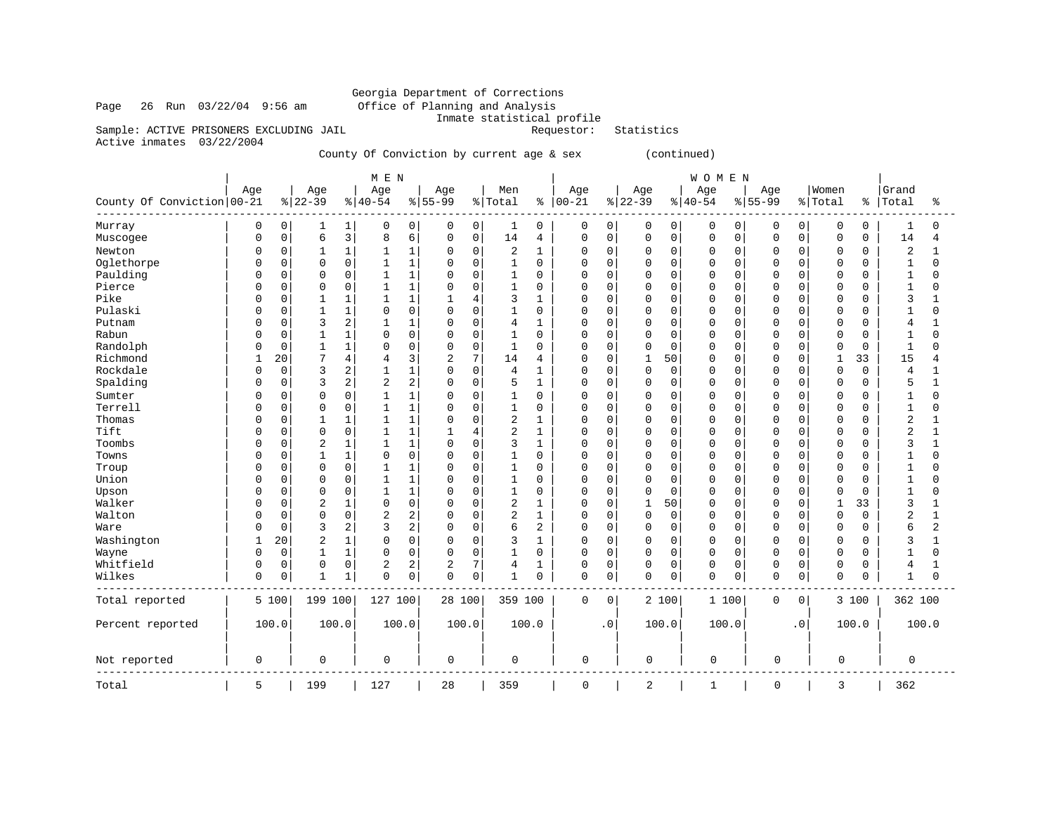Georgia Department of Corrections
Office of Planning and Analysis
Inmate statistical profile

Page 26 Run 03/22/04 9:56 am

Sample: ACTIVE PRISONERS EXCLUDING JAIL                Requestor: Statistics
Active inmates 03/22/2004

County Of Conviction by current age & sex (continued)

| County Of Conviction | MEN Age 00-21 | % | Age 22-39 | % | Age 40-54 | % | Age 55-99 | % | Men Total | % | WOMEN Age 00-21 | % | Age 22-39 | % | Age 40-54 | % | Age 55-99 | % | Women Total | % | Grand Total | % |
|---|---|---|---|---|---|---|---|---|---|---|---|---|---|---|---|---|---|---|---|---|---|---|
| Murray | 0 | 0 | 1 | 1 | 0 | 0 | 0 | 0 | 1 | 0 | 0 | 0 | 0 | 0 | 0 | 0 | 0 | 0 | 0 | 0 | 1 | 0 |
| Muscogee | 0 | 0 | 6 | 3 | 8 | 6 | 0 | 0 | 14 | 4 | 0 | 0 | 0 | 0 | 0 | 0 | 0 | 0 | 0 | 0 | 14 | 4 |
| Newton | 0 | 0 | 1 | 1 | 1 | 1 | 0 | 0 | 2 | 1 | 0 | 0 | 0 | 0 | 0 | 0 | 0 | 0 | 0 | 0 | 2 | 1 |
| Oglethorpe | 0 | 0 | 0 | 0 | 1 | 1 | 0 | 0 | 1 | 0 | 0 | 0 | 0 | 0 | 0 | 0 | 0 | 0 | 0 | 0 | 1 | 0 |
| Paulding | 0 | 0 | 0 | 0 | 1 | 1 | 0 | 0 | 1 | 0 | 0 | 0 | 0 | 0 | 0 | 0 | 0 | 0 | 0 | 0 | 1 | 0 |
| Pierce | 0 | 0 | 0 | 0 | 1 | 1 | 0 | 0 | 1 | 0 | 0 | 0 | 0 | 0 | 0 | 0 | 0 | 0 | 0 | 0 | 1 | 0 |
| Pike | 0 | 0 | 1 | 1 | 1 | 1 | 1 | 4 | 3 | 1 | 0 | 0 | 0 | 0 | 0 | 0 | 0 | 0 | 0 | 0 | 3 | 1 |
| Pulaski | 0 | 0 | 1 | 1 | 0 | 0 | 0 | 0 | 1 | 0 | 0 | 0 | 0 | 0 | 0 | 0 | 0 | 0 | 0 | 0 | 1 | 0 |
| Putnam | 0 | 0 | 3 | 2 | 1 | 1 | 0 | 0 | 4 | 1 | 0 | 0 | 0 | 0 | 0 | 0 | 0 | 0 | 0 | 0 | 4 | 1 |
| Rabun | 0 | 0 | 1 | 1 | 0 | 0 | 0 | 0 | 1 | 0 | 0 | 0 | 0 | 0 | 0 | 0 | 0 | 0 | 0 | 0 | 1 | 0 |
| Randolph | 0 | 0 | 1 | 1 | 0 | 0 | 0 | 0 | 1 | 0 | 0 | 0 | 0 | 0 | 0 | 0 | 0 | 0 | 0 | 0 | 1 | 0 |
| Richmond | 1 | 20 | 7 | 4 | 4 | 3 | 2 | 7 | 14 | 4 | 0 | 0 | 1 | 50 | 0 | 0 | 0 | 0 | 1 | 33 | 15 | 4 |
| Rockdale | 0 | 0 | 3 | 2 | 1 | 1 | 0 | 0 | 4 | 1 | 0 | 0 | 0 | 0 | 0 | 0 | 0 | 0 | 0 | 0 | 4 | 1 |
| Spalding | 0 | 0 | 3 | 2 | 2 | 2 | 0 | 0 | 5 | 1 | 0 | 0 | 0 | 0 | 0 | 0 | 0 | 0 | 0 | 0 | 5 | 1 |
| Sumter | 0 | 0 | 0 | 0 | 1 | 1 | 0 | 0 | 1 | 0 | 0 | 0 | 0 | 0 | 0 | 0 | 0 | 0 | 0 | 0 | 1 | 0 |
| Terrell | 0 | 0 | 0 | 0 | 1 | 1 | 0 | 0 | 1 | 0 | 0 | 0 | 0 | 0 | 0 | 0 | 0 | 0 | 0 | 0 | 1 | 0 |
| Thomas | 0 | 0 | 1 | 1 | 1 | 1 | 0 | 0 | 2 | 1 | 0 | 0 | 0 | 0 | 0 | 0 | 0 | 0 | 0 | 0 | 2 | 1 |
| Tift | 0 | 0 | 0 | 0 | 1 | 1 | 1 | 4 | 2 | 1 | 0 | 0 | 0 | 0 | 0 | 0 | 0 | 0 | 0 | 0 | 2 | 1 |
| Toombs | 0 | 0 | 2 | 1 | 1 | 1 | 0 | 0 | 3 | 1 | 0 | 0 | 0 | 0 | 0 | 0 | 0 | 0 | 0 | 0 | 3 | 1 |
| Towns | 0 | 0 | 1 | 1 | 0 | 0 | 0 | 0 | 1 | 0 | 0 | 0 | 0 | 0 | 0 | 0 | 0 | 0 | 0 | 0 | 1 | 0 |
| Troup | 0 | 0 | 0 | 0 | 1 | 1 | 0 | 0 | 1 | 0 | 0 | 0 | 0 | 0 | 0 | 0 | 0 | 0 | 0 | 0 | 1 | 0 |
| Union | 0 | 0 | 0 | 0 | 1 | 1 | 0 | 0 | 1 | 0 | 0 | 0 | 0 | 0 | 0 | 0 | 0 | 0 | 0 | 0 | 1 | 0 |
| Upson | 0 | 0 | 0 | 0 | 1 | 1 | 0 | 0 | 1 | 0 | 0 | 0 | 0 | 0 | 0 | 0 | 0 | 0 | 0 | 0 | 1 | 0 |
| Walker | 0 | 0 | 2 | 1 | 0 | 0 | 0 | 0 | 2 | 1 | 0 | 0 | 1 | 50 | 0 | 0 | 0 | 0 | 1 | 33 | 3 | 1 |
| Walton | 0 | 0 | 0 | 0 | 2 | 2 | 0 | 0 | 2 | 1 | 0 | 0 | 0 | 0 | 0 | 0 | 0 | 0 | 0 | 0 | 2 | 1 |
| Ware | 0 | 0 | 3 | 2 | 3 | 2 | 0 | 0 | 6 | 2 | 0 | 0 | 0 | 0 | 0 | 0 | 0 | 0 | 0 | 0 | 6 | 2 |
| Washington | 1 | 20 | 2 | 1 | 0 | 0 | 0 | 0 | 3 | 1 | 0 | 0 | 0 | 0 | 0 | 0 | 0 | 0 | 0 | 0 | 3 | 1 |
| Wayne | 0 | 0 | 1 | 1 | 0 | 0 | 0 | 0 | 1 | 0 | 0 | 0 | 0 | 0 | 0 | 0 | 0 | 0 | 0 | 0 | 1 | 0 |
| Whitfield | 0 | 0 | 0 | 0 | 2 | 2 | 2 | 7 | 4 | 1 | 0 | 0 | 0 | 0 | 0 | 0 | 0 | 0 | 0 | 0 | 4 | 1 |
| Wilkes | 0 | 0 | 1 | 1 | 0 | 0 | 0 | 0 | 1 | 0 | 0 | 0 | 0 | 0 | 0 | 0 | 0 | 0 | 0 | 0 | 1 | 0 |
| Total reported | 5 | 100 | 199 | 100 | 127 | 100 | 28 | 100 | 359 | 100 | 0 | 0 | 2 | 100 | 1 | 100 | 0 | 0 | 3 | 100 | 362 | 100 |
| Percent reported | | 100.0 | | 100.0 | | 100.0 | | 100.0 | | 100.0 | | .0 | | 100.0 | | 100.0 | | .0 | | 100.0 | | 100.0 |
| Not reported | 0 | | 0 | | 0 | | 0 | | 0 | | 0 | | 0 | | 0 | | 0 | | 0 | | 0 | |
| Total | 5 | | 199 | | 127 | | 28 | | 359 | | 0 | | 2 | | 1 | | 0 | | 3 | | 362 | |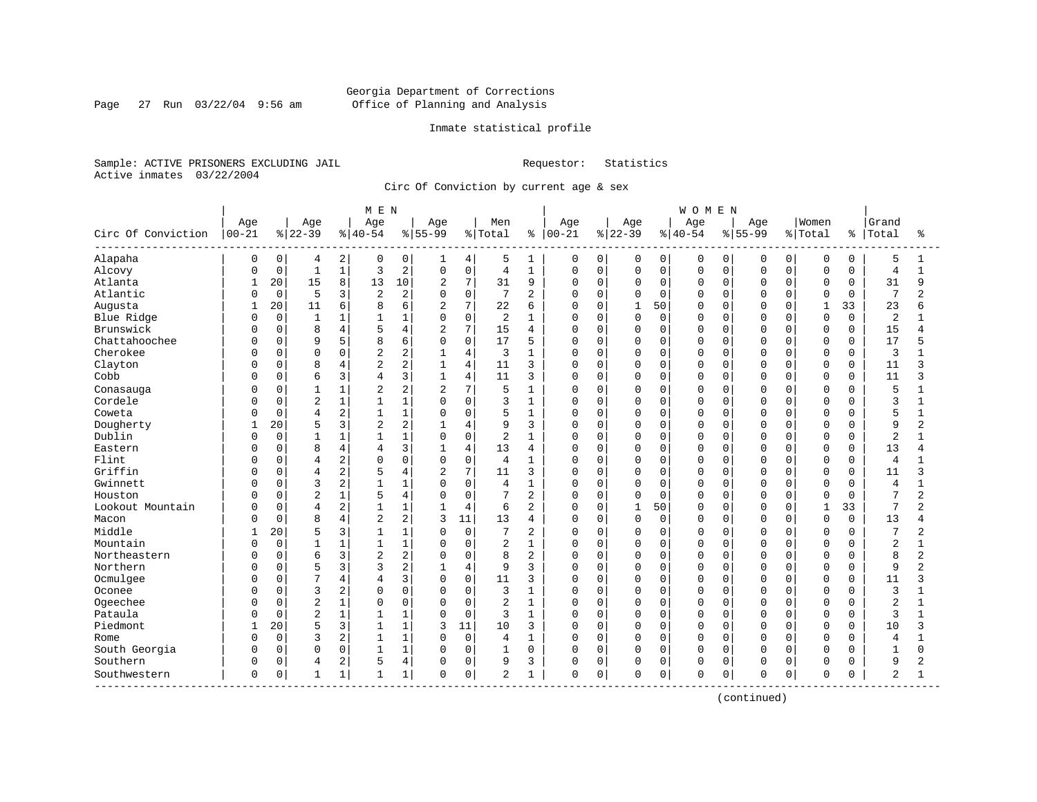Georgia Department of Corrections
Office of Planning and Analysis

Inmate statistical profile

Sample: ACTIVE PRISONERS EXCLUDING JAIL          Requestor: Statistics
Active inmates 03/22/2004

Circ Of Conviction by current age & sex

| Circ Of Conviction | MEN Age 00-21 | % | Age 22-39 | % | Age 40-54 | % | Age 55-99 | % | Men Total | % | WOMEN Age 00-21 | % | Age 22-39 | % | Age 40-54 | % | Age 55-99 | % | Women Total | % | Grand Total | % |
|---|---|---|---|---|---|---|---|---|---|---|---|---|---|---|---|---|---|---|---|---|---|---|
| Alapaha | 0 | 0 | 4 | 2 | 0 | 0 | 1 | 4 | 5 | 1 | 0 | 0 | 0 | 0 | 0 | 0 | 0 | 0 | 0 | 0 | 5 | 1 |
| Alcovy | 0 | 0 | 1 | 1 | 3 | 2 | 0 | 0 | 4 | 1 | 0 | 0 | 0 | 0 | 0 | 0 | 0 | 0 | 0 | 0 | 4 | 1 |
| Atlanta | 1 | 20 | 15 | 8 | 13 | 10 | 2 | 7 | 31 | 9 | 0 | 0 | 0 | 0 | 0 | 0 | 0 | 0 | 0 | 0 | 31 | 9 |
| Atlantic | 0 | 0 | 5 | 3 | 2 | 2 | 0 | 0 | 7 | 2 | 0 | 0 | 0 | 0 | 0 | 0 | 0 | 0 | 0 | 0 | 7 | 2 |
| Augusta | 1 | 20 | 11 | 6 | 8 | 6 | 2 | 7 | 22 | 6 | 0 | 0 | 1 | 50 | 0 | 0 | 0 | 0 | 1 | 33 | 23 | 6 |
| Blue Ridge | 0 | 0 | 1 | 1 | 1 | 1 | 0 | 0 | 2 | 1 | 0 | 0 | 0 | 0 | 0 | 0 | 0 | 0 | 0 | 0 | 2 | 1 |
| Brunswick | 0 | 0 | 8 | 4 | 5 | 4 | 2 | 7 | 15 | 4 | 0 | 0 | 0 | 0 | 0 | 0 | 0 | 0 | 0 | 0 | 15 | 4 |
| Chattahoochee | 0 | 0 | 9 | 5 | 8 | 6 | 0 | 0 | 17 | 5 | 0 | 0 | 0 | 0 | 0 | 0 | 0 | 0 | 0 | 0 | 17 | 5 |
| Cherokee | 0 | 0 | 0 | 0 | 2 | 2 | 1 | 4 | 3 | 1 | 0 | 0 | 0 | 0 | 0 | 0 | 0 | 0 | 0 | 0 | 3 | 1 |
| Clayton | 0 | 0 | 8 | 4 | 2 | 2 | 1 | 4 | 11 | 3 | 0 | 0 | 0 | 0 | 0 | 0 | 0 | 0 | 0 | 0 | 11 | 3 |
| Cobb | 0 | 0 | 6 | 3 | 4 | 3 | 1 | 4 | 11 | 3 | 0 | 0 | 0 | 0 | 0 | 0 | 0 | 0 | 0 | 0 | 11 | 3 |
| Conasauga | 0 | 0 | 1 | 1 | 2 | 2 | 2 | 7 | 5 | 1 | 0 | 0 | 0 | 0 | 0 | 0 | 0 | 0 | 0 | 0 | 5 | 1 |
| Cordele | 0 | 0 | 2 | 1 | 1 | 1 | 0 | 0 | 3 | 1 | 0 | 0 | 0 | 0 | 0 | 0 | 0 | 0 | 0 | 0 | 3 | 1 |
| Coweta | 0 | 0 | 4 | 2 | 1 | 1 | 0 | 0 | 5 | 1 | 0 | 0 | 0 | 0 | 0 | 0 | 0 | 0 | 0 | 0 | 5 | 1 |
| Dougherty | 1 | 20 | 5 | 3 | 2 | 2 | 1 | 4 | 9 | 3 | 0 | 0 | 0 | 0 | 0 | 0 | 0 | 0 | 0 | 0 | 9 | 2 |
| Dublin | 0 | 0 | 1 | 1 | 1 | 1 | 0 | 0 | 2 | 1 | 0 | 0 | 0 | 0 | 0 | 0 | 0 | 0 | 0 | 0 | 2 | 1 |
| Eastern | 0 | 0 | 8 | 4 | 4 | 3 | 1 | 4 | 13 | 4 | 0 | 0 | 0 | 0 | 0 | 0 | 0 | 0 | 0 | 0 | 13 | 4 |
| Flint | 0 | 0 | 4 | 2 | 0 | 0 | 0 | 0 | 4 | 1 | 0 | 0 | 0 | 0 | 0 | 0 | 0 | 0 | 0 | 0 | 4 | 1 |
| Griffin | 0 | 0 | 4 | 2 | 5 | 4 | 2 | 7 | 11 | 3 | 0 | 0 | 0 | 0 | 0 | 0 | 0 | 0 | 0 | 0 | 11 | 3 |
| Gwinnett | 0 | 0 | 3 | 2 | 1 | 1 | 0 | 0 | 4 | 1 | 0 | 0 | 0 | 0 | 0 | 0 | 0 | 0 | 0 | 0 | 4 | 1 |
| Houston | 0 | 0 | 2 | 1 | 5 | 4 | 0 | 0 | 7 | 2 | 0 | 0 | 0 | 0 | 0 | 0 | 0 | 0 | 0 | 0 | 7 | 2 |
| Lookout Mountain | 0 | 0 | 4 | 2 | 1 | 1 | 1 | 4 | 6 | 2 | 0 | 0 | 1 | 50 | 0 | 0 | 0 | 0 | 1 | 33 | 7 | 2 |
| Macon | 0 | 0 | 8 | 4 | 2 | 2 | 3 | 11 | 13 | 4 | 0 | 0 | 0 | 0 | 0 | 0 | 0 | 0 | 0 | 0 | 13 | 4 |
| Middle | 1 | 20 | 5 | 3 | 1 | 1 | 0 | 0 | 7 | 2 | 0 | 0 | 0 | 0 | 0 | 0 | 0 | 0 | 0 | 0 | 7 | 2 |
| Mountain | 0 | 0 | 1 | 1 | 1 | 1 | 0 | 0 | 2 | 1 | 0 | 0 | 0 | 0 | 0 | 0 | 0 | 0 | 0 | 0 | 2 | 1 |
| Northeastern | 0 | 0 | 6 | 3 | 2 | 2 | 0 | 0 | 8 | 2 | 0 | 0 | 0 | 0 | 0 | 0 | 0 | 0 | 0 | 0 | 8 | 2 |
| Northern | 0 | 0 | 5 | 3 | 3 | 2 | 1 | 4 | 9 | 3 | 0 | 0 | 0 | 0 | 0 | 0 | 0 | 0 | 0 | 0 | 9 | 2 |
| Ocmulgee | 0 | 0 | 7 | 4 | 4 | 3 | 0 | 0 | 11 | 3 | 0 | 0 | 0 | 0 | 0 | 0 | 0 | 0 | 0 | 0 | 11 | 3 |
| Oconee | 0 | 0 | 3 | 2 | 0 | 0 | 0 | 0 | 3 | 1 | 0 | 0 | 0 | 0 | 0 | 0 | 0 | 0 | 0 | 0 | 3 | 1 |
| Ogeechee | 0 | 0 | 2 | 1 | 0 | 0 | 0 | 0 | 2 | 1 | 0 | 0 | 0 | 0 | 0 | 0 | 0 | 0 | 0 | 0 | 2 | 1 |
| Pataula | 0 | 0 | 2 | 1 | 1 | 1 | 0 | 0 | 3 | 1 | 0 | 0 | 0 | 0 | 0 | 0 | 0 | 0 | 0 | 0 | 3 | 1 |
| Piedmont | 1 | 20 | 5 | 3 | 1 | 1 | 3 | 11 | 10 | 3 | 0 | 0 | 0 | 0 | 0 | 0 | 0 | 0 | 0 | 0 | 10 | 3 |
| Rome | 0 | 0 | 3 | 2 | 1 | 1 | 0 | 0 | 4 | 1 | 0 | 0 | 0 | 0 | 0 | 0 | 0 | 0 | 0 | 0 | 4 | 1 |
| South Georgia | 0 | 0 | 0 | 0 | 1 | 1 | 0 | 0 | 1 | 0 | 0 | 0 | 0 | 0 | 0 | 0 | 0 | 0 | 0 | 0 | 1 | 0 |
| Southern | 0 | 0 | 4 | 2 | 5 | 4 | 0 | 0 | 9 | 3 | 0 | 0 | 0 | 0 | 0 | 0 | 0 | 0 | 0 | 0 | 9 | 2 |
| Southwestern | 0 | 0 | 1 | 1 | 1 | 1 | 0 | 0 | 2 | 1 | 0 | 0 | 0 | 0 | 0 | 0 | 0 | 0 | 0 | 0 | 2 | 1 |

(continued)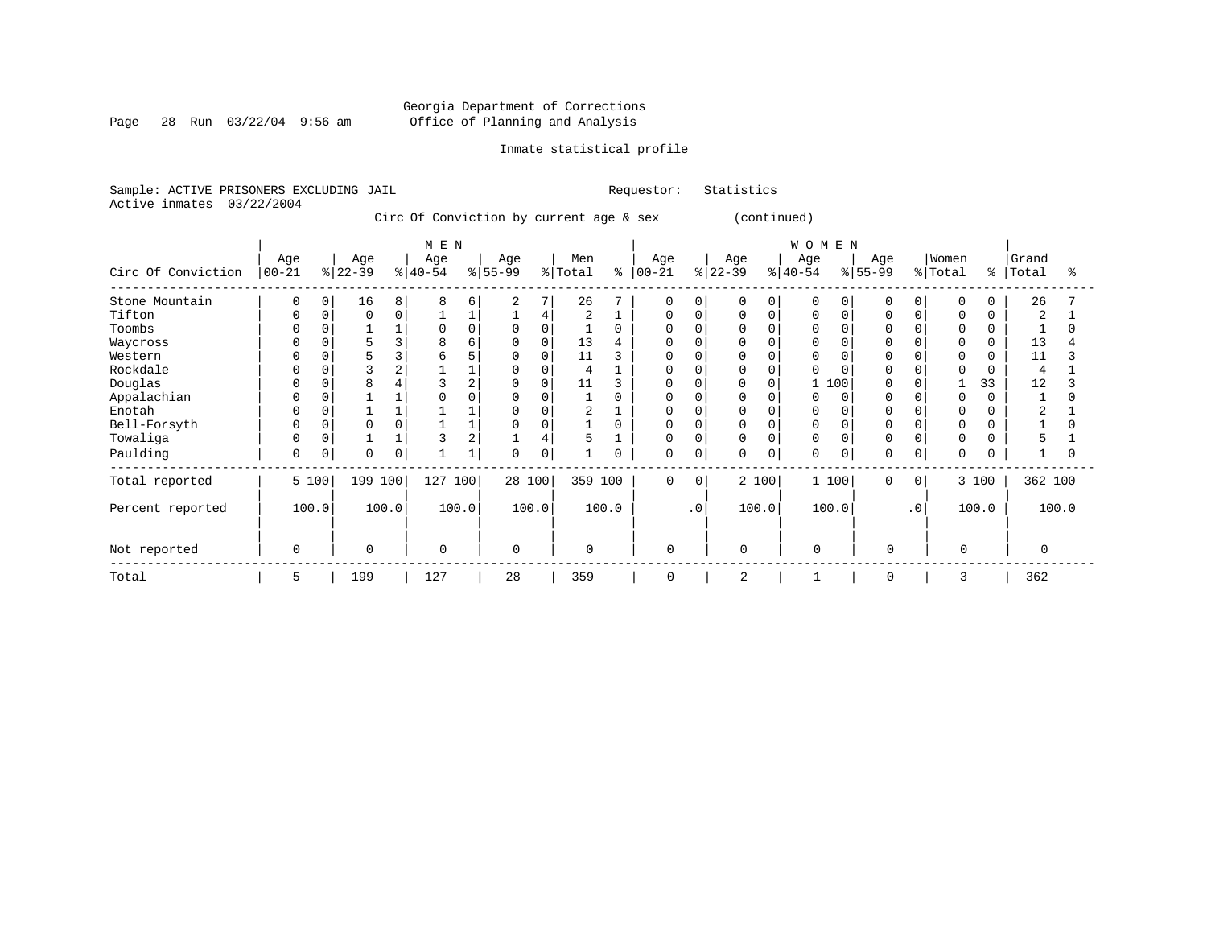Georgia Department of Corrections
Office of Planning and Analysis

Inmate statistical profile

Sample: ACTIVE PRISONERS EXCLUDING JAIL    Requestor: Statistics
Active inmates 03/22/2004

Circ Of Conviction by current age & sex (continued)

| Circ Of Conviction | MEN Age 00-21 | % | MEN Age 22-39 | % | MEN Age 40-54 | % | MEN Age 55-99 | % | Men Total | % | WOMEN Age 00-21 | % | WOMEN Age 22-39 | % | WOMEN Age 40-54 | % | WOMEN Age 55-99 | % | Women Total | % | Grand Total | % |
|---|---|---|---|---|---|---|---|---|---|---|---|---|---|---|---|---|---|---|---|---|---|---|
| Stone Mountain | 0 | 0 | 16 | 8 | 8 | 6 | 2 | 7 | 26 | 7 | 0 | 0 | 0 | 0 | 0 | 0 | 0 | 0 | 0 | 0 | 26 | 7 |
| Tifton | 0 | 0 | 0 | 0 | 1 | 1 | 1 | 4 | 2 | 1 | 0 | 0 | 0 | 0 | 0 | 0 | 0 | 0 | 0 | 0 | 2 | 1 |
| Toombs | 0 | 0 | 1 | 1 | 0 | 0 | 0 | 0 | 1 | 0 | 0 | 0 | 0 | 0 | 0 | 0 | 0 | 0 | 0 | 0 | 1 | 0 |
| Waycross | 0 | 0 | 5 | 3 | 8 | 6 | 0 | 0 | 13 | 4 | 0 | 0 | 0 | 0 | 0 | 0 | 0 | 0 | 0 | 0 | 13 | 4 |
| Western | 0 | 0 | 5 | 3 | 6 | 5 | 0 | 0 | 11 | 3 | 0 | 0 | 0 | 0 | 0 | 0 | 0 | 0 | 0 | 0 | 11 | 3 |
| Rockdale | 0 | 0 | 3 | 2 | 1 | 1 | 0 | 0 | 4 | 1 | 0 | 0 | 0 | 0 | 0 | 0 | 0 | 0 | 0 | 0 | 4 | 1 |
| Douglas | 0 | 0 | 8 | 4 | 3 | 2 | 0 | 0 | 11 | 3 | 0 | 0 | 0 | 0 | 1 | 100 | 0 | 0 | 1 | 33 | 12 | 3 |
| Appalachian | 0 | 0 | 1 | 1 | 0 | 0 | 0 | 0 | 1 | 0 | 0 | 0 | 0 | 0 | 0 | 0 | 0 | 0 | 0 | 0 | 1 | 0 |
| Enotah | 0 | 0 | 1 | 1 | 1 | 1 | 0 | 0 | 2 | 1 | 0 | 0 | 0 | 0 | 0 | 0 | 0 | 0 | 0 | 0 | 2 | 1 |
| Bell-Forsyth | 0 | 0 | 0 | 0 | 1 | 1 | 0 | 0 | 1 | 0 | 0 | 0 | 0 | 0 | 0 | 0 | 0 | 0 | 0 | 0 | 1 | 0 |
| Towaliga | 0 | 0 | 1 | 1 | 3 | 2 | 1 | 4 | 5 | 1 | 0 | 0 | 0 | 0 | 0 | 0 | 0 | 0 | 0 | 0 | 5 | 1 |
| Paulding | 0 | 0 | 0 | 0 | 1 | 1 | 0 | 0 | 1 | 0 | 0 | 0 | 0 | 0 | 0 | 0 | 0 | 0 | 0 | 0 | 1 | 0 |
| Total reported | 5 | 100 | 199 | 100 | 127 | 100 | 28 | 100 | 359 | 100 | 0 | 0 | 2 | 100 | 1 | 100 | 0 | 0 | 3 | 100 | 362 | 100 |
| Percent reported | 100.0 | | 100.0 | | 100.0 | | 100.0 | | 100.0 | | .0 | | 100.0 | | 100.0 | | .0 | | 100.0 | | 100.0 | |
| Not reported | 0 | | 0 | | 0 | | 0 | | 0 | | 0 | | 0 | | 0 | | 0 | | 0 | | 0 | |
| Total | 5 | | 199 | | 127 | | 28 | | 359 | | 0 | | 2 | | 1 | | 0 | | 3 | | 362 | |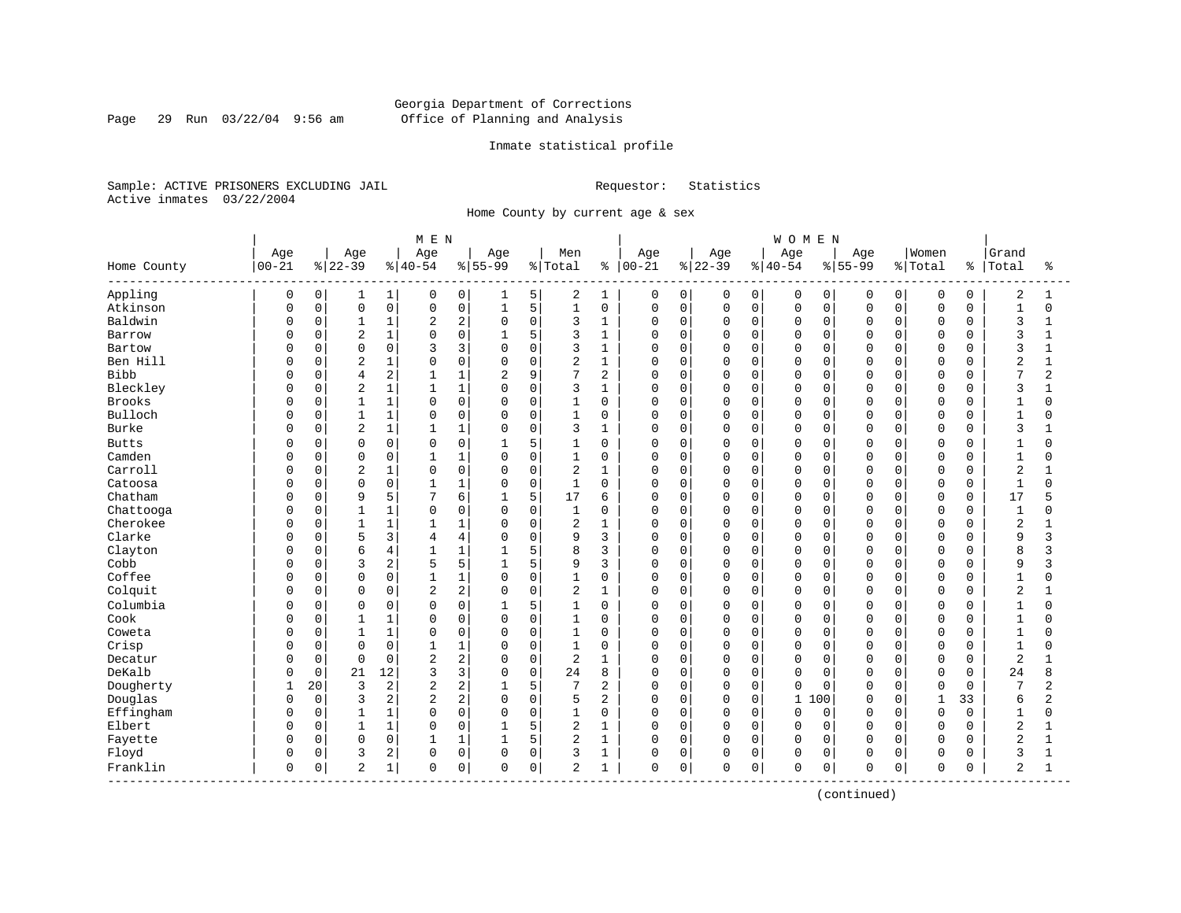Georgia Department of Corrections
Office of Planning and Analysis

Page 29 Run 03/22/04 9:56 am

Inmate statistical profile

Sample: ACTIVE PRISONERS EXCLUDING JAIL    Requestor: Statistics
Active inmates 03/22/2004

Home County by current age & sex

| Home County | MEN Age 00-21 | % | Age 22-39 | % | Age 40-54 | % | Age 55-99 | % | Men Total | % | WOMEN Age 00-21 | % | Age 22-39 | % | Age 40-54 | % | Age 55-99 | % | Women Total | % | Grand Total | % |
|---|---|---|---|---|---|---|---|---|---|---|---|---|---|---|---|---|---|---|---|---|---|---|
| Appling | 0 | 0 | 1 | 1 | 0 | 0 | 1 | 5 | 2 | 1 | 0 | 0 | 0 | 0 | 0 | 0 | 0 | 0 | 0 | 0 | 2 | 1 |
| Atkinson | 0 | 0 | 0 | 0 | 0 | 0 | 1 | 5 | 1 | 0 | 0 | 0 | 0 | 0 | 0 | 0 | 0 | 0 | 0 | 0 | 1 | 0 |
| Baldwin | 0 | 0 | 1 | 1 | 2 | 2 | 0 | 0 | 3 | 1 | 0 | 0 | 0 | 0 | 0 | 0 | 0 | 0 | 0 | 0 | 3 | 1 |
| Barrow | 0 | 0 | 2 | 1 | 0 | 0 | 1 | 5 | 3 | 1 | 0 | 0 | 0 | 0 | 0 | 0 | 0 | 0 | 0 | 0 | 3 | 1 |
| Bartow | 0 | 0 | 0 | 0 | 3 | 3 | 0 | 0 | 3 | 1 | 0 | 0 | 0 | 0 | 0 | 0 | 0 | 0 | 0 | 0 | 3 | 1 |
| Ben Hill | 0 | 0 | 2 | 1 | 0 | 0 | 0 | 0 | 2 | 1 | 0 | 0 | 0 | 0 | 0 | 0 | 0 | 0 | 0 | 0 | 2 | 1 |
| Bibb | 0 | 0 | 4 | 2 | 1 | 1 | 2 | 9 | 7 | 2 | 0 | 0 | 0 | 0 | 0 | 0 | 0 | 0 | 0 | 0 | 7 | 2 |
| Bleckley | 0 | 0 | 2 | 1 | 1 | 1 | 0 | 0 | 3 | 1 | 0 | 0 | 0 | 0 | 0 | 0 | 0 | 0 | 0 | 0 | 3 | 1 |
| Brooks | 0 | 0 | 1 | 1 | 0 | 0 | 0 | 0 | 1 | 0 | 0 | 0 | 0 | 0 | 0 | 0 | 0 | 0 | 0 | 0 | 1 | 0 |
| Bulloch | 0 | 0 | 1 | 1 | 0 | 0 | 0 | 0 | 1 | 0 | 0 | 0 | 0 | 0 | 0 | 0 | 0 | 0 | 0 | 0 | 1 | 0 |
| Burke | 0 | 0 | 2 | 1 | 1 | 1 | 0 | 0 | 3 | 1 | 0 | 0 | 0 | 0 | 0 | 0 | 0 | 0 | 0 | 0 | 3 | 1 |
| Butts | 0 | 0 | 0 | 0 | 0 | 0 | 1 | 5 | 1 | 0 | 0 | 0 | 0 | 0 | 0 | 0 | 0 | 0 | 0 | 0 | 1 | 0 |
| Camden | 0 | 0 | 0 | 0 | 1 | 1 | 0 | 0 | 1 | 0 | 0 | 0 | 0 | 0 | 0 | 0 | 0 | 0 | 0 | 0 | 1 | 0 |
| Carroll | 0 | 0 | 2 | 1 | 0 | 0 | 0 | 0 | 2 | 1 | 0 | 0 | 0 | 0 | 0 | 0 | 0 | 0 | 0 | 0 | 2 | 1 |
| Catoosa | 0 | 0 | 0 | 0 | 1 | 1 | 0 | 0 | 1 | 0 | 0 | 0 | 0 | 0 | 0 | 0 | 0 | 0 | 0 | 0 | 1 | 0 |
| Chatham | 0 | 0 | 9 | 5 | 7 | 6 | 1 | 5 | 17 | 6 | 0 | 0 | 0 | 0 | 0 | 0 | 0 | 0 | 0 | 0 | 17 | 5 |
| Chattooga | 0 | 0 | 1 | 1 | 0 | 0 | 0 | 0 | 1 | 0 | 0 | 0 | 0 | 0 | 0 | 0 | 0 | 0 | 0 | 0 | 1 | 0 |
| Cherokee | 0 | 0 | 1 | 1 | 1 | 1 | 0 | 0 | 2 | 1 | 0 | 0 | 0 | 0 | 0 | 0 | 0 | 0 | 0 | 0 | 2 | 1 |
| Clarke | 0 | 0 | 5 | 3 | 4 | 4 | 0 | 0 | 9 | 3 | 0 | 0 | 0 | 0 | 0 | 0 | 0 | 0 | 0 | 0 | 9 | 3 |
| Clayton | 0 | 0 | 6 | 4 | 1 | 1 | 1 | 5 | 8 | 3 | 0 | 0 | 0 | 0 | 0 | 0 | 0 | 0 | 0 | 0 | 8 | 3 |
| Cobb | 0 | 0 | 3 | 2 | 5 | 5 | 1 | 5 | 9 | 3 | 0 | 0 | 0 | 0 | 0 | 0 | 0 | 0 | 0 | 0 | 9 | 3 |
| Coffee | 0 | 0 | 0 | 0 | 1 | 1 | 0 | 0 | 1 | 0 | 0 | 0 | 0 | 0 | 0 | 0 | 0 | 0 | 0 | 0 | 1 | 0 |
| Colquit | 0 | 0 | 0 | 0 | 2 | 2 | 0 | 0 | 2 | 1 | 0 | 0 | 0 | 0 | 0 | 0 | 0 | 0 | 0 | 0 | 2 | 1 |
| Columbia | 0 | 0 | 0 | 0 | 0 | 0 | 1 | 5 | 1 | 0 | 0 | 0 | 0 | 0 | 0 | 0 | 0 | 0 | 0 | 0 | 1 | 0 |
| Cook | 0 | 0 | 1 | 1 | 0 | 0 | 0 | 0 | 1 | 0 | 0 | 0 | 0 | 0 | 0 | 0 | 0 | 0 | 0 | 0 | 1 | 0 |
| Coweta | 0 | 0 | 1 | 1 | 0 | 0 | 0 | 0 | 1 | 0 | 0 | 0 | 0 | 0 | 0 | 0 | 0 | 0 | 0 | 0 | 1 | 0 |
| Crisp | 0 | 0 | 0 | 0 | 1 | 1 | 0 | 0 | 1 | 0 | 0 | 0 | 0 | 0 | 0 | 0 | 0 | 0 | 0 | 0 | 1 | 0 |
| Decatur | 0 | 0 | 0 | 0 | 2 | 2 | 0 | 0 | 2 | 1 | 0 | 0 | 0 | 0 | 0 | 0 | 0 | 0 | 0 | 0 | 2 | 1 |
| DeKalb | 0 | 0 | 21 | 12 | 3 | 3 | 0 | 0 | 24 | 8 | 0 | 0 | 0 | 0 | 0 | 0 | 0 | 0 | 0 | 0 | 24 | 8 |
| Dougherty | 1 | 20 | 3 | 2 | 2 | 2 | 1 | 5 | 7 | 2 | 0 | 0 | 0 | 0 | 0 | 0 | 0 | 0 | 0 | 0 | 7 | 2 |
| Douglas | 0 | 0 | 3 | 2 | 2 | 2 | 0 | 0 | 5 | 2 | 0 | 0 | 0 | 0 | 1 | 100 | 0 | 0 | 1 | 33 | 6 | 2 |
| Effingham | 0 | 0 | 1 | 1 | 0 | 0 | 0 | 0 | 1 | 0 | 0 | 0 | 0 | 0 | 0 | 0 | 0 | 0 | 0 | 0 | 1 | 0 |
| Elbert | 0 | 0 | 1 | 1 | 0 | 0 | 1 | 5 | 2 | 1 | 0 | 0 | 0 | 0 | 0 | 0 | 0 | 0 | 0 | 0 | 2 | 1 |
| Fayette | 0 | 0 | 0 | 0 | 1 | 1 | 1 | 5 | 2 | 1 | 0 | 0 | 0 | 0 | 0 | 0 | 0 | 0 | 0 | 0 | 2 | 1 |
| Floyd | 0 | 0 | 3 | 2 | 0 | 0 | 0 | 0 | 3 | 1 | 0 | 0 | 0 | 0 | 0 | 0 | 0 | 0 | 0 | 0 | 3 | 1 |
| Franklin | 0 | 0 | 2 | 1 | 0 | 0 | 0 | 0 | 2 | 1 | 0 | 0 | 0 | 0 | 0 | 0 | 0 | 0 | 0 | 0 | 2 | 1 |

(continued)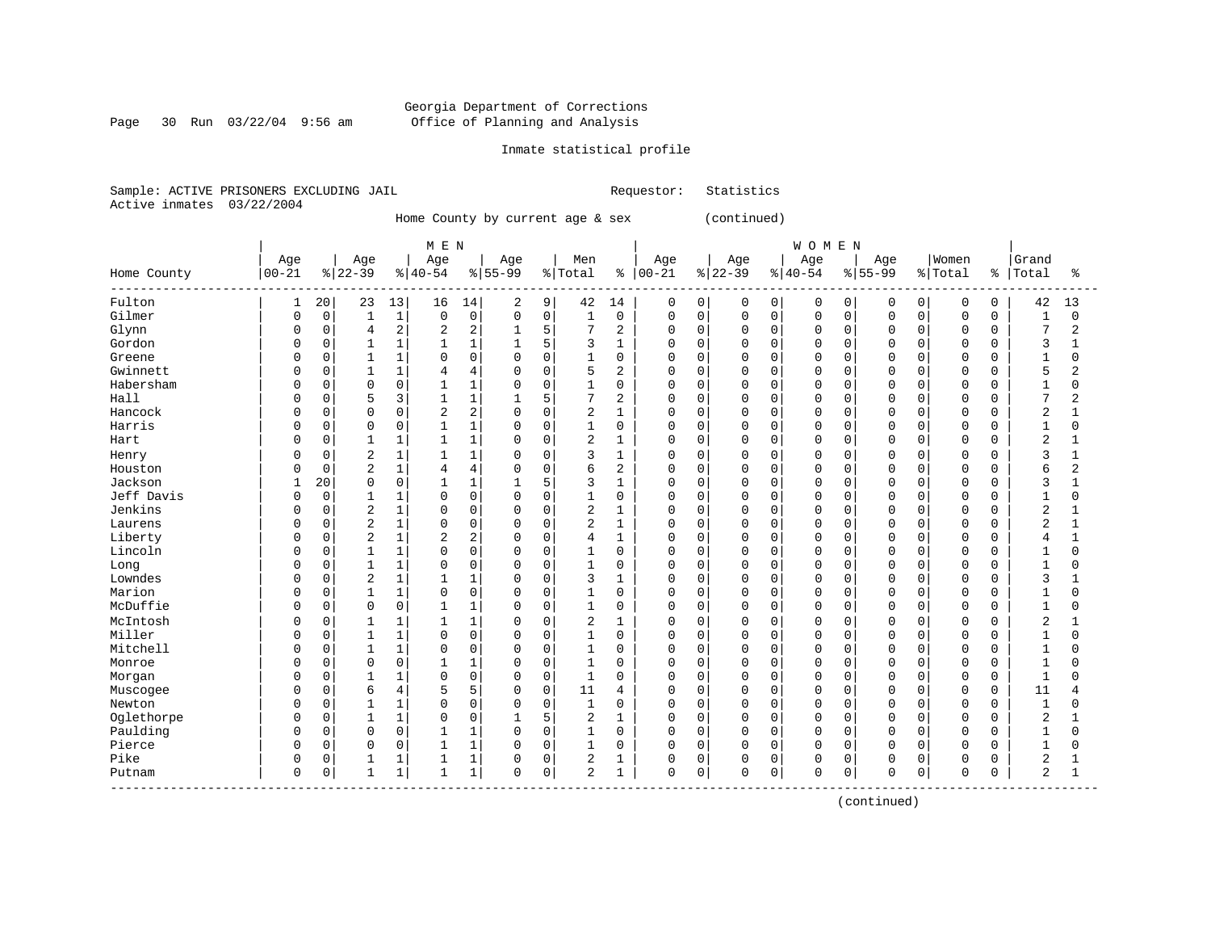Georgia Department of Corrections
Office of Planning and Analysis

Inmate statistical profile

Sample: ACTIVE PRISONERS EXCLUDING JAIL　　　　Requestor: Statistics
Active inmates 03/22/2004

Home County by current age & sex (continued)

| Home County | MEN Age 00-21 | % | Age 22-39 | % | Age 40-54 | % | Age 55-99 | % | Men Total | % | WOMEN Age 00-21 | % | Age 22-39 | % | Age 40-54 | % | Age 55-99 | % | Women Total | % | Grand Total | % |
|---|---|---|---|---|---|---|---|---|---|---|---|---|---|---|---|---|---|---|---|---|---|---|
| Fulton | 1 | 20 | 23 | 13 | 16 | 14 | 2 | 9 | 42 | 14 | 0 | 0 | 0 | 0 | 0 | 0 | 0 | 0 | 0 | 0 | 42 | 13 |
| Gilmer | 0 | 0 | 1 | 1 | 0 | 0 | 0 | 0 | 1 | 0 | 0 | 0 | 0 | 0 | 0 | 0 | 0 | 0 | 0 | 0 | 1 | 0 |
| Glynn | 0 | 0 | 4 | 2 | 2 | 2 | 1 | 5 | 7 | 2 | 0 | 0 | 0 | 0 | 0 | 0 | 0 | 0 | 0 | 0 | 7 | 2 |
| Gordon | 0 | 0 | 1 | 1 | 1 | 1 | 1 | 5 | 3 | 1 | 0 | 0 | 0 | 0 | 0 | 0 | 0 | 0 | 0 | 0 | 3 | 1 |
| Greene | 0 | 0 | 1 | 1 | 0 | 0 | 0 | 0 | 1 | 0 | 0 | 0 | 0 | 0 | 0 | 0 | 0 | 0 | 0 | 0 | 1 | 0 |
| Gwinnett | 0 | 0 | 1 | 1 | 4 | 4 | 0 | 0 | 5 | 2 | 0 | 0 | 0 | 0 | 0 | 0 | 0 | 0 | 0 | 0 | 5 | 2 |
| Habersham | 0 | 0 | 0 | 0 | 1 | 1 | 0 | 0 | 1 | 0 | 0 | 0 | 0 | 0 | 0 | 0 | 0 | 0 | 0 | 0 | 1 | 0 |
| Hall | 0 | 0 | 5 | 3 | 1 | 1 | 1 | 5 | 7 | 2 | 0 | 0 | 0 | 0 | 0 | 0 | 0 | 0 | 0 | 0 | 7 | 2 |
| Hancock | 0 | 0 | 0 | 0 | 2 | 2 | 0 | 0 | 2 | 1 | 0 | 0 | 0 | 0 | 0 | 0 | 0 | 0 | 0 | 0 | 2 | 1 |
| Harris | 0 | 0 | 0 | 0 | 1 | 1 | 0 | 0 | 1 | 0 | 0 | 0 | 0 | 0 | 0 | 0 | 0 | 0 | 0 | 0 | 1 | 0 |
| Hart | 0 | 0 | 1 | 1 | 1 | 1 | 0 | 0 | 2 | 1 | 0 | 0 | 0 | 0 | 0 | 0 | 0 | 0 | 0 | 0 | 2 | 1 |
| Henry | 0 | 0 | 2 | 1 | 1 | 1 | 0 | 0 | 3 | 1 | 0 | 0 | 0 | 0 | 0 | 0 | 0 | 0 | 0 | 0 | 3 | 1 |
| Houston | 0 | 0 | 2 | 1 | 4 | 4 | 0 | 0 | 6 | 2 | 0 | 0 | 0 | 0 | 0 | 0 | 0 | 0 | 0 | 0 | 6 | 2 |
| Jackson | 1 | 20 | 0 | 0 | 1 | 1 | 1 | 5 | 3 | 1 | 0 | 0 | 0 | 0 | 0 | 0 | 0 | 0 | 0 | 0 | 3 | 1 |
| Jeff Davis | 0 | 0 | 1 | 1 | 0 | 0 | 0 | 0 | 1 | 0 | 0 | 0 | 0 | 0 | 0 | 0 | 0 | 0 | 0 | 0 | 1 | 0 |
| Jenkins | 0 | 0 | 2 | 1 | 0 | 0 | 0 | 0 | 2 | 1 | 0 | 0 | 0 | 0 | 0 | 0 | 0 | 0 | 0 | 0 | 2 | 1 |
| Laurens | 0 | 0 | 2 | 1 | 0 | 0 | 0 | 0 | 2 | 1 | 0 | 0 | 0 | 0 | 0 | 0 | 0 | 0 | 0 | 0 | 2 | 1 |
| Liberty | 0 | 0 | 2 | 1 | 2 | 2 | 0 | 0 | 4 | 1 | 0 | 0 | 0 | 0 | 0 | 0 | 0 | 0 | 0 | 0 | 4 | 1 |
| Lincoln | 0 | 0 | 1 | 1 | 0 | 0 | 0 | 0 | 1 | 0 | 0 | 0 | 0 | 0 | 0 | 0 | 0 | 0 | 0 | 0 | 1 | 0 |
| Long | 0 | 0 | 1 | 1 | 0 | 0 | 0 | 0 | 1 | 0 | 0 | 0 | 0 | 0 | 0 | 0 | 0 | 0 | 0 | 0 | 1 | 0 |
| Lowndes | 0 | 0 | 2 | 1 | 1 | 1 | 0 | 0 | 3 | 1 | 0 | 0 | 0 | 0 | 0 | 0 | 0 | 0 | 0 | 0 | 3 | 1 |
| Marion | 0 | 0 | 1 | 1 | 0 | 0 | 0 | 0 | 1 | 0 | 0 | 0 | 0 | 0 | 0 | 0 | 0 | 0 | 0 | 0 | 1 | 0 |
| McDuffie | 0 | 0 | 0 | 0 | 1 | 1 | 0 | 0 | 1 | 0 | 0 | 0 | 0 | 0 | 0 | 0 | 0 | 0 | 0 | 0 | 1 | 0 |
| McIntosh | 0 | 0 | 1 | 1 | 1 | 1 | 0 | 0 | 2 | 1 | 0 | 0 | 0 | 0 | 0 | 0 | 0 | 0 | 0 | 0 | 2 | 1 |
| Miller | 0 | 0 | 1 | 1 | 0 | 0 | 0 | 0 | 1 | 0 | 0 | 0 | 0 | 0 | 0 | 0 | 0 | 0 | 0 | 0 | 1 | 0 |
| Mitchell | 0 | 0 | 1 | 1 | 0 | 0 | 0 | 0 | 1 | 0 | 0 | 0 | 0 | 0 | 0 | 0 | 0 | 0 | 0 | 0 | 1 | 0 |
| Monroe | 0 | 0 | 0 | 0 | 1 | 1 | 0 | 0 | 1 | 0 | 0 | 0 | 0 | 0 | 0 | 0 | 0 | 0 | 0 | 0 | 1 | 0 |
| Morgan | 0 | 0 | 1 | 1 | 0 | 0 | 0 | 0 | 1 | 0 | 0 | 0 | 0 | 0 | 0 | 0 | 0 | 0 | 0 | 0 | 1 | 0 |
| Muscogee | 0 | 0 | 6 | 4 | 5 | 5 | 0 | 0 | 11 | 4 | 0 | 0 | 0 | 0 | 0 | 0 | 0 | 0 | 0 | 0 | 11 | 4 |
| Newton | 0 | 0 | 1 | 1 | 0 | 0 | 0 | 0 | 1 | 0 | 0 | 0 | 0 | 0 | 0 | 0 | 0 | 0 | 0 | 0 | 1 | 0 |
| Oglethorpe | 0 | 0 | 1 | 1 | 0 | 0 | 1 | 5 | 2 | 1 | 0 | 0 | 0 | 0 | 0 | 0 | 0 | 0 | 0 | 0 | 2 | 1 |
| Paulding | 0 | 0 | 0 | 0 | 1 | 1 | 0 | 0 | 1 | 0 | 0 | 0 | 0 | 0 | 0 | 0 | 0 | 0 | 0 | 0 | 1 | 0 |
| Pierce | 0 | 0 | 0 | 0 | 1 | 1 | 0 | 0 | 1 | 0 | 0 | 0 | 0 | 0 | 0 | 0 | 0 | 0 | 0 | 0 | 1 | 0 |
| Pike | 0 | 0 | 1 | 1 | 1 | 1 | 0 | 0 | 2 | 1 | 0 | 0 | 0 | 0 | 0 | 0 | 0 | 0 | 0 | 0 | 2 | 1 |
| Putnam | 0 | 0 | 1 | 1 | 1 | 1 | 0 | 0 | 2 | 1 | 0 | 0 | 0 | 0 | 0 | 0 | 0 | 0 | 0 | 0 | 2 | 1 |

(continued)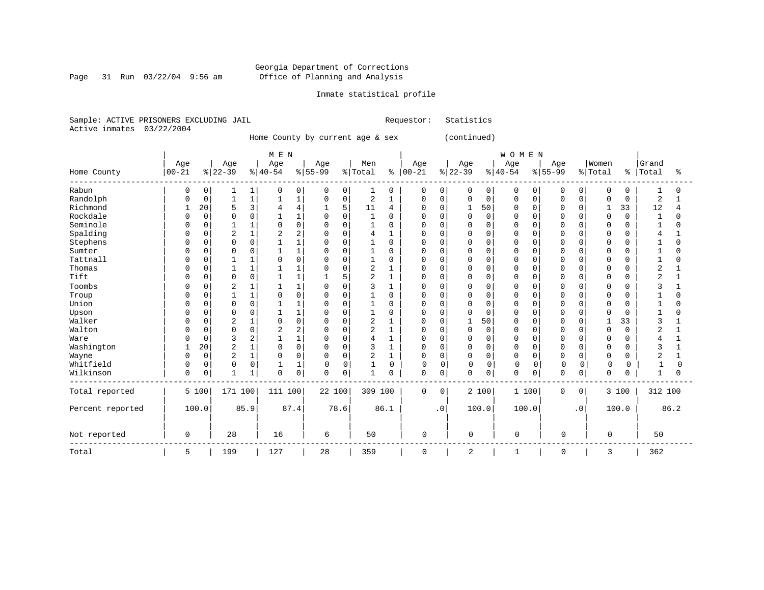Georgia Department of Corrections
Office of Planning and Analysis

Inmate statistical profile

Sample: ACTIVE PRISONERS EXCLUDING JAIL  Requestor: Statistics
Active inmates 03/22/2004

Home County by current age & sex (continued)

| Home County | MEN Age 00-21 | % | Age 22-39 | % | Age 40-54 | % | Age 55-99 | % | Men Total | % | WOMEN Age 00-21 | % | Age 22-39 | % | Age 40-54 | % | Age 55-99 | % | Women Total | % | Grand Total | % |
|---|---|---|---|---|---|---|---|---|---|---|---|---|---|---|---|---|---|---|---|---|---|---|
| Rabun | 0 | 0 | 1 | 1 | 0 | 0 | 0 | 0 | 1 | 0 | 0 | 0 | 0 | 0 | 0 | 0 | 0 | 0 | 0 | 0 | 1 | 0 |
| Randolph | 0 | 0 | 1 | 1 | 1 | 1 | 0 | 0 | 2 | 1 | 0 | 0 | 0 | 0 | 0 | 0 | 0 | 0 | 0 | 0 | 2 | 1 |
| Richmond | 1 | 20 | 5 | 3 | 4 | 4 | 1 | 5 | 11 | 4 | 0 | 0 | 1 | 50 | 0 | 0 | 0 | 0 | 1 | 33 | 12 | 4 |
| Rockdale | 0 | 0 | 0 | 0 | 1 | 1 | 0 | 0 | 1 | 0 | 0 | 0 | 0 | 0 | 0 | 0 | 0 | 0 | 0 | 0 | 1 | 0 |
| Seminole | 0 | 0 | 1 | 1 | 0 | 0 | 0 | 0 | 1 | 0 | 0 | 0 | 0 | 0 | 0 | 0 | 0 | 0 | 0 | 0 | 1 | 0 |
| Spalding | 0 | 0 | 2 | 1 | 2 | 2 | 0 | 0 | 4 | 1 | 0 | 0 | 0 | 0 | 0 | 0 | 0 | 0 | 0 | 0 | 4 | 1 |
| Stephens | 0 | 0 | 0 | 0 | 1 | 1 | 0 | 0 | 1 | 0 | 0 | 0 | 0 | 0 | 0 | 0 | 0 | 0 | 0 | 0 | 1 | 0 |
| Sumter | 0 | 0 | 0 | 0 | 1 | 1 | 0 | 0 | 1 | 0 | 0 | 0 | 0 | 0 | 0 | 0 | 0 | 0 | 0 | 0 | 1 | 0 |
| Tattnall | 0 | 0 | 1 | 1 | 0 | 0 | 0 | 0 | 1 | 0 | 0 | 0 | 0 | 0 | 0 | 0 | 0 | 0 | 0 | 0 | 1 | 0 |
| Thomas | 0 | 0 | 1 | 1 | 1 | 1 | 0 | 0 | 2 | 1 | 0 | 0 | 0 | 0 | 0 | 0 | 0 | 0 | 0 | 0 | 2 | 1 |
| Tift | 0 | 0 | 0 | 0 | 1 | 1 | 1 | 5 | 2 | 1 | 0 | 0 | 0 | 0 | 0 | 0 | 0 | 0 | 0 | 0 | 2 | 1 |
| Toombs | 0 | 0 | 2 | 1 | 1 | 1 | 0 | 0 | 3 | 1 | 0 | 0 | 0 | 0 | 0 | 0 | 0 | 0 | 0 | 0 | 3 | 1 |
| Troup | 0 | 0 | 1 | 1 | 0 | 0 | 0 | 0 | 1 | 0 | 0 | 0 | 0 | 0 | 0 | 0 | 0 | 0 | 0 | 0 | 1 | 0 |
| Union | 0 | 0 | 0 | 0 | 1 | 1 | 0 | 0 | 1 | 0 | 0 | 0 | 0 | 0 | 0 | 0 | 0 | 0 | 0 | 0 | 1 | 0 |
| Upson | 0 | 0 | 0 | 0 | 1 | 1 | 0 | 0 | 1 | 0 | 0 | 0 | 0 | 0 | 0 | 0 | 0 | 0 | 0 | 0 | 1 | 0 |
| Walker | 0 | 0 | 2 | 1 | 0 | 0 | 0 | 0 | 2 | 1 | 0 | 0 | 1 | 50 | 0 | 0 | 0 | 0 | 1 | 33 | 3 | 1 |
| Walton | 0 | 0 | 0 | 0 | 2 | 2 | 0 | 0 | 2 | 1 | 0 | 0 | 0 | 0 | 0 | 0 | 0 | 0 | 0 | 0 | 2 | 1 |
| Ware | 0 | 0 | 3 | 2 | 1 | 1 | 0 | 0 | 4 | 1 | 0 | 0 | 0 | 0 | 0 | 0 | 0 | 0 | 0 | 0 | 4 | 1 |
| Washington | 1 | 20 | 2 | 1 | 0 | 0 | 0 | 0 | 3 | 1 | 0 | 0 | 0 | 0 | 0 | 0 | 0 | 0 | 0 | 0 | 3 | 1 |
| Wayne | 0 | 0 | 2 | 1 | 0 | 0 | 0 | 0 | 2 | 1 | 0 | 0 | 0 | 0 | 0 | 0 | 0 | 0 | 0 | 0 | 2 | 1 |
| Whitfield | 0 | 0 | 0 | 0 | 1 | 1 | 0 | 0 | 1 | 0 | 0 | 0 | 0 | 0 | 0 | 0 | 0 | 0 | 0 | 0 | 1 | 0 |
| Wilkinson | 0 | 0 | 1 | 1 | 0 | 0 | 0 | 0 | 1 | 0 | 0 | 0 | 0 | 0 | 0 | 0 | 0 | 0 | 0 | 0 | 1 | 0 |
| Total reported | 5 | 100 | 171 | 100 | 111 | 100 | 22 | 100 | 309 | 100 | 0 | 0 | 2 | 100 | 1 | 100 | 0 | 0 | 3 | 100 | 312 | 100 |
| Percent reported | | 100.0 | | 85.9 | | 87.4 | | 78.6 | | 86.1 | | .0 | | 100.0 | | 100.0 | | .0 | | 100.0 | | 86.2 |
| Not reported | 0 | | 28 | | 16 | | 6 | | 50 | | 0 | | 0 | | 0 | | 0 | | 0 | | 50 | |
| Total | 5 | | 199 | | 127 | | 28 | | 359 | | 0 | | 2 | | 1 | | 0 | | 3 | | 362 | |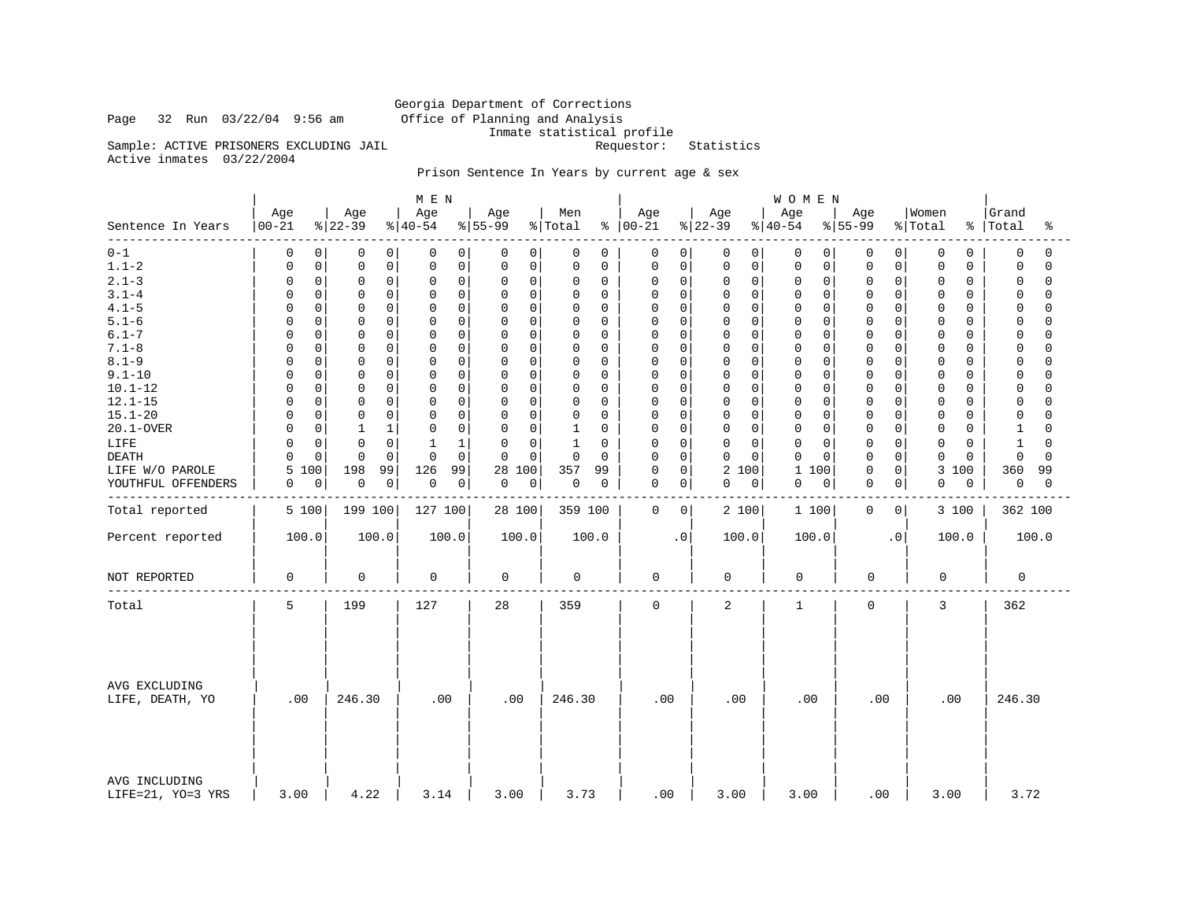Georgia Department of Corrections
Office of Planning and Analysis
Inmate statistical profile

Page 32 Run 03/22/04 9:56 am

Sample: ACTIVE PRISONERS EXCLUDING JAIL     Requestor: Statistics
Active inmates 03/22/2004

Prison Sentence In Years by current age & sex

| Sentence In Years | MEN Age 00-21 | % | Age 22-39 | % | Age 40-54 | % | Age 55-99 | % | Men Total | % | WOMEN Age 00-21 | % | Age 22-39 | % | Age 40-54 | % | Age 55-99 | % | Women Total | % | Grand Total | % |
|---|---|---|---|---|---|---|---|---|---|---|---|---|---|---|---|---|---|---|---|---|---|---|
| 0-1 | 0 | 0 | 0 | 0 | 0 | 0 | 0 | 0 | 0 | 0 | 0 | 0 | 0 | 0 | 0 | 0 | 0 | 0 | 0 | 0 | 0 | 0 |
| 1.1-2 | 0 | 0 | 0 | 0 | 0 | 0 | 0 | 0 | 0 | 0 | 0 | 0 | 0 | 0 | 0 | 0 | 0 | 0 | 0 | 0 | 0 | 0 |
| 2.1-3 | 0 | 0 | 0 | 0 | 0 | 0 | 0 | 0 | 0 | 0 | 0 | 0 | 0 | 0 | 0 | 0 | 0 | 0 | 0 | 0 | 0 | 0 |
| 3.1-4 | 0 | 0 | 0 | 0 | 0 | 0 | 0 | 0 | 0 | 0 | 0 | 0 | 0 | 0 | 0 | 0 | 0 | 0 | 0 | 0 | 0 | 0 |
| 4.1-5 | 0 | 0 | 0 | 0 | 0 | 0 | 0 | 0 | 0 | 0 | 0 | 0 | 0 | 0 | 0 | 0 | 0 | 0 | 0 | 0 | 0 | 0 |
| 5.1-6 | 0 | 0 | 0 | 0 | 0 | 0 | 0 | 0 | 0 | 0 | 0 | 0 | 0 | 0 | 0 | 0 | 0 | 0 | 0 | 0 | 0 | 0 |
| 6.1-7 | 0 | 0 | 0 | 0 | 0 | 0 | 0 | 0 | 0 | 0 | 0 | 0 | 0 | 0 | 0 | 0 | 0 | 0 | 0 | 0 | 0 | 0 |
| 7.1-8 | 0 | 0 | 0 | 0 | 0 | 0 | 0 | 0 | 0 | 0 | 0 | 0 | 0 | 0 | 0 | 0 | 0 | 0 | 0 | 0 | 0 | 0 |
| 8.1-9 | 0 | 0 | 0 | 0 | 0 | 0 | 0 | 0 | 0 | 0 | 0 | 0 | 0 | 0 | 0 | 0 | 0 | 0 | 0 | 0 | 0 | 0 |
| 9.1-10 | 0 | 0 | 0 | 0 | 0 | 0 | 0 | 0 | 0 | 0 | 0 | 0 | 0 | 0 | 0 | 0 | 0 | 0 | 0 | 0 | 0 | 0 |
| 10.1-12 | 0 | 0 | 0 | 0 | 0 | 0 | 0 | 0 | 0 | 0 | 0 | 0 | 0 | 0 | 0 | 0 | 0 | 0 | 0 | 0 | 0 | 0 |
| 12.1-15 | 0 | 0 | 0 | 0 | 0 | 0 | 0 | 0 | 0 | 0 | 0 | 0 | 0 | 0 | 0 | 0 | 0 | 0 | 0 | 0 | 0 | 0 |
| 15.1-20 | 0 | 0 | 0 | 0 | 0 | 0 | 0 | 0 | 0 | 0 | 0 | 0 | 0 | 0 | 0 | 0 | 0 | 0 | 0 | 0 | 0 | 0 |
| 20.1-OVER | 0 | 0 | 1 | 1 | 0 | 0 | 0 | 0 | 1 | 0 | 0 | 0 | 0 | 0 | 0 | 0 | 0 | 0 | 0 | 0 | 1 | 0 |
| LIFE | 0 | 0 | 0 | 0 | 1 | 1 | 0 | 0 | 1 | 0 | 0 | 0 | 0 | 0 | 0 | 0 | 0 | 0 | 0 | 0 | 1 | 0 |
| DEATH | 0 | 0 | 0 | 0 | 0 | 0 | 0 | 0 | 0 | 0 | 0 | 0 | 0 | 0 | 0 | 0 | 0 | 0 | 0 | 0 | 0 | 0 |
| LIFE W/O PAROLE | 5 | 100 | 198 | 99 | 126 | 99 | 28 | 100 | 357 | 99 | 0 | 0 | 2 | 100 | 1 | 100 | 0 | 0 | 3 | 100 | 360 | 99 |
| YOUTHFUL OFFENDERS | 0 | 0 | 0 | 0 | 0 | 0 | 0 | 0 | 0 | 0 | 0 | 0 | 0 | 0 | 0 | 0 | 0 | 0 | 0 | 0 | 0 | 0 |
| Total reported | 5 | 100 | 199 | 100 | 127 | 100 | 28 | 100 | 359 | 100 | 0 | 0 | 2 | 100 | 1 | 100 | 0 | 0 | 3 | 100 | 362 | 100 |
| Percent reported | 100.0 | | 100.0 | | 100.0 | | 100.0 | | 100.0 | | .0 | | 100.0 | | 100.0 | | .0 | | 100.0 | | 100.0 | |
| NOT REPORTED | 0 | | 0 | | 0 | | 0 | | 0 | | 0 | | 0 | | 0 | | 0 | | 0 | | 0 | |
| Total | 5 | | 199 | | 127 | | 28 | | 359 | | 0 | | 2 | | 1 | | 0 | | 3 | | 362 | |
| AVG EXCLUDING LIFE, DEATH, YO | .00 | | 246.30 | | .00 | | .00 | | 246.30 | | .00 | | .00 | | .00 | | .00 | | .00 | | 246.30 | |
| AVG INCLUDING LIFE=21, YO=3 YRS | 3.00 | | 4.22 | | 3.14 | | 3.00 | | 3.73 | | .00 | | 3.00 | | 3.00 | | .00 | | 3.00 | | 3.72 | |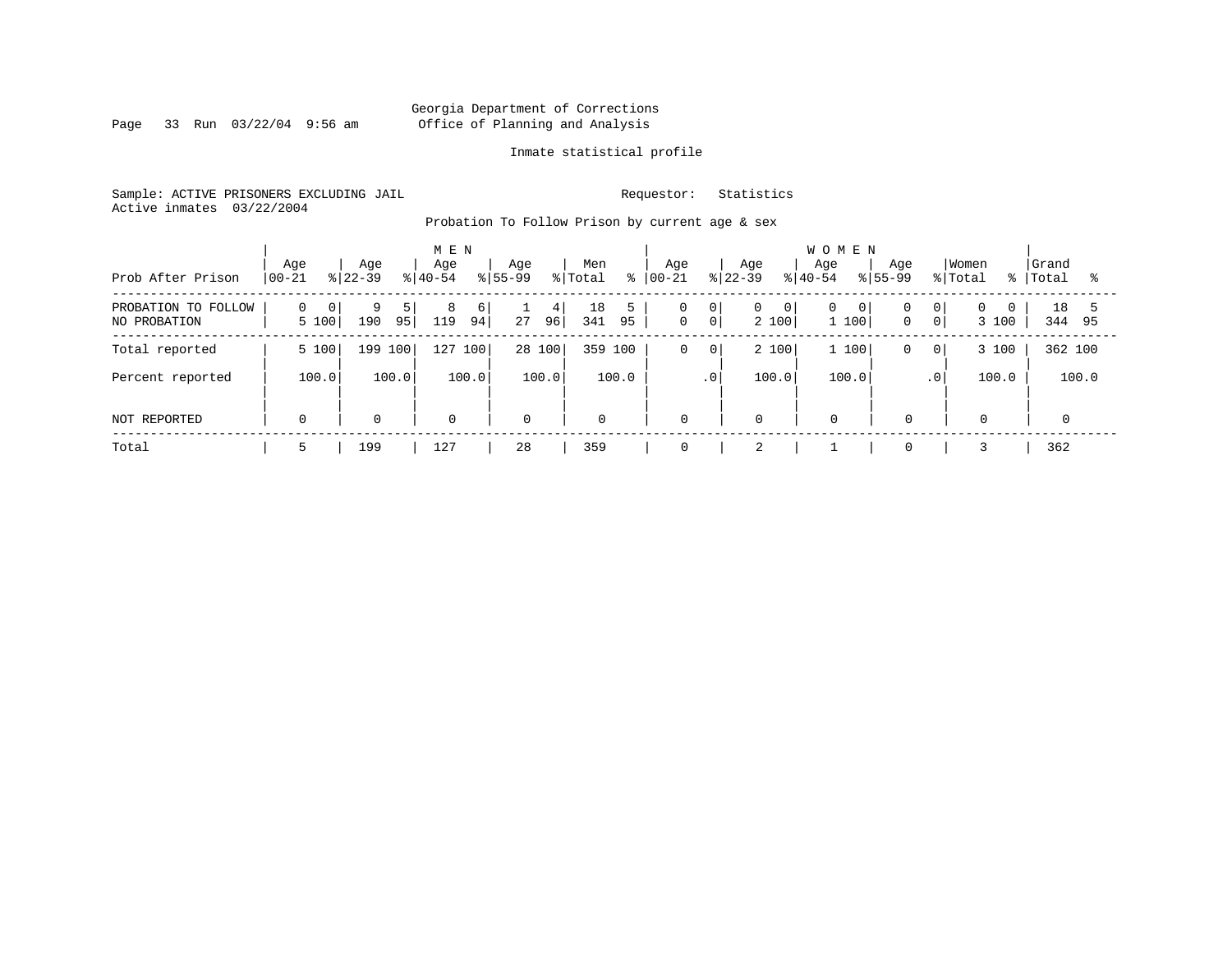Georgia Department of Corrections
Office of Planning and Analysis

Inmate statistical profile

Sample: ACTIVE PRISONERS EXCLUDING JAIL                    Requestor: Statistics
Active inmates 03/22/2004

Probation To Follow Prison by current age & sex

| Prob After Prison | MEN Age 00-21 | % | Age 22-39 | % | Age 40-54 | % | Age 55-99 | % | Men Total | % | WOMEN Age 00-21 | % | Age 22-39 | % | Age 40-54 | % | Age 55-99 | % | Women Total | % | Grand Total | % |
|---|---|---|---|---|---|---|---|---|---|---|---|---|---|---|---|---|---|---|---|---|---|---|
| PROBATION TO FOLLOW | 0 | 0 | 9 | 5 | 8 | 6 | 1 | 4 | 18 | 5 | 0 | 0 | 0 | 0 | 0 | 0 | 0 | 0 | 0 | 0 | 18 | 5 |
| NO PROBATION | 5 | 100 | 190 | 95 | 119 | 94 | 27 | 96 | 341 | 95 | 0 | 0 | 2 | 100 | 1 | 100 | 0 | 0 | 3 | 100 | 344 | 95 |
| Total reported | 5 | 100 | 199 | 100 | 127 | 100 | 28 | 100 | 359 | 100 | 0 | 0 | 2 | 100 | 1 | 100 | 0 | 0 | 3 | 100 | 362 | 100 |
| Percent reported | | 100.0 | | 100.0 | | 100.0 | | 100.0 | | 100.0 | | .0 | | 100.0 | | 100.0 | | .0 | | 100.0 | | 100.0 |
| NOT REPORTED | 0 | | 0 | | 0 | | 0 | | 0 | | 0 | | 0 | | 0 | | 0 | | 0 | | 0 | |
| Total | 5 | | 199 | | 127 | | 28 | | 359 | | 0 | | 2 | | 1 | | 0 | | 3 | | 362 | |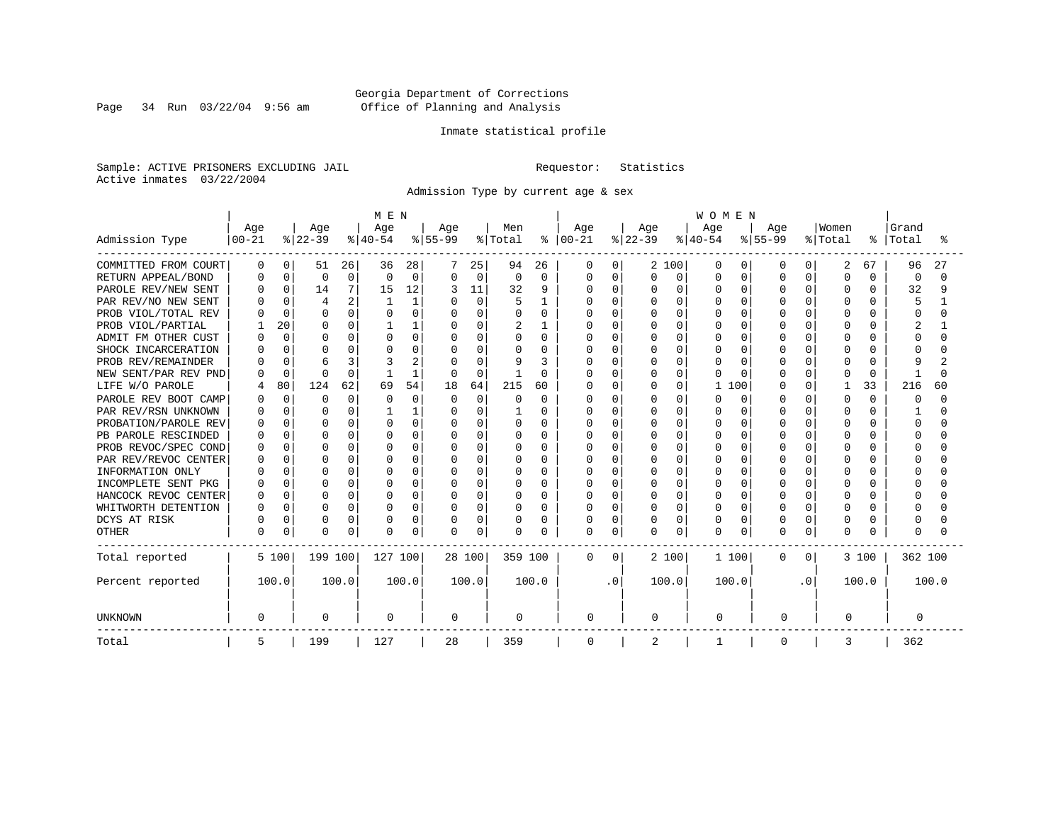Georgia Department of Corrections
Office of Planning and Analysis

Inmate statistical profile

Sample: ACTIVE PRISONERS EXCLUDING JAIL
Active inmates 03/22/2004

Requestor: Statistics

Admission Type by current age & sex

| Admission Type | MEN Age 00-21 | % | Age 22-39 | % | Age 40-54 | % | Age 55-99 | % | Men Total | % | WOMEN Age 00-21 | % | Age 22-39 | % | Age 40-54 | % | Age 55-99 | % | Women Total | % | Grand Total | % |
|---|---|---|---|---|---|---|---|---|---|---|---|---|---|---|---|---|---|---|---|---|---|---|
| COMMITTED FROM COURT | 0 | 0 | 51 | 26 | 36 | 28 | 7 | 25 | 94 | 26 | 0 | 0 | 2 | 100 | 0 | 0 | 0 | 0 | 2 | 67 | 96 | 27 |
| RETURN APPEAL/BOND | 0 | 0 | 0 | 0 | 0 | 0 | 0 | 0 | 0 | 0 | 0 | 0 | 0 | 0 | 0 | 0 | 0 | 0 | 0 | 0 | 0 | 0 |
| PAROLE REV/NEW SENT | 0 | 0 | 14 | 7 | 15 | 12 | 3 | 11 | 32 | 9 | 0 | 0 | 0 | 0 | 0 | 0 | 0 | 0 | 0 | 0 | 32 | 9 |
| PAR REV/NO NEW SENT | 0 | 0 | 4 | 2 | 1 | 1 | 0 | 0 | 5 | 1 | 0 | 0 | 0 | 0 | 0 | 0 | 0 | 0 | 0 | 0 | 5 | 1 |
| PROB VIOL/TOTAL REV | 0 | 0 | 0 | 0 | 0 | 0 | 0 | 0 | 0 | 0 | 0 | 0 | 0 | 0 | 0 | 0 | 0 | 0 | 0 | 0 | 0 | 0 |
| PROB VIOL/PARTIAL | 1 | 20 | 0 | 0 | 1 | 1 | 0 | 0 | 2 | 1 | 0 | 0 | 0 | 0 | 0 | 0 | 0 | 0 | 0 | 0 | 2 | 1 |
| ADMIT FM OTHER CUST | 0 | 0 | 0 | 0 | 0 | 0 | 0 | 0 | 0 | 0 | 0 | 0 | 0 | 0 | 0 | 0 | 0 | 0 | 0 | 0 | 0 | 0 |
| SHOCK INCARCERATION | 0 | 0 | 0 | 0 | 0 | 0 | 0 | 0 | 0 | 0 | 0 | 0 | 0 | 0 | 0 | 0 | 0 | 0 | 0 | 0 | 0 | 0 |
| PROB REV/REMAINDER | 0 | 0 | 6 | 3 | 3 | 2 | 0 | 0 | 9 | 3 | 0 | 0 | 0 | 0 | 0 | 0 | 0 | 0 | 0 | 0 | 9 | 2 |
| NEW SENT/PAR REV PND | 0 | 0 | 0 | 0 | 1 | 1 | 0 | 0 | 1 | 0 | 0 | 0 | 0 | 0 | 0 | 0 | 0 | 0 | 0 | 0 | 1 | 0 |
| LIFE W/O PAROLE | 4 | 80 | 124 | 62 | 69 | 54 | 18 | 64 | 215 | 60 | 0 | 0 | 0 | 0 | 1 | 100 | 0 | 0 | 1 | 33 | 216 | 60 |
| PAROLE REV BOOT CAMP | 0 | 0 | 0 | 0 | 0 | 0 | 0 | 0 | 0 | 0 | 0 | 0 | 0 | 0 | 0 | 0 | 0 | 0 | 0 | 0 | 0 | 0 |
| PAR REV/RSN UNKNOWN | 0 | 0 | 0 | 0 | 1 | 1 | 0 | 0 | 1 | 0 | 0 | 0 | 0 | 0 | 0 | 0 | 0 | 0 | 0 | 0 | 1 | 0 |
| PROBATION/PAROLE REV | 0 | 0 | 0 | 0 | 0 | 0 | 0 | 0 | 0 | 0 | 0 | 0 | 0 | 0 | 0 | 0 | 0 | 0 | 0 | 0 | 0 | 0 |
| PB PAROLE RESCINDED | 0 | 0 | 0 | 0 | 0 | 0 | 0 | 0 | 0 | 0 | 0 | 0 | 0 | 0 | 0 | 0 | 0 | 0 | 0 | 0 | 0 | 0 |
| PROB REVOC/SPEC COND | 0 | 0 | 0 | 0 | 0 | 0 | 0 | 0 | 0 | 0 | 0 | 0 | 0 | 0 | 0 | 0 | 0 | 0 | 0 | 0 | 0 | 0 |
| PAR REV/REVOC CENTER | 0 | 0 | 0 | 0 | 0 | 0 | 0 | 0 | 0 | 0 | 0 | 0 | 0 | 0 | 0 | 0 | 0 | 0 | 0 | 0 | 0 | 0 |
| INFORMATION ONLY | 0 | 0 | 0 | 0 | 0 | 0 | 0 | 0 | 0 | 0 | 0 | 0 | 0 | 0 | 0 | 0 | 0 | 0 | 0 | 0 | 0 | 0 |
| INCOMPLETE SENT PKG | 0 | 0 | 0 | 0 | 0 | 0 | 0 | 0 | 0 | 0 | 0 | 0 | 0 | 0 | 0 | 0 | 0 | 0 | 0 | 0 | 0 | 0 |
| HANCOCK REVOC CENTER | 0 | 0 | 0 | 0 | 0 | 0 | 0 | 0 | 0 | 0 | 0 | 0 | 0 | 0 | 0 | 0 | 0 | 0 | 0 | 0 | 0 | 0 |
| WHITWORTH DETENTION | 0 | 0 | 0 | 0 | 0 | 0 | 0 | 0 | 0 | 0 | 0 | 0 | 0 | 0 | 0 | 0 | 0 | 0 | 0 | 0 | 0 | 0 |
| DCYS AT RISK | 0 | 0 | 0 | 0 | 0 | 0 | 0 | 0 | 0 | 0 | 0 | 0 | 0 | 0 | 0 | 0 | 0 | 0 | 0 | 0 | 0 | 0 |
| OTHER | 0 | 0 | 0 | 0 | 0 | 0 | 0 | 0 | 0 | 0 | 0 | 0 | 0 | 0 | 0 | 0 | 0 | 0 | 0 | 0 | 0 | 0 |
| Total reported | 5 | 100 | 199 | 100 | 127 | 100 | 28 | 100 | 359 | 100 | 0 | 0 | 2 | 100 | 1 | 100 | 0 | 0 | 3 | 100 | 362 | 100 |
| Percent reported | | 100.0 | | 100.0 | | 100.0 | | 100.0 | | 100.0 | | .0 | | 100.0 | | 100.0 | | .0 | | 100.0 | | 100.0 |
| UNKNOWN | 0 | | 0 | | 0 | | 0 | | 0 | | 0 | | 0 | | 0 | | 0 | | 0 | | 0 | |
| Total | 5 | | 199 | | 127 | | 28 | | 359 | | 0 | | 2 | | 1 | | 0 | | 3 | | 362 | |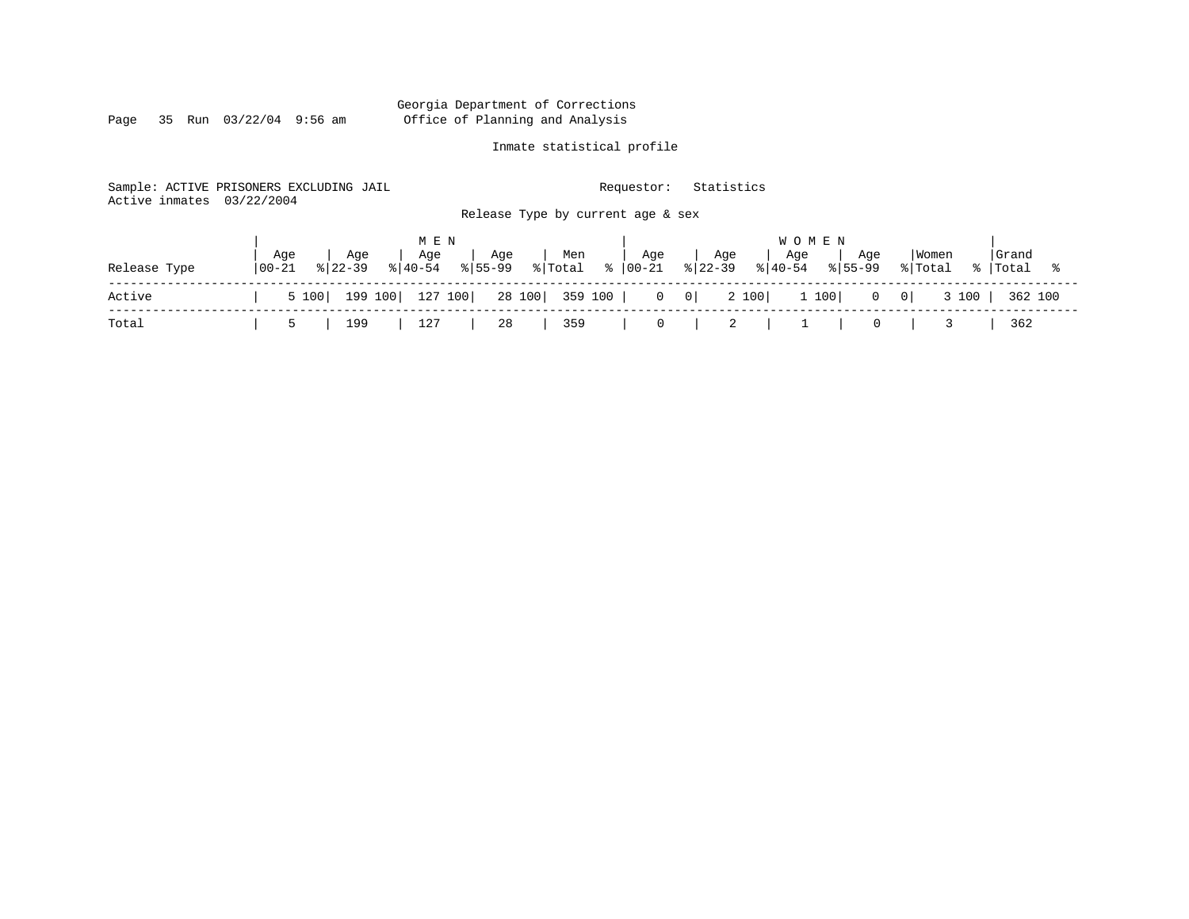Georgia Department of Corrections
Office of Planning and Analysis

Inmate statistical profile

Sample: ACTIVE PRISONERS EXCLUDING JAIL
Active inmates 03/22/2004

Requestor: Statistics

Release Type by current age & sex

| Release Type | MEN Age 00-21 | % | Age 22-39 | % | Age 40-54 | % | Age 55-99 | % | Men Total | % | WOMEN Age 00-21 | % | Age 22-39 | % | Age 40-54 | % | Age 55-99 | % | Women Total | % | Grand Total | % |
|---|---|---|---|---|---|---|---|---|---|---|---|---|---|---|---|---|---|---|---|---|---|---|
| Active | 5 | 100 | 199 | 100 | 127 | 100 | 28 | 100 | 359 | 100 | 0 | 0 | 2 | 100 | 1 | 100 | 0 | 0 | 3 | 100 | 362 | 100 |
| Total | 5 | | 199 | | 127 | | 28 | | 359 | | 0 | | 2 | | 1 | | 0 | | 3 | | 362 | |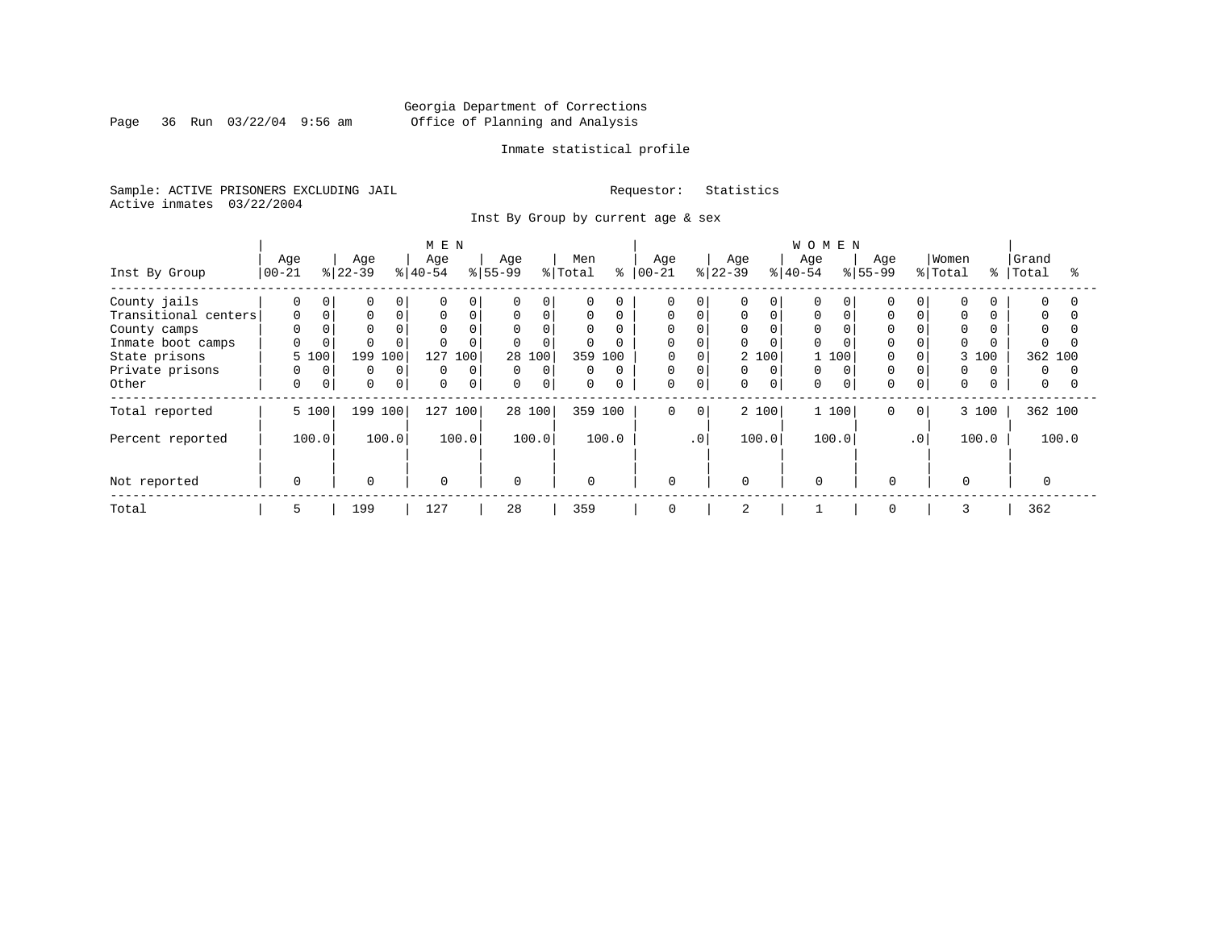Georgia Department of Corrections
Office of Planning and Analysis

Inmate statistical profile

Sample: ACTIVE PRISONERS EXCLUDING JAIL    Requestor: Statistics
Active inmates 03/22/2004

Inst By Group by current age & sex

| Inst By Group | MEN Age 00-21 | % | Age 22-39 | % | Age 40-54 | % | Age 55-99 | % | Men Total | % | WOMEN Age 00-21 | % | Age 22-39 | % | Age 40-54 | % | Age 55-99 | % | Women Total | % | Grand Total | % |
|---|---|---|---|---|---|---|---|---|---|---|---|---|---|---|---|---|---|---|---|---|---|---|
| County jails | 0 | 0 | 0 | 0 | 0 | 0 | 0 | 0 | 0 | 0 | 0 | 0 | 0 | 0 | 0 | 0 | 0 | 0 | 0 | 0 | 0 | 0 |
| Transitional centers | 0 | 0 | 0 | 0 | 0 | 0 | 0 | 0 | 0 | 0 | 0 | 0 | 0 | 0 | 0 | 0 | 0 | 0 | 0 | 0 | 0 | 0 |
| County camps | 0 | 0 | 0 | 0 | 0 | 0 | 0 | 0 | 0 | 0 | 0 | 0 | 0 | 0 | 0 | 0 | 0 | 0 | 0 | 0 | 0 | 0 |
| Inmate boot camps | 0 | 0 | 0 | 0 | 0 | 0 | 0 | 0 | 0 | 0 | 0 | 0 | 0 | 0 | 0 | 0 | 0 | 0 | 0 | 0 | 0 | 0 |
| State prisons | 5 | 100 | 199 | 100 | 127 | 100 | 28 | 100 | 359 | 100 | 0 | 0 | 2 | 100 | 1 | 100 | 0 | 0 | 3 | 100 | 362 | 100 |
| Private prisons | 0 | 0 | 0 | 0 | 0 | 0 | 0 | 0 | 0 | 0 | 0 | 0 | 0 | 0 | 0 | 0 | 0 | 0 | 0 | 0 | 0 | 0 |
| Other | 0 | 0 | 0 | 0 | 0 | 0 | 0 | 0 | 0 | 0 | 0 | 0 | 0 | 0 | 0 | 0 | 0 | 0 | 0 | 0 | 0 | 0 |
| Total reported | 5 | 100 | 199 | 100 | 127 | 100 | 28 | 100 | 359 | 100 | 0 | 0 | 2 | 100 | 1 | 100 | 0 | 0 | 3 | 100 | 362 | 100 |
| Percent reported | 100.0 | | 100.0 | | 100.0 | | 100.0 | | 100.0 | | .0 | | 100.0 | | 100.0 | | .0 | | 100.0 | | 100.0 | |
| Not reported | 0 | | 0 | | 0 | | 0 | | 0 | | 0 | | 0 | | 0 | | 0 | | 0 | | 0 | |
| Total | 5 | | 199 | | 127 | | 28 | | 359 | | 0 | | 2 | | 1 | | 0 | | 3 | | 362 | |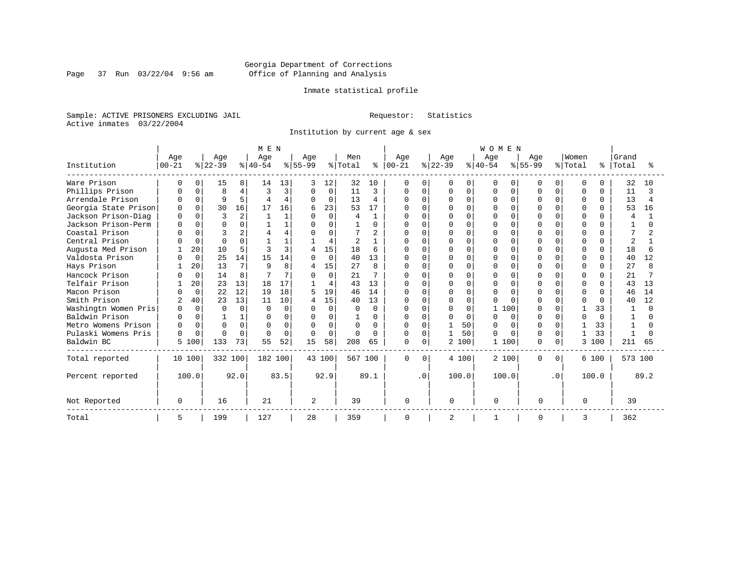Georgia Department of Corrections
Office of Planning and Analysis

Inmate statistical profile

Sample: ACTIVE PRISONERS EXCLUDING JAIL

Requestor: Statistics

Active inmates 03/22/2004

Institution by current age & sex

| Institution | MEN Age 00-21 | % | Age 22-39 | % | Age 40-54 | % | Age 55-99 | % | Men Total | % | WOMEN Age 00-21 | % | Age 22-39 | % | Age 40-54 | % | Age 55-99 | % | Women Total | % | Grand Total | % |
|---|---|---|---|---|---|---|---|---|---|---|---|---|---|---|---|---|---|---|---|---|---|---|
| Ware Prison | 0 | 0 | 15 | 8 | 14 | 13 | 3 | 12 | 32 | 10 | 0 | 0 | 0 | 0 | 0 | 0 | 0 | 0 | 0 | 0 | 32 | 10 |
| Phillips Prison | 0 | 0 | 8 | 4 | 3 | 3 | 0 | 0 | 11 | 3 | 0 | 0 | 0 | 0 | 0 | 0 | 0 | 0 | 0 | 0 | 11 | 3 |
| Arrendale Prison | 0 | 0 | 9 | 5 | 4 | 4 | 0 | 0 | 13 | 4 | 0 | 0 | 0 | 0 | 0 | 0 | 0 | 0 | 0 | 0 | 13 | 4 |
| Georgia State Prison | 0 | 0 | 30 | 16 | 17 | 16 | 6 | 23 | 53 | 17 | 0 | 0 | 0 | 0 | 0 | 0 | 0 | 0 | 0 | 0 | 53 | 16 |
| Jackson Prison-Diag | 0 | 0 | 3 | 2 | 1 | 1 | 0 | 0 | 4 | 1 | 0 | 0 | 0 | 0 | 0 | 0 | 0 | 0 | 0 | 0 | 4 | 1 |
| Jackson Prison-Perm | 0 | 0 | 0 | 0 | 1 | 1 | 0 | 0 | 1 | 0 | 0 | 0 | 0 | 0 | 0 | 0 | 0 | 0 | 0 | 0 | 1 | 0 |
| Coastal Prison | 0 | 0 | 3 | 2 | 4 | 4 | 0 | 0 | 7 | 2 | 0 | 0 | 0 | 0 | 0 | 0 | 0 | 0 | 0 | 0 | 7 | 2 |
| Central Prison | 0 | 0 | 0 | 0 | 1 | 1 | 1 | 4 | 2 | 1 | 0 | 0 | 0 | 0 | 0 | 0 | 0 | 0 | 0 | 0 | 2 | 1 |
| Augusta Med Prison | 1 | 20 | 10 | 5 | 3 | 3 | 4 | 15 | 18 | 6 | 0 | 0 | 0 | 0 | 0 | 0 | 0 | 0 | 0 | 0 | 18 | 6 |
| Valdosta Prison | 0 | 0 | 25 | 14 | 15 | 14 | 0 | 0 | 40 | 13 | 0 | 0 | 0 | 0 | 0 | 0 | 0 | 0 | 0 | 0 | 40 | 12 |
| Hays Prison | 1 | 20 | 13 | 7 | 9 | 8 | 4 | 15 | 27 | 8 | 0 | 0 | 0 | 0 | 0 | 0 | 0 | 0 | 0 | 0 | 27 | 8 |
| Hancock Prison | 0 | 0 | 14 | 8 | 7 | 7 | 0 | 0 | 21 | 7 | 0 | 0 | 0 | 0 | 0 | 0 | 0 | 0 | 0 | 0 | 21 | 7 |
| Telfair Prison | 1 | 20 | 23 | 13 | 18 | 17 | 1 | 4 | 43 | 13 | 0 | 0 | 0 | 0 | 0 | 0 | 0 | 0 | 0 | 0 | 43 | 13 |
| Macon Prison | 0 | 0 | 22 | 12 | 19 | 18 | 5 | 19 | 46 | 14 | 0 | 0 | 0 | 0 | 0 | 0 | 0 | 0 | 0 | 0 | 46 | 14 |
| Smith Prison | 2 | 40 | 23 | 13 | 11 | 10 | 4 | 15 | 40 | 13 | 0 | 0 | 0 | 0 | 0 | 0 | 0 | 0 | 0 | 0 | 40 | 12 |
| Washingtn Women Pris | 0 | 0 | 0 | 0 | 0 | 0 | 0 | 0 | 0 | 0 | 0 | 0 | 0 | 0 | 1 | 100 | 0 | 0 | 1 | 33 | 1 | 0 |
| Baldwin Prison | 0 | 0 | 1 | 1 | 0 | 0 | 0 | 0 | 1 | 0 | 0 | 0 | 0 | 0 | 0 | 0 | 0 | 0 | 0 | 0 | 1 | 0 |
| Metro Womens Prison | 0 | 0 | 0 | 0 | 0 | 0 | 0 | 0 | 0 | 0 | 0 | 0 | 1 | 50 | 0 | 0 | 0 | 0 | 1 | 33 | 1 | 0 |
| Pulaski Womens Pris | 0 | 0 | 0 | 0 | 0 | 0 | 0 | 0 | 0 | 0 | 0 | 0 | 1 | 50 | 0 | 0 | 0 | 0 | 1 | 33 | 1 | 0 |
| Baldwin BC | 5 | 100 | 133 | 73 | 55 | 52 | 15 | 58 | 208 | 65 | 0 | 0 | 2 | 100 | 1 | 100 | 0 | 0 | 3 | 100 | 211 | 65 |
| Total reported | 10 | 100 | 332 | 100 | 182 | 100 | 43 | 100 | 567 | 100 | 0 | 0 | 4 | 100 | 2 | 100 | 0 | 0 | 6 | 100 | 573 | 100 |
| Percent reported | 100.0 | | 92.0 | | 83.5 | | 92.9 | | 89.1 | | .0 | | 100.0 | | 100.0 | | .0 | | 100.0 | | 89.2 | |
| Not Reported | 0 | | 16 | | 21 | | 2 | | 39 | | 0 | | 0 | | 0 | | 0 | | 0 | | 39 | |
| Total | 5 | | 199 | | 127 | | 28 | | 359 | | 0 | | 2 | | 1 | | 0 | | 3 | | 362 | |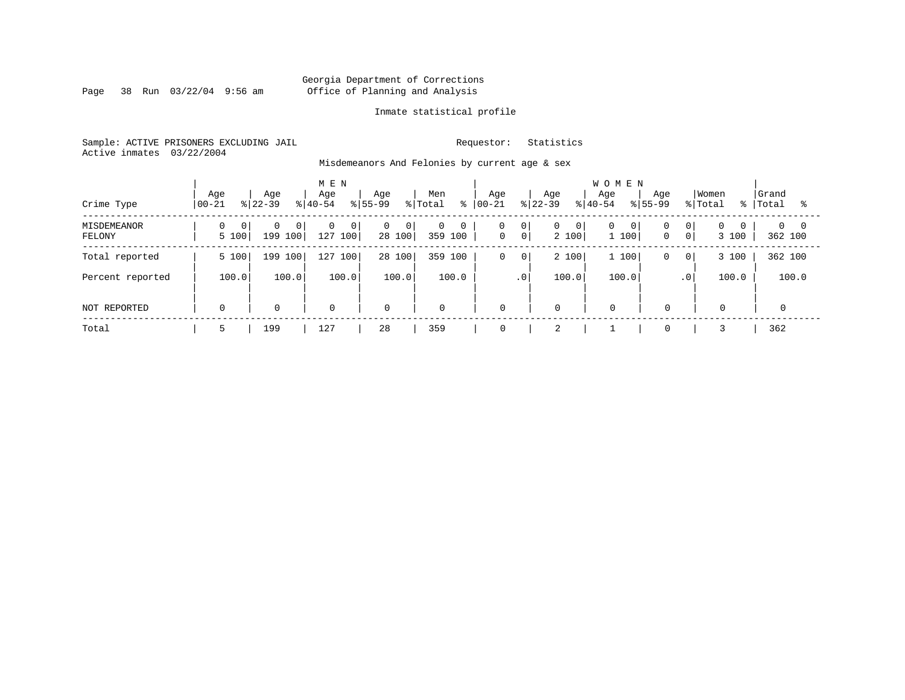Georgia Department of Corrections
Office of Planning and Analysis

Inmate statistical profile

Sample: ACTIVE PRISONERS EXCLUDING JAIL

Requestor: Statistics

Active inmates 03/22/2004

Misdemeanors And Felonies by current age & sex

| Crime Type | MEN Age 00-21 | % | Age 22-39 | % | Age 40-54 | % | Age 55-99 | % | Men Total | % | WOMEN Age 00-21 | % | Age 22-39 | % | Age 40-54 | % | Age 55-99 | % | Women Total | % | Grand Total | % |
|---|---|---|---|---|---|---|---|---|---|---|---|---|---|---|---|---|---|---|---|---|---|---|
| MISDEMEANOR | 0 | 0 | 0 | 0 | 0 | 0 | 0 | 0 | 0 | 0 | 0 | 0 | 0 | 0 | 0 | 0 | 0 | 0 | 0 | 0 | 0 | 0 |
| FELONY | 5 | 100 | 199 | 100 | 127 | 100 | 28 | 100 | 359 | 100 | 0 | 0 | 2 | 100 | 1 | 100 | 0 | 0 | 3 | 100 | 362 | 100 |
| Total reported | 5 | 100 | 199 | 100 | 127 | 100 | 28 | 100 | 359 | 100 | 0 | 0 | 2 | 100 | 1 | 100 | 0 | 0 | 3 | 100 | 362 | 100 |
| Percent reported | | 100.0 | | 100.0 | | 100.0 | | 100.0 | | 100.0 | | .0 | | 100.0 | | 100.0 | | .0 | | 100.0 | | 100.0 |
| NOT REPORTED | 0 | | 0 | | 0 | | 0 | | 0 | | 0 | | 0 | | 0 | | 0 | | 0 | | 0 | |
| Total | 5 | | 199 | | 127 | | 28 | | 359 | | 0 | | 2 | | 1 | | 0 | | 3 | | 362 | |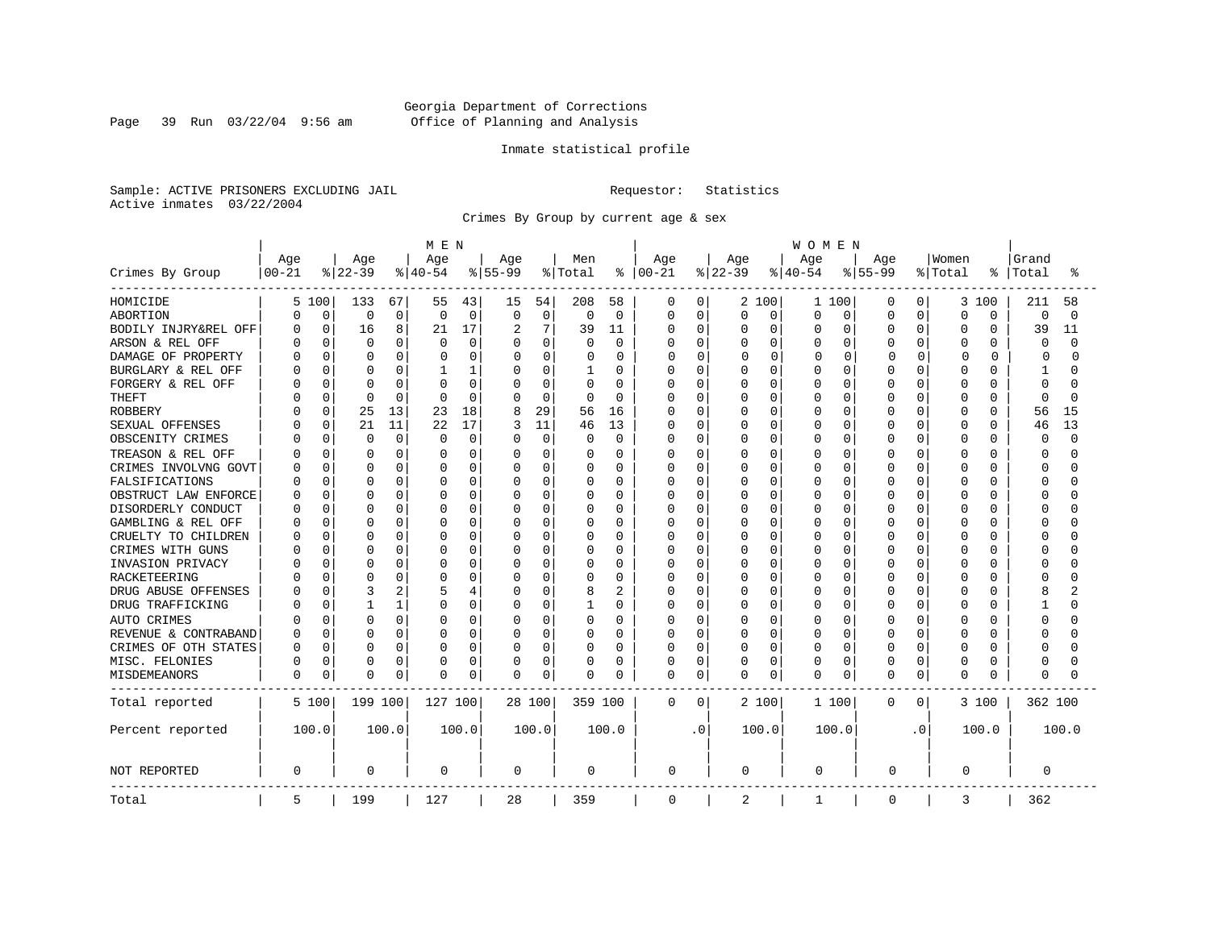Georgia Department of Corrections
Office of Planning and Analysis

Inmate statistical profile

Sample: ACTIVE PRISONERS EXCLUDING JAIL     Requestor: Statistics
Active inmates 03/22/2004

Crimes By Group by current age & sex

| Crimes By Group | MEN Age 00-21 | % | Age 22-39 | % | Age 40-54 | % | Age 55-99 | % | Men Total | % | WOMEN Age 00-21 | % | Age 22-39 | % | Age 40-54 | % | Age 55-99 | % | Women Total | % | Grand Total | % |
|---|---|---|---|---|---|---|---|---|---|---|---|---|---|---|---|---|---|---|---|---|---|---|
| HOMICIDE | 5 | 100 | 133 | 67 | 55 | 43 | 15 | 54 | 208 | 58 | 0 | 0 | 2 | 100 | 1 | 100 | 0 | 0 | 3 | 100 | 211 | 58 |
| ABORTION | 0 | 0 | 0 | 0 | 0 | 0 | 0 | 0 | 0 | 0 | 0 | 0 | 0 | 0 | 0 | 0 | 0 | 0 | 0 | 0 | 0 | 0 |
| BODILY INJRY&REL OFF | 0 | 0 | 16 | 8 | 21 | 17 | 2 | 7 | 39 | 11 | 0 | 0 | 0 | 0 | 0 | 0 | 0 | 0 | 0 | 0 | 39 | 11 |
| ARSON & REL OFF | 0 | 0 | 0 | 0 | 0 | 0 | 0 | 0 | 0 | 0 | 0 | 0 | 0 | 0 | 0 | 0 | 0 | 0 | 0 | 0 | 0 | 0 |
| DAMAGE OF PROPERTY | 0 | 0 | 0 | 0 | 0 | 0 | 0 | 0 | 0 | 0 | 0 | 0 | 0 | 0 | 0 | 0 | 0 | 0 | 0 | 0 | 0 | 0 |
| BURGLARY & REL OFF | 0 | 0 | 0 | 0 | 1 | 1 | 0 | 0 | 1 | 0 | 0 | 0 | 0 | 0 | 0 | 0 | 0 | 0 | 0 | 0 | 1 | 0 |
| FORGERY & REL OFF | 0 | 0 | 0 | 0 | 0 | 0 | 0 | 0 | 0 | 0 | 0 | 0 | 0 | 0 | 0 | 0 | 0 | 0 | 0 | 0 | 0 | 0 |
| THEFT | 0 | 0 | 0 | 0 | 0 | 0 | 0 | 0 | 0 | 0 | 0 | 0 | 0 | 0 | 0 | 0 | 0 | 0 | 0 | 0 | 0 | 0 |
| ROBBERY | 0 | 0 | 25 | 13 | 23 | 18 | 8 | 29 | 56 | 16 | 0 | 0 | 0 | 0 | 0 | 0 | 0 | 0 | 0 | 0 | 56 | 15 |
| SEXUAL OFFENSES | 0 | 0 | 21 | 11 | 22 | 17 | 3 | 11 | 46 | 13 | 0 | 0 | 0 | 0 | 0 | 0 | 0 | 0 | 0 | 0 | 46 | 13 |
| OBSCENITY CRIMES | 0 | 0 | 0 | 0 | 0 | 0 | 0 | 0 | 0 | 0 | 0 | 0 | 0 | 0 | 0 | 0 | 0 | 0 | 0 | 0 | 0 | 0 |
| TREASON & REL OFF | 0 | 0 | 0 | 0 | 0 | 0 | 0 | 0 | 0 | 0 | 0 | 0 | 0 | 0 | 0 | 0 | 0 | 0 | 0 | 0 | 0 | 0 |
| CRIMES INVOLVNG GOVT | 0 | 0 | 0 | 0 | 0 | 0 | 0 | 0 | 0 | 0 | 0 | 0 | 0 | 0 | 0 | 0 | 0 | 0 | 0 | 0 | 0 | 0 |
| FALSIFICATIONS | 0 | 0 | 0 | 0 | 0 | 0 | 0 | 0 | 0 | 0 | 0 | 0 | 0 | 0 | 0 | 0 | 0 | 0 | 0 | 0 | 0 | 0 |
| OBSTRUCT LAW ENFORCE | 0 | 0 | 0 | 0 | 0 | 0 | 0 | 0 | 0 | 0 | 0 | 0 | 0 | 0 | 0 | 0 | 0 | 0 | 0 | 0 | 0 | 0 |
| DISORDERLY CONDUCT | 0 | 0 | 0 | 0 | 0 | 0 | 0 | 0 | 0 | 0 | 0 | 0 | 0 | 0 | 0 | 0 | 0 | 0 | 0 | 0 | 0 | 0 |
| GAMBLING & REL OFF | 0 | 0 | 0 | 0 | 0 | 0 | 0 | 0 | 0 | 0 | 0 | 0 | 0 | 0 | 0 | 0 | 0 | 0 | 0 | 0 | 0 | 0 |
| CRUELTY TO CHILDREN | 0 | 0 | 0 | 0 | 0 | 0 | 0 | 0 | 0 | 0 | 0 | 0 | 0 | 0 | 0 | 0 | 0 | 0 | 0 | 0 | 0 | 0 |
| CRIMES WITH GUNS | 0 | 0 | 0 | 0 | 0 | 0 | 0 | 0 | 0 | 0 | 0 | 0 | 0 | 0 | 0 | 0 | 0 | 0 | 0 | 0 | 0 | 0 |
| INVASION PRIVACY | 0 | 0 | 0 | 0 | 0 | 0 | 0 | 0 | 0 | 0 | 0 | 0 | 0 | 0 | 0 | 0 | 0 | 0 | 0 | 0 | 0 | 0 |
| RACKETEERING | 0 | 0 | 0 | 0 | 0 | 0 | 0 | 0 | 0 | 0 | 0 | 0 | 0 | 0 | 0 | 0 | 0 | 0 | 0 | 0 | 0 | 0 |
| DRUG ABUSE OFFENSES | 0 | 0 | 3 | 2 | 5 | 4 | 0 | 0 | 8 | 2 | 0 | 0 | 0 | 0 | 0 | 0 | 0 | 0 | 0 | 0 | 8 | 2 |
| DRUG TRAFFICKING | 0 | 0 | 1 | 1 | 0 | 0 | 0 | 0 | 1 | 0 | 0 | 0 | 0 | 0 | 0 | 0 | 0 | 0 | 0 | 0 | 1 | 0 |
| AUTO CRIMES | 0 | 0 | 0 | 0 | 0 | 0 | 0 | 0 | 0 | 0 | 0 | 0 | 0 | 0 | 0 | 0 | 0 | 0 | 0 | 0 | 0 | 0 |
| REVENUE & CONTRABAND | 0 | 0 | 0 | 0 | 0 | 0 | 0 | 0 | 0 | 0 | 0 | 0 | 0 | 0 | 0 | 0 | 0 | 0 | 0 | 0 | 0 | 0 |
| CRIMES OF OTH STATES | 0 | 0 | 0 | 0 | 0 | 0 | 0 | 0 | 0 | 0 | 0 | 0 | 0 | 0 | 0 | 0 | 0 | 0 | 0 | 0 | 0 | 0 |
| MISC. FELONIES | 0 | 0 | 0 | 0 | 0 | 0 | 0 | 0 | 0 | 0 | 0 | 0 | 0 | 0 | 0 | 0 | 0 | 0 | 0 | 0 | 0 | 0 |
| MISDEMEANORS | 0 | 0 | 0 | 0 | 0 | 0 | 0 | 0 | 0 | 0 | 0 | 0 | 0 | 0 | 0 | 0 | 0 | 0 | 0 | 0 | 0 | 0 |
| Total reported | 5 | 100 | 199 | 100 | 127 | 100 | 28 | 100 | 359 | 100 | 0 | 0 | 2 | 100 | 1 | 100 | 0 | 0 | 3 | 100 | 362 | 100 |
| Percent reported | 100.0 | | 100.0 | | 100.0 | | 100.0 | | 100.0 | | .0 | | 100.0 | | 100.0 | | .0 | | 100.0 | | 100.0 | |
| NOT REPORTED | 0 | | 0 | | 0 | | 0 | | 0 | | 0 | | 0 | | 0 | | 0 | | 0 | | 0 | |
| Total | 5 | | 199 | | 127 | | 28 | | 359 | | 0 | | 2 | | 1 | | 0 | | 3 | | 362 | |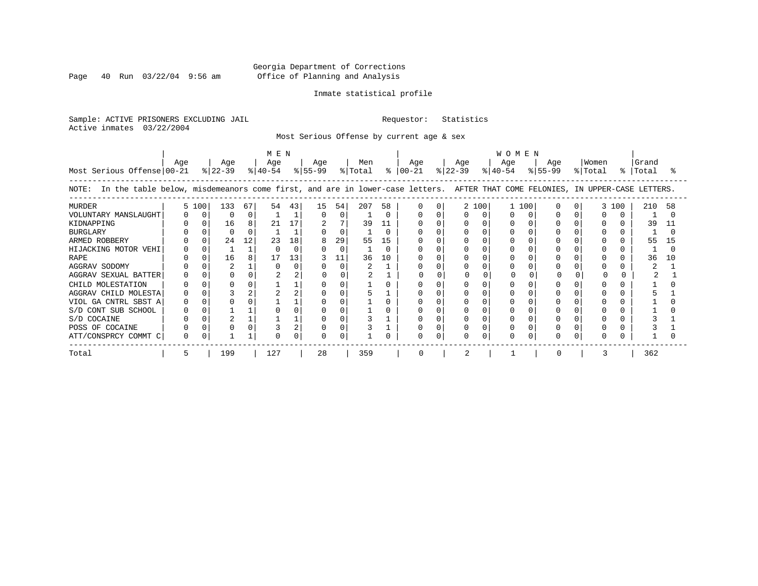Georgia Department of Corrections
Office of Planning and Analysis

Inmate statistical profile

Sample: ACTIVE PRISONERS EXCLUDING JAIL

Requestor: Statistics

Active inmates 03/22/2004

Most Serious Offense by current age & sex

NOTE: In the table below, misdemeanors come first, and are in lower-case letters. AFTER THAT COME FELONIES, IN UPPER-CASE LETTERS.

| Most Serious Offense | MEN Age 00-21 | % | Age 22-39 | % | Age 40-54 | % | Age 55-99 | % | Men Total | % | WOMEN Age 00-21 | % | Age 22-39 | % | Age 40-54 | % | Age 55-99 | % | Women Total | % | Grand Total | % |
|---|---|---|---|---|---|---|---|---|---|---|---|---|---|---|---|---|---|---|---|---|---|---|
| MURDER | 5 | 100 | 133 | 67 | 54 | 43 | 15 | 54 | 207 | 58 | 0 | 0 | 2 | 100 | 1 | 100 | 0 | 0 | 3 | 100 | 210 | 58 |
| VOLUNTARY MANSLAUGHT | 0 | 0 | 0 | 0 | 1 | 1 | 0 | 0 | 1 | 0 | 0 | 0 | 0 | 0 | 0 | 0 | 0 | 0 | 0 | 0 | 1 | 0 |
| KIDNAPPING | 0 | 0 | 16 | 8 | 21 | 17 | 2 | 7 | 39 | 11 | 0 | 0 | 0 | 0 | 0 | 0 | 0 | 0 | 0 | 0 | 39 | 11 |
| BURGLARY | 0 | 0 | 0 | 0 | 1 | 1 | 0 | 0 | 1 | 0 | 0 | 0 | 0 | 0 | 0 | 0 | 0 | 0 | 0 | 0 | 1 | 0 |
| ARMED ROBBERY | 0 | 0 | 24 | 12 | 23 | 18 | 8 | 29 | 55 | 15 | 0 | 0 | 0 | 0 | 0 | 0 | 0 | 0 | 0 | 0 | 55 | 15 |
| HIJACKING MOTOR VEHI | 0 | 0 | 1 | 1 | 0 | 0 | 0 | 0 | 1 | 0 | 0 | 0 | 0 | 0 | 0 | 0 | 0 | 0 | 0 | 0 | 1 | 0 |
| RAPE | 0 | 0 | 16 | 8 | 17 | 13 | 3 | 11 | 36 | 10 | 0 | 0 | 0 | 0 | 0 | 0 | 0 | 0 | 0 | 0 | 36 | 10 |
| AGGRAV SODOMY | 0 | 0 | 2 | 1 | 0 | 0 | 0 | 0 | 2 | 1 | 0 | 0 | 0 | 0 | 0 | 0 | 0 | 0 | 0 | 0 | 2 | 1 |
| AGGRAV SEXUAL BATTER | 0 | 0 | 0 | 0 | 2 | 2 | 0 | 0 | 2 | 1 | 0 | 0 | 0 | 0 | 0 | 0 | 0 | 0 | 0 | 0 | 2 | 1 |
| CHILD MOLESTATION | 0 | 0 | 0 | 0 | 1 | 1 | 0 | 0 | 1 | 0 | 0 | 0 | 0 | 0 | 0 | 0 | 0 | 0 | 0 | 0 | 1 | 0 |
| AGGRAV CHILD MOLESTA | 0 | 0 | 3 | 2 | 2 | 2 | 0 | 0 | 5 | 1 | 0 | 0 | 0 | 0 | 0 | 0 | 0 | 0 | 0 | 0 | 5 | 1 |
| VIOL GA CNTRL SBST A | 0 | 0 | 0 | 0 | 1 | 1 | 0 | 0 | 1 | 0 | 0 | 0 | 0 | 0 | 0 | 0 | 0 | 0 | 0 | 0 | 1 | 0 |
| S/D CONT SUB SCHOOL | 0 | 0 | 1 | 1 | 0 | 0 | 0 | 0 | 1 | 0 | 0 | 0 | 0 | 0 | 0 | 0 | 0 | 0 | 0 | 0 | 1 | 0 |
| S/D COCAINE | 0 | 0 | 2 | 1 | 1 | 1 | 0 | 0 | 3 | 1 | 0 | 0 | 0 | 0 | 0 | 0 | 0 | 0 | 0 | 0 | 3 | 1 |
| POSS OF COCAINE | 0 | 0 | 0 | 0 | 3 | 2 | 0 | 0 | 3 | 1 | 0 | 0 | 0 | 0 | 0 | 0 | 0 | 0 | 0 | 0 | 3 | 1 |
| ATT/CONSPRCY COMMT C | 0 | 0 | 1 | 1 | 0 | 0 | 0 | 0 | 1 | 0 | 0 | 0 | 0 | 0 | 0 | 0 | 0 | 0 | 0 | 0 | 1 | 0 |
| Total | 5 | | 199 | | 127 | | 28 | | 359 | | 0 | | 2 | | 1 | | 0 | | 3 | | 362 | |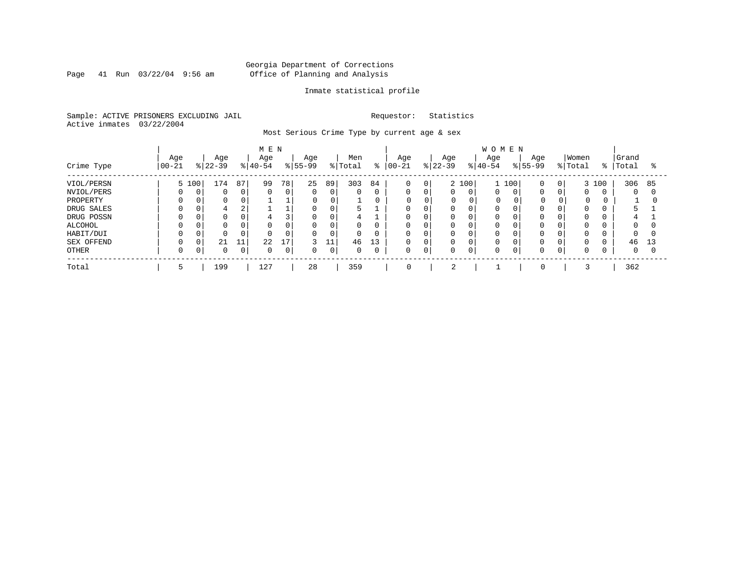Georgia Department of Corrections
Office of Planning and Analysis

Page 41 Run 03/22/04 9:56 am

Inmate statistical profile

Sample: ACTIVE PRISONERS EXCLUDING JAIL

Requestor: Statistics

Active inmates 03/22/2004

Most Serious Crime Type by current age & sex

| | MEN | | | | | | | | | | WOMEN | | | | | | | | | | | |
|---|---|---|---|---|---|---|---|---|---|---|---|---|---|---|---|---|---|---|---|---|---|---|
| Crime Type | Age 00-21 | % | Age 22-39 | % | Age 40-54 | % | Age 55-99 | % | Men Total | % | Age 00-21 | % | Age 22-39 | % | Age 40-54 | % | Age 55-99 | % | Women Total | % | Grand Total | % |
| VIOL/PERSN | 5 | 100 | 174 | 87 | 99 | 78 | 25 | 89 | 303 | 84 | 0 | 0 | 2 | 100 | 1 | 100 | 0 | 0 | 3 | 100 | 306 | 85 |
| NVIOL/PERS | 0 | 0 | 0 | 0 | 0 | 0 | 0 | 0 | 0 | 0 | 0 | 0 | 0 | 0 | 0 | 0 | 0 | 0 | 0 | 0 | 0 | 0 |
| PROPERTY | 0 | 0 | 0 | 0 | 1 | 1 | 0 | 0 | 1 | 0 | 0 | 0 | 0 | 0 | 0 | 0 | 0 | 0 | 0 | 0 | 1 | 0 |
| DRUG SALES | 0 | 0 | 4 | 2 | 1 | 1 | 0 | 0 | 5 | 1 | 0 | 0 | 0 | 0 | 0 | 0 | 0 | 0 | 0 | 0 | 5 | 1 |
| DRUG POSSN | 0 | 0 | 0 | 0 | 4 | 3 | 0 | 0 | 4 | 1 | 0 | 0 | 0 | 0 | 0 | 0 | 0 | 0 | 0 | 0 | 4 | 1 |
| ALCOHOL | 0 | 0 | 0 | 0 | 0 | 0 | 0 | 0 | 0 | 0 | 0 | 0 | 0 | 0 | 0 | 0 | 0 | 0 | 0 | 0 | 0 | 0 |
| HABIT/DUI | 0 | 0 | 0 | 0 | 0 | 0 | 0 | 0 | 0 | 0 | 0 | 0 | 0 | 0 | 0 | 0 | 0 | 0 | 0 | 0 | 0 | 0 |
| SEX OFFEND | 0 | 0 | 21 | 11 | 22 | 17 | 3 | 11 | 46 | 13 | 0 | 0 | 0 | 0 | 0 | 0 | 0 | 0 | 0 | 0 | 46 | 13 |
| OTHER | 0 | 0 | 0 | 0 | 0 | 0 | 0 | 0 | 0 | 0 | 0 | 0 | 0 | 0 | 0 | 0 | 0 | 0 | 0 | 0 | 0 | 0 |
| Total | 5 | | 199 | | 127 | | 28 | | 359 | | 0 | | 2 | | 1 | | 0 | | 3 | | 362 | |